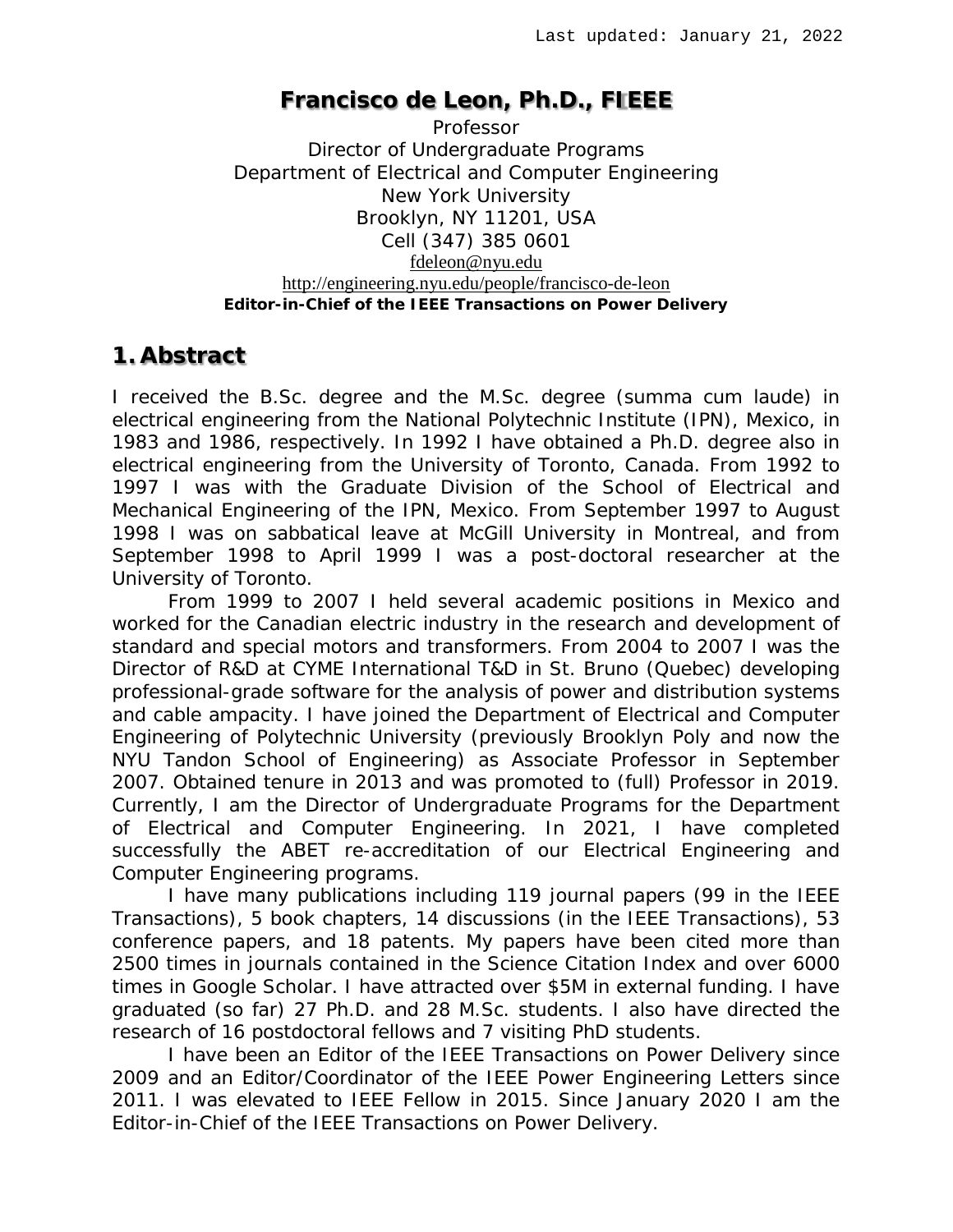Last updated: January 21, 2022

# Francisco de Leon, Ph.D., FIEEE

Professor
Director of Undergraduate Programs
Department of Electrical and Computer Engineering
New York University
Brooklyn, NY 11201, USA
Cell (347) 385 0601
fdeleon@nyu.edu
http://engineering.nyu.edu/people/francisco-de-leon
**Editor-in-Chief of the IEEE Transactions on Power Delivery**

## 1. Abstract

I received the B.Sc. degree and the M.Sc. degree (summa cum laude) in electrical engineering from the National Polytechnic Institute (IPN), Mexico, in 1983 and 1986, respectively. In 1992 I have obtained a Ph.D. degree also in electrical engineering from the University of Toronto, Canada. From 1992 to 1997 I was with the Graduate Division of the School of Electrical and Mechanical Engineering of the IPN, Mexico. From September 1997 to August 1998 I was on sabbatical leave at McGill University in Montreal, and from September 1998 to April 1999 I was a post-doctoral researcher at the University of Toronto.

From 1999 to 2007 I held several academic positions in Mexico and worked for the Canadian electric industry in the research and development of standard and special motors and transformers. From 2004 to 2007 I was the Director of R&D at CYME International T&D in St. Bruno (Quebec) developing professional-grade software for the analysis of power and distribution systems and cable ampacity. I have joined the Department of Electrical and Computer Engineering of Polytechnic University (previously Brooklyn Poly and now the NYU Tandon School of Engineering) as Associate Professor in September 2007. Obtained tenure in 2013 and was promoted to (full) Professor in 2019. Currently, I am the Director of Undergraduate Programs for the Department of Electrical and Computer Engineering. In 2021, I have completed successfully the ABET re-accreditation of our Electrical Engineering and Computer Engineering programs.

I have many publications including 119 journal papers (99 in the IEEE Transactions), 5 book chapters, 14 discussions (in the IEEE Transactions), 53 conference papers, and 18 patents. My papers have been cited more than 2500 times in journals contained in the Science Citation Index and over 6000 times in Google Scholar. I have attracted over $5M in external funding. I have graduated (so far) 27 Ph.D. and 28 M.Sc. students. I also have directed the research of 16 postdoctoral fellows and 7 visiting PhD students.

I have been an Editor of the IEEE Transactions on Power Delivery since 2009 and an Editor/Coordinator of the IEEE Power Engineering Letters since 2011. I was elevated to IEEE Fellow in 2015. Since January 2020 I am the Editor-in-Chief of the IEEE Transactions on Power Delivery.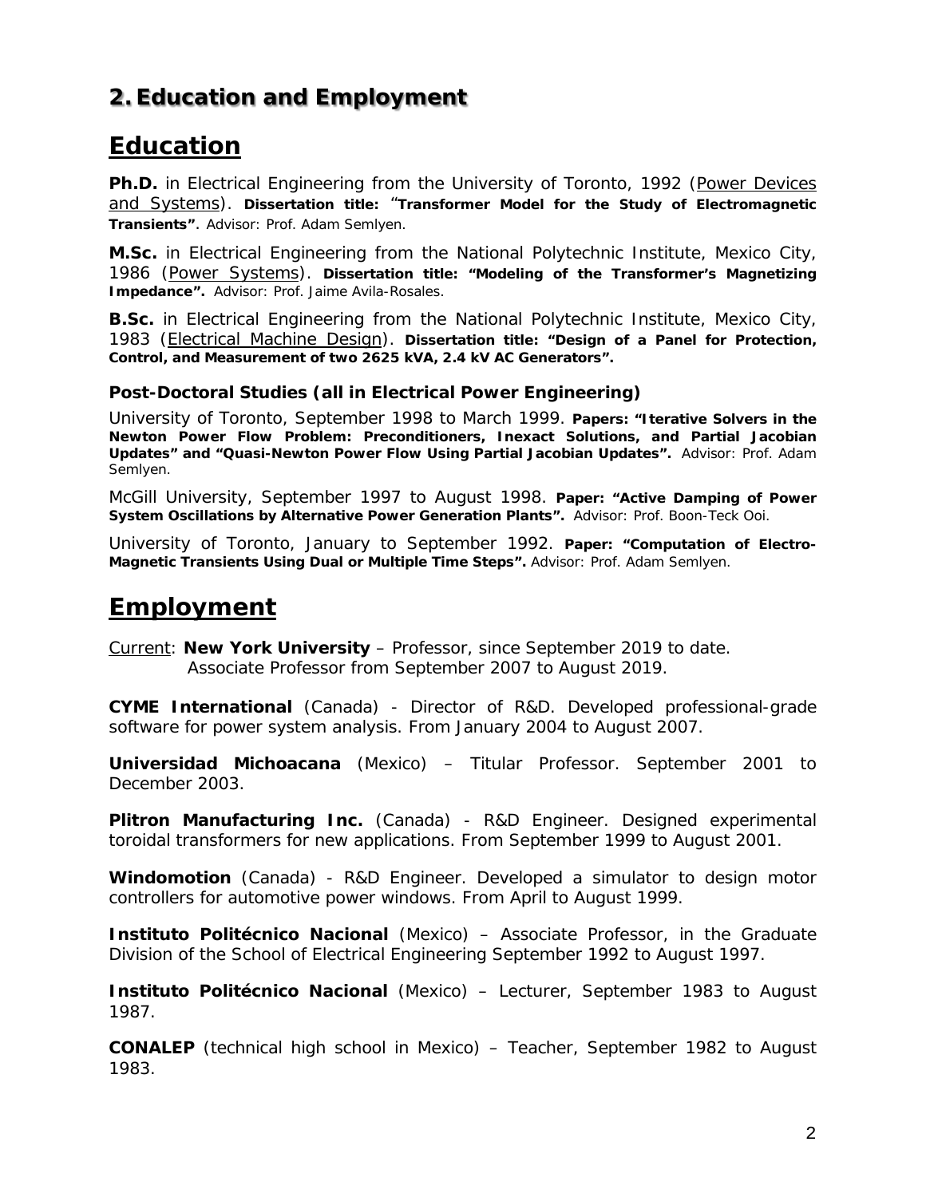## 2. Education and Employment

# Education

**Ph.D.** in Electrical Engineering from the University of Toronto, 1992 (Power Devices and Systems). **Dissertation title: "Transformer Model for the Study of Electromagnetic Transients".** Advisor: Prof. Adam Semlyen.

**M.Sc.** in Electrical Engineering from the National Polytechnic Institute, Mexico City, 1986 (Power Systems). **Dissertation title: "Modeling of the Transformer's Magnetizing Impedance".** Advisor: Prof. Jaime Avila-Rosales.

**B.Sc.** in Electrical Engineering from the National Polytechnic Institute, Mexico City, 1983 (Electrical Machine Design). **Dissertation title: "Design of a Panel for Protection, Control, and Measurement of two 2625 kVA, 2.4 kV AC Generators".**

### Post-Doctoral Studies (all in Electrical Power Engineering)

University of Toronto, September 1998 to March 1999. **Papers: "Iterative Solvers in the Newton Power Flow Problem: Preconditioners, Inexact Solutions, and Partial Jacobian Updates" and "Quasi-Newton Power Flow Using Partial Jacobian Updates".** Advisor: Prof. Adam Semlyen.

McGill University, September 1997 to August 1998. **Paper: "Active Damping of Power System Oscillations by Alternative Power Generation Plants".** Advisor: Prof. Boon-Teck Ooi.

University of Toronto, January to September 1992. **Paper: "Computation of Electro-Magnetic Transients Using Dual or Multiple Time Steps".** Advisor: Prof. Adam Semlyen.

# Employment

Current: **New York University** – Professor, since September 2019 to date.
Associate Professor from September 2007 to August 2019.

**CYME International** (Canada) - Director of R&D. Developed professional-grade software for power system analysis. From January 2004 to August 2007.

**Universidad Michoacana** (Mexico) – Titular Professor. September 2001 to December 2003.

**Plitron Manufacturing Inc.** (Canada) - R&D Engineer. Designed experimental toroidal transformers for new applications. From September 1999 to August 2001.

**Windomotion** (Canada) - R&D Engineer. Developed a simulator to design motor controllers for automotive power windows. From April to August 1999.

**Instituto Politécnico Nacional** (Mexico) – Associate Professor, in the Graduate Division of the School of Electrical Engineering September 1992 to August 1997.

**Instituto Politécnico Nacional** (Mexico) – Lecturer, September 1983 to August 1987.

**CONALEP** (technical high school in Mexico) – Teacher, September 1982 to August 1983.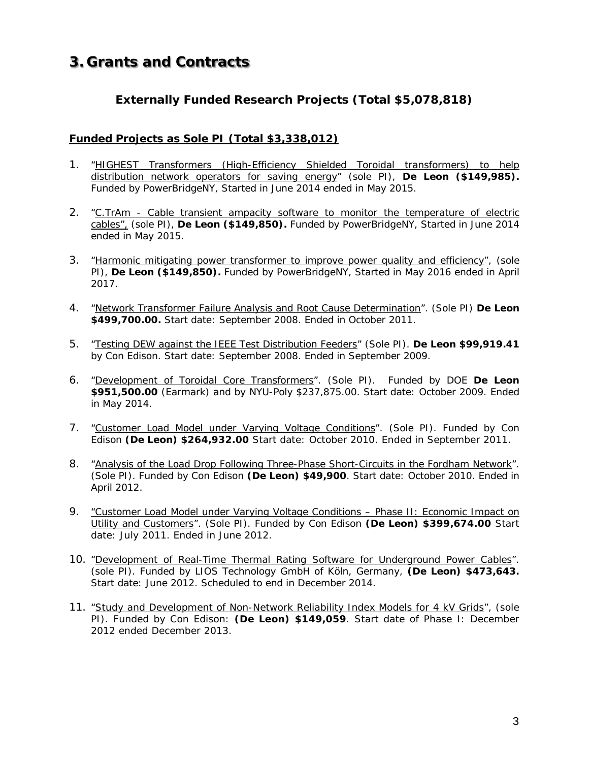# 3. Grants and Contracts

## Externally Funded Research Projects (Total $5,078,818)

### Funded Projects as Sole PI (Total $3,338,012)

1. "HIGHEST Transformers (High-Efficiency Shielded Toroidal transformers) to help distribution network operators for saving energy" (sole PI), **De Leon ($149,985).** Funded by PowerBridgeNY, Started in June 2014 ended in May 2015.

2. "C.TrAm - Cable transient ampacity software to monitor the temperature of electric cables", (sole PI), **De Leon ($149,850).** Funded by PowerBridgeNY, Started in June 2014 ended in May 2015.

3. "Harmonic mitigating power transformer to improve power quality and efficiency", (sole PI), **De Leon ($149,850).** Funded by PowerBridgeNY, Started in May 2016 ended in April 2017.

4. "Network Transformer Failure Analysis and Root Cause Determination". (Sole PI) **De Leon $499,700.00.** Start date: September 2008. Ended in October 2011.

5. "Testing DEW against the IEEE Test Distribution Feeders" (Sole PI). **De Leon $99,919.41** by Con Edison. Start date: September 2008. Ended in September 2009.

6. "Development of Toroidal Core Transformers". (Sole PI). Funded by DOE **De Leon $951,500.00** (Earmark) and by NYU-Poly $237,875.00. Start date: October 2009. Ended in May 2014.

7. "Customer Load Model under Varying Voltage Conditions". (Sole PI). Funded by Con Edison **(De Leon) $264,932.00** Start date: October 2010. Ended in September 2011.

8. "Analysis of the Load Drop Following Three-Phase Short-Circuits in the Fordham Network". (Sole PI). Funded by Con Edison **(De Leon) $49,900**. Start date: October 2010. Ended in April 2012.

9. "Customer Load Model under Varying Voltage Conditions – Phase II: Economic Impact on Utility and Customers". (Sole PI). Funded by Con Edison **(De Leon) $399,674.00** Start date: July 2011. Ended in June 2012.

10. "Development of Real-Time Thermal Rating Software for Underground Power Cables". (sole PI). Funded by LIOS Technology GmbH of Köln, Germany, **(De Leon) $473,643.** Start date: June 2012. Scheduled to end in December 2014.

11. "Study and Development of Non-Network Reliability Index Models for 4 kV Grids", (sole PI). Funded by Con Edison: **(De Leon) $149,059**. Start date of Phase I: December 2012 ended December 2013.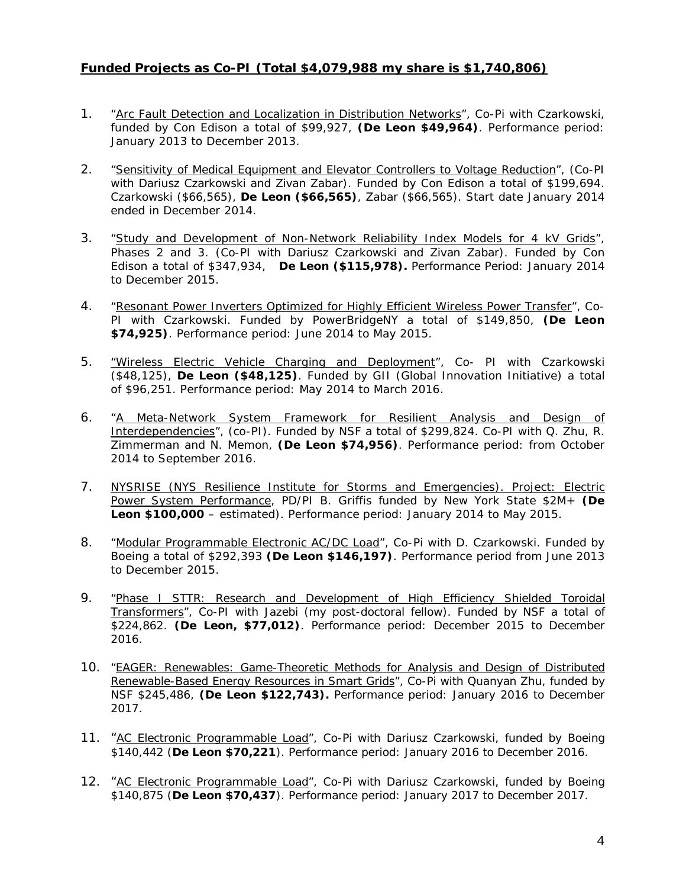## Funded Projects as Co-PI (Total $4,079,988 my share is $1,740,806)

1. "Arc Fault Detection and Localization in Distribution Networks", Co-Pi with Czarkowski, funded by Con Edison a total of $99,927, **(De Leon $49,964)**. Performance period: January 2013 to December 2013.

2. "Sensitivity of Medical Equipment and Elevator Controllers to Voltage Reduction", (Co-PI with Dariusz Czarkowski and Zivan Zabar). Funded by Con Edison a total of $199,694. Czarkowski ($66,565), **De Leon ($66,565)**, Zabar ($66,565). Start date January 2014 ended in December 2014.

3. "Study and Development of Non-Network Reliability Index Models for 4 kV Grids", Phases 2 and 3. (Co-PI with Dariusz Czarkowski and Zivan Zabar). Funded by Con Edison a total of $347,934, **De Leon ($115,978).** Performance Period: January 2014 to December 2015.

4. "Resonant Power Inverters Optimized for Highly Efficient Wireless Power Transfer", Co-PI with Czarkowski. Funded by PowerBridgeNY a total of $149,850, **(De Leon $74,925)**. Performance period: June 2014 to May 2015.

5. "Wireless Electric Vehicle Charging and Deployment", Co- PI with Czarkowski ($48,125), **De Leon ($48,125)**. Funded by GII (Global Innovation Initiative) a total of $96,251. Performance period: May 2014 to March 2016.

6. "A Meta-Network System Framework for Resilient Analysis and Design of Interdependencies", (co-PI). Funded by NSF a total of $299,824. Co-PI with Q. Zhu, R. Zimmerman and N. Memon, **(De Leon $74,956)**. Performance period: from October 2014 to September 2016.

7. NYSRISE (NYS Resilience Institute for Storms and Emergencies). Project: Electric Power System Performance, PD/PI B. Griffis funded by New York State $2M+ **(De Leon $100,000** – estimated). Performance period: January 2014 to May 2015.

8. "Modular Programmable Electronic AC/DC Load", Co-Pi with D. Czarkowski. Funded by Boeing a total of $292,393 **(De Leon $146,197)**. Performance period from June 2013 to December 2015.

9. "Phase I STTR: Research and Development of High Efficiency Shielded Toroidal Transformers", Co-PI with Jazebi (my post-doctoral fellow). Funded by NSF a total of $224,862. **(De Leon, $77,012)**. Performance period: December 2015 to December 2016.

10. "EAGER: Renewables: Game-Theoretic Methods for Analysis and Design of Distributed Renewable-Based Energy Resources in Smart Grids", Co-Pi with Quanyan Zhu, funded by NSF $245,486, **(De Leon $122,743).** Performance period: January 2016 to December 2017.

11. "AC Electronic Programmable Load", Co-Pi with Dariusz Czarkowski, funded by Boeing $140,442 (**De Leon $70,221**). Performance period: January 2016 to December 2016.

12. "AC Electronic Programmable Load", Co-Pi with Dariusz Czarkowski, funded by Boeing $140,875 (**De Leon $70,437**). Performance period: January 2017 to December 2017.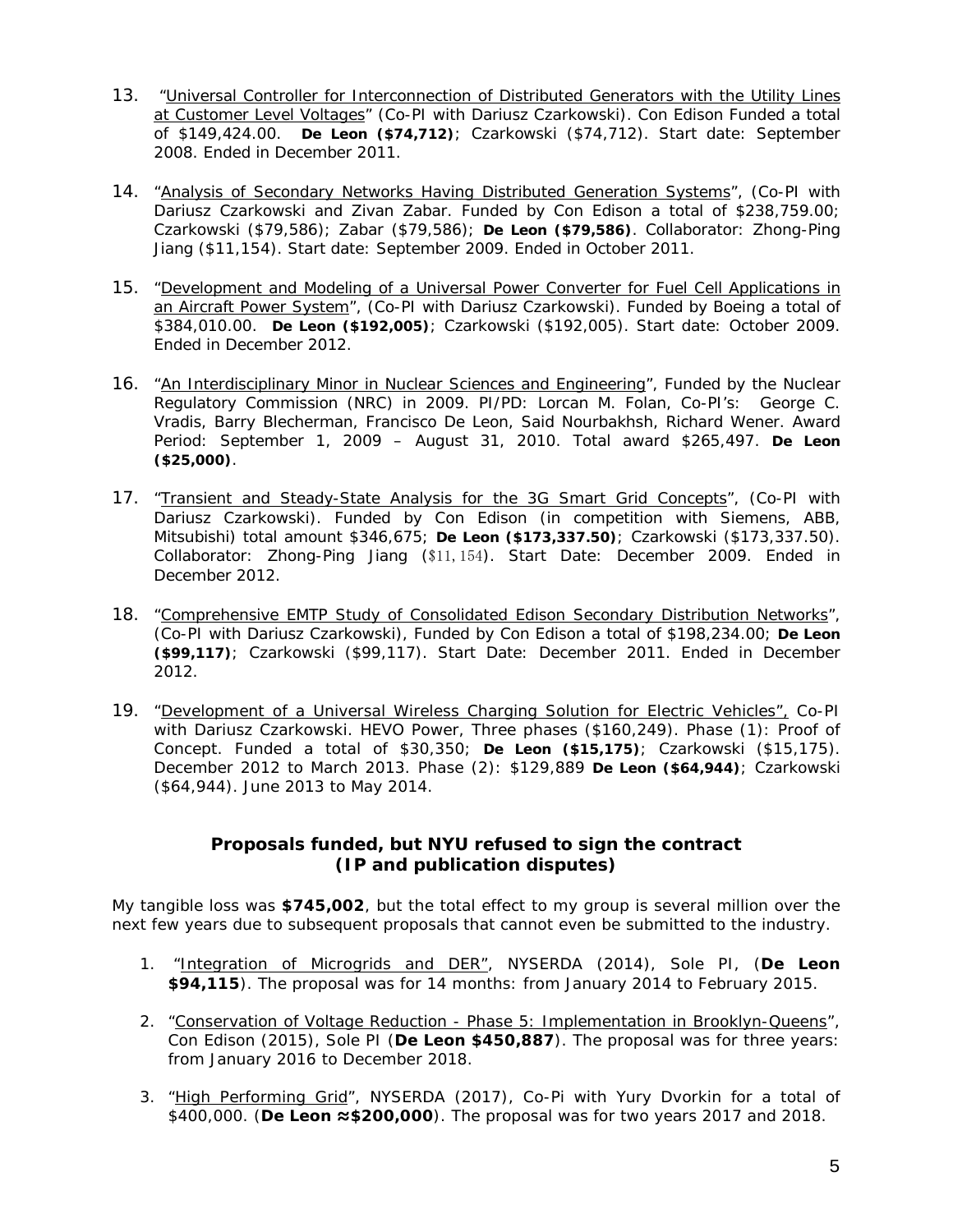13. "Universal Controller for Interconnection of Distributed Generators with the Utility Lines at Customer Level Voltages" (Co-PI with Dariusz Czarkowski). Con Edison Funded a total of $149,424.00. **De Leon ($74,712)**; Czarkowski ($74,712). Start date: September 2008. Ended in December 2011.

14. "Analysis of Secondary Networks Having Distributed Generation Systems", (Co-PI with Dariusz Czarkowski and Zivan Zabar. Funded by Con Edison a total of $238,759.00; Czarkowski ($79,586); Zabar ($79,586); **De Leon ($79,586)**. Collaborator: Zhong-Ping Jiang ($11,154). Start date: September 2009. Ended in October 2011.

15. "Development and Modeling of a Universal Power Converter for Fuel Cell Applications in an Aircraft Power System", (Co-PI with Dariusz Czarkowski). Funded by Boeing a total of $384,010.00. **De Leon ($192,005)**; Czarkowski ($192,005). Start date: October 2009. Ended in December 2012.

16. "An Interdisciplinary Minor in Nuclear Sciences and Engineering", Funded by the Nuclear Regulatory Commission (NRC) in 2009. PI/PD: Lorcan M. Folan, Co-PI's: George C. Vradis, Barry Blecherman, Francisco De Leon, Said Nourbakhsh, Richard Wener. Award Period: September 1, 2009 – August 31, 2010. Total award $265,497. **De Leon ($25,000)**.

17. "Transient and Steady-State Analysis for the 3G Smart Grid Concepts", (Co-PI with Dariusz Czarkowski). Funded by Con Edison (in competition with Siemens, ABB, Mitsubishi) total amount $346,675; **De Leon ($173,337.50)**; Czarkowski ($173,337.50). Collaborator: Zhong-Ping Jiang ($11,154). Start Date: December 2009. Ended in December 2012.

18. "Comprehensive EMTP Study of Consolidated Edison Secondary Distribution Networks", (Co-PI with Dariusz Czarkowski), Funded by Con Edison a total of $198,234.00; **De Leon ($99,117)**; Czarkowski ($99,117). Start Date: December 2011. Ended in December 2012.

19. "Development of a Universal Wireless Charging Solution for Electric Vehicles", Co-PI with Dariusz Czarkowski. HEVO Power, Three phases ($160,249). Phase (1): Proof of Concept. Funded a total of $30,350; **De Leon ($15,175)**; Czarkowski ($15,175). December 2012 to March 2013. Phase (2): $129,889 **De Leon ($64,944)**; Czarkowski ($64,944). June 2013 to May 2014.

### Proposals funded, but NYU refused to sign the contract (IP and publication disputes)

My tangible loss was **$745,002**, but the total effect to my group is several million over the next few years due to subsequent proposals that cannot even be submitted to the industry.

1. "Integration of Microgrids and DER", NYSERDA (2014), Sole PI, (**De Leon $94,115**). The proposal was for 14 months: from January 2014 to February 2015.

2. "Conservation of Voltage Reduction - Phase 5: Implementation in Brooklyn-Queens", Con Edison (2015), Sole PI (**De Leon $450,887**). The proposal was for three years: from January 2016 to December 2018.

3. "High Performing Grid", NYSERDA (2017), Co-Pi with Yury Dvorkin for a total of $400,000. (**De Leon ≈$200,000**). The proposal was for two years 2017 and 2018.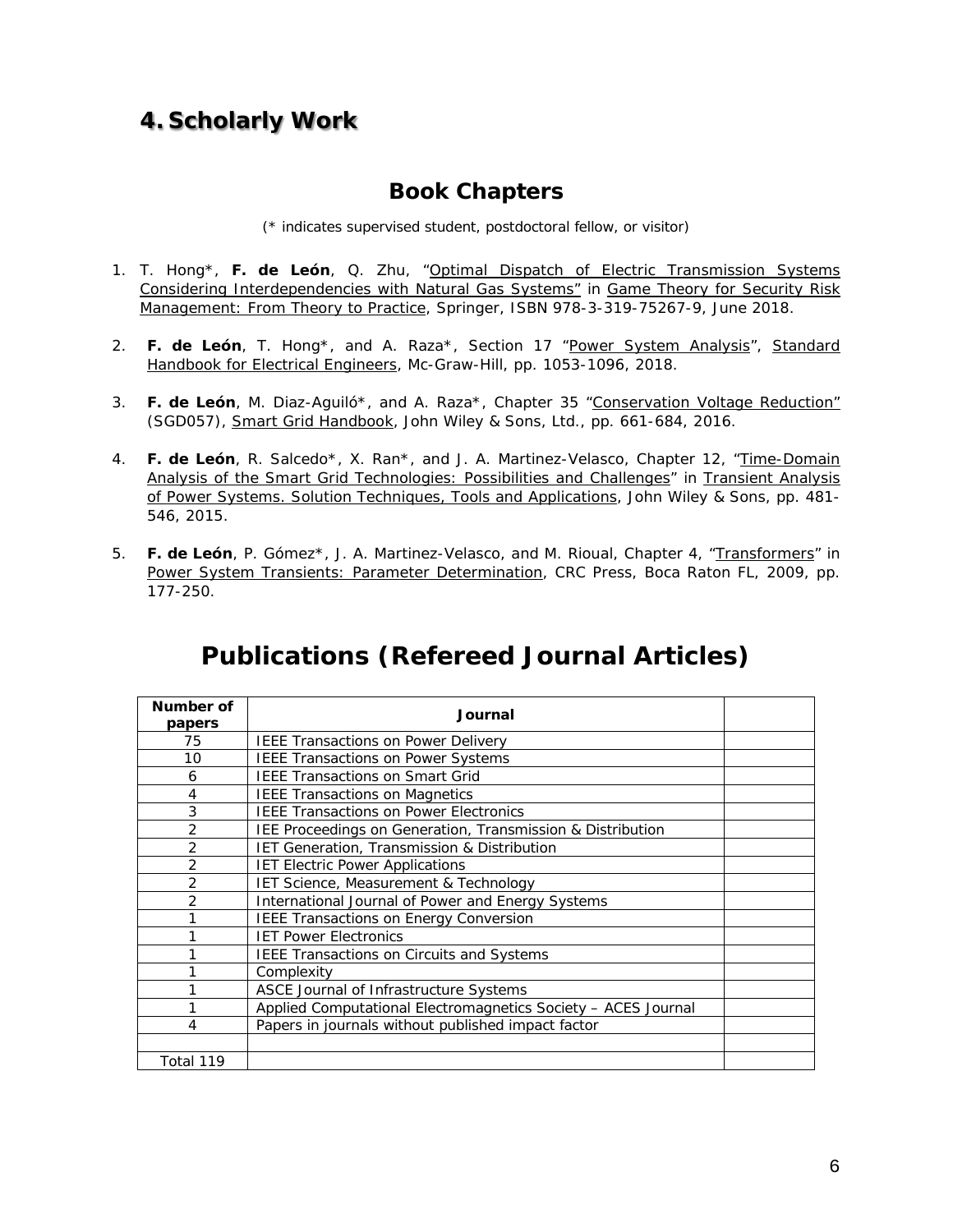# 4. Scholarly Work

## Book Chapters

(* indicates supervised student, postdoctoral fellow, or visitor)

1. T. Hong*, **F. de León**, Q. Zhu, "Optimal Dispatch of Electric Transmission Systems Considering Interdependencies with Natural Gas Systems" in Game Theory for Security Risk Management: From Theory to Practice, Springer, ISBN 978-3-319-75267-9, June 2018.

2. **F. de León**, T. Hong*, and A. Raza*, Section 17 "Power System Analysis", Standard Handbook for Electrical Engineers, Mc-Graw-Hill, pp. 1053-1096, 2018.

3. **F. de León**, M. Diaz-Aguiló*, and A. Raza*, Chapter 35 "Conservation Voltage Reduction" (SGD057), Smart Grid Handbook, John Wiley & Sons, Ltd., pp. 661-684, 2016.

4. **F. de León**, R. Salcedo*, X. Ran*, and J. A. Martinez-Velasco, Chapter 12, "Time-Domain Analysis of the Smart Grid Technologies: Possibilities and Challenges" in Transient Analysis of Power Systems. Solution Techniques, Tools and Applications, John Wiley & Sons, pp. 481-546, 2015.

5. **F. de León**, P. Gómez*, J. A. Martinez-Velasco, and M. Rioual, Chapter 4, "Transformers" in Power System Transients: Parameter Determination, CRC Press, Boca Raton FL, 2009, pp. 177-250.

# Publications (Refereed Journal Articles)

| Number of papers | Journal | |
|---|---|---|
| 75 | IEEE Transactions on Power Delivery | |
| 10 | IEEE Transactions on Power Systems | |
| 6 | IEEE Transactions on Smart Grid | |
| 4 | IEEE Transactions on Magnetics | |
| 3 | IEEE Transactions on Power Electronics | |
| 2 | IEE Proceedings on Generation, Transmission & Distribution | |
| 2 | IET Generation, Transmission & Distribution | |
| 2 | IET Electric Power Applications | |
| 2 | IET Science, Measurement & Technology | |
| 2 | International Journal of Power and Energy Systems | |
| 1 | IEEE Transactions on Energy Conversion | |
| 1 | IET Power Electronics | |
| 1 | IEEE Transactions on Circuits and Systems | |
| 1 | Complexity | |
| 1 | ASCE Journal of Infrastructure Systems | |
| 1 | Applied Computational Electromagnetics Society – ACES Journal | |
| 4 | Papers in journals without published impact factor | |
| | | |
| Total 119 | | |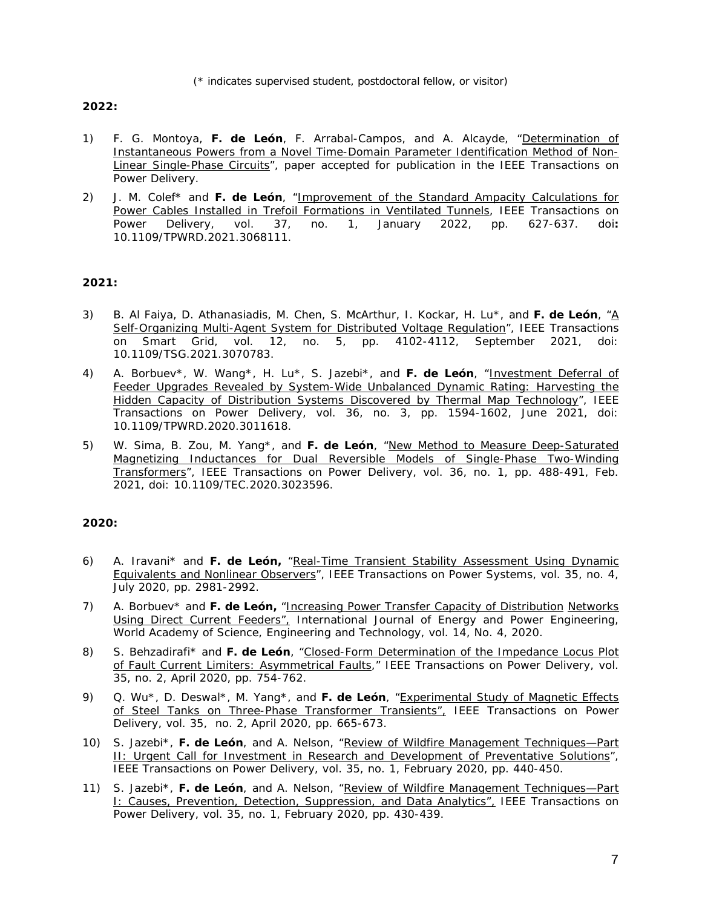(* indicates supervised student, postdoctoral fellow, or visitor)

**2022:**

1) F. G. Montoya, **F. de León**, F. Arrabal-Campos, and A. Alcayde, "Determination of Instantaneous Powers from a Novel Time-Domain Parameter Identification Method of Non-Linear Single-Phase Circuits", paper accepted for publication in the IEEE Transactions on Power Delivery.

2) J. M. Colef* and **F. de León**, "Improvement of the Standard Ampacity Calculations for Power Cables Installed in Trefoil Formations in Ventilated Tunnels, IEEE Transactions on Power Delivery, vol. 37, no. 1, January 2022, pp. 627-637. doi**:** 10.1109/TPWRD.2021.3068111.

**2021:**

3) B. Al Faiya, D. Athanasiadis, M. Chen, S. McArthur, I. Kockar, H. Lu*, and **F. de León**, "A Self-Organizing Multi-Agent System for Distributed Voltage Regulation", IEEE Transactions on Smart Grid, vol. 12, no. 5, pp. 4102-4112, September 2021, doi: 10.1109/TSG.2021.3070783.

4) A. Borbuev*, W. Wang*, H. Lu*, S. Jazebi*, and **F. de León**, "Investment Deferral of Feeder Upgrades Revealed by System-Wide Unbalanced Dynamic Rating: Harvesting the Hidden Capacity of Distribution Systems Discovered by Thermal Map Technology", IEEE Transactions on Power Delivery, vol. 36, no. 3, pp. 1594-1602, June 2021, doi: 10.1109/TPWRD.2020.3011618.

5) W. Sima, B. Zou, M. Yang*, and **F. de León**, "New Method to Measure Deep-Saturated Magnetizing Inductances for Dual Reversible Models of Single-Phase Two-Winding Transformers", IEEE Transactions on Power Delivery, vol. 36, no. 1, pp. 488-491, Feb. 2021, doi: 10.1109/TEC.2020.3023596.

**2020:**

6) A. Iravani* and **F. de León,** "Real-Time Transient Stability Assessment Using Dynamic Equivalents and Nonlinear Observers", IEEE Transactions on Power Systems, vol. 35, no. 4, July 2020, pp. 2981-2992.

7) A. Borbuev* and **F. de León,** "Increasing Power Transfer Capacity of Distribution Networks Using Direct Current Feeders", International Journal of Energy and Power Engineering, World Academy of Science, Engineering and Technology, vol. 14, No. 4, 2020.

8) S. Behzadirafi* and **F. de León**, "Closed-Form Determination of the Impedance Locus Plot of Fault Current Limiters: Asymmetrical Faults," IEEE Transactions on Power Delivery, vol. 35, no. 2, April 2020, pp. 754-762.

9) Q. Wu*, D. Deswal*, M. Yang*, and **F. de León**, "Experimental Study of Magnetic Effects of Steel Tanks on Three-Phase Transformer Transients", IEEE Transactions on Power Delivery, vol. 35, no. 2, April 2020, pp. 665-673.

10) S. Jazebi*, **F. de León**, and A. Nelson, "Review of Wildfire Management Techniques—Part II: Urgent Call for Investment in Research and Development of Preventative Solutions", IEEE Transactions on Power Delivery, vol. 35, no. 1, February 2020, pp. 440-450.

11) S. Jazebi*, **F. de León**, and A. Nelson, "Review of Wildfire Management Techniques—Part I: Causes, Prevention, Detection, Suppression, and Data Analytics", IEEE Transactions on Power Delivery, vol. 35, no. 1, February 2020, pp. 430-439.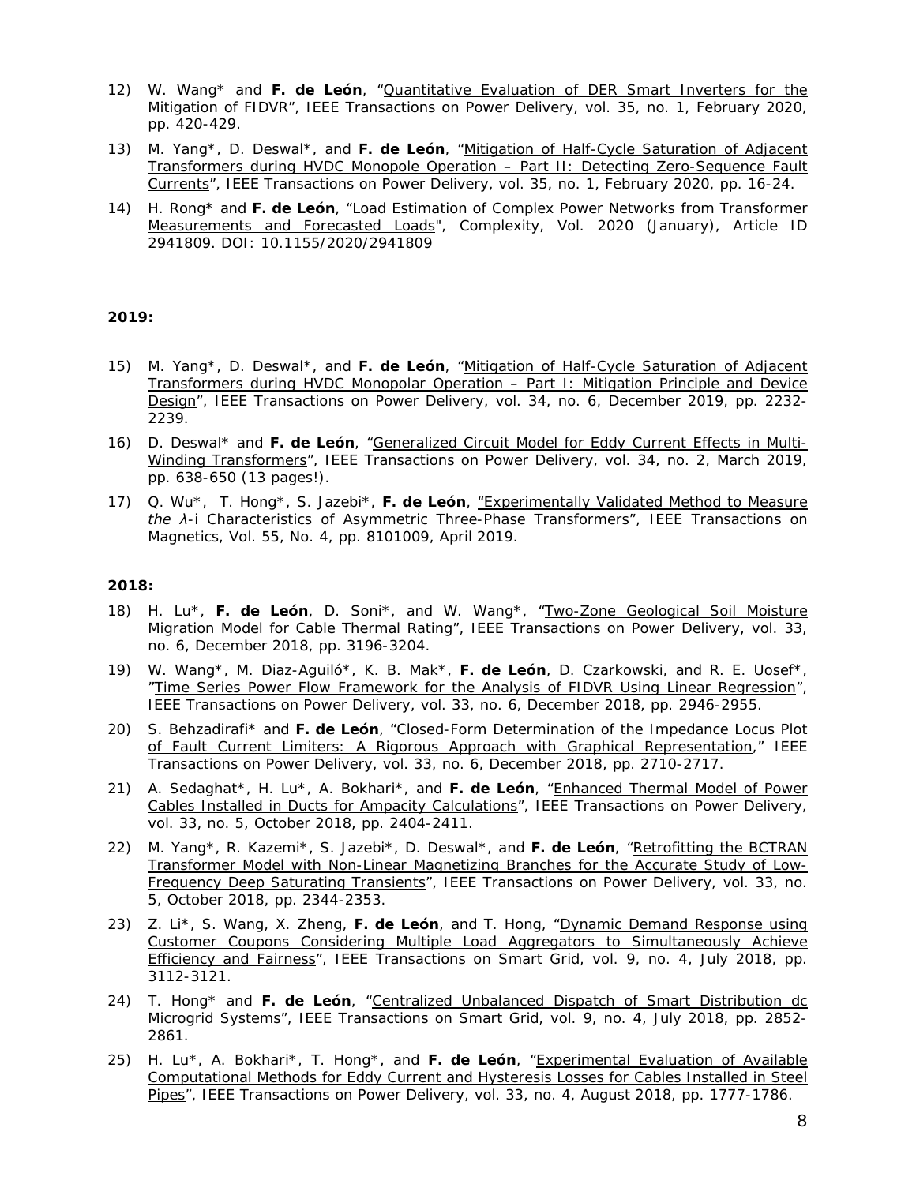12) W. Wang* and **F. de León**, "Quantitative Evaluation of DER Smart Inverters for the Mitigation of FIDVR", IEEE Transactions on Power Delivery, vol. 35, no. 1, February 2020, pp. 420-429.

13) M. Yang*, D. Deswal*, and **F. de León**, "Mitigation of Half-Cycle Saturation of Adjacent Transformers during HVDC Monopole Operation – Part II: Detecting Zero-Sequence Fault Currents", IEEE Transactions on Power Delivery, vol. 35, no. 1, February 2020, pp. 16-24.

14) H. Rong* and **F. de León**, "Load Estimation of Complex Power Networks from Transformer Measurements and Forecasted Loads", Complexity, Vol. 2020 (January), Article ID 2941809. DOI: 10.1155/2020/2941809

**2019:**

15) M. Yang*, D. Deswal*, and **F. de León**, "Mitigation of Half-Cycle Saturation of Adjacent Transformers during HVDC Monopolar Operation – Part I: Mitigation Principle and Device Design", IEEE Transactions on Power Delivery, vol. 34, no. 6, December 2019, pp. 2232-2239.

16) D. Deswal* and **F. de León**, "Generalized Circuit Model for Eddy Current Effects in Multi-Winding Transformers", IEEE Transactions on Power Delivery, vol. 34, no. 2, March 2019, pp. 638-650 (13 pages!).

17) Q. Wu*, T. Hong*, S. Jazebi*, **F. de León**, "Experimentally Validated Method to Measure *the λ-i* Characteristics of Asymmetric Three-Phase Transformers", IEEE Transactions on Magnetics, Vol. 55, No. 4, pp. 8101009, April 2019.

**2018:**

18) H. Lu*, **F. de León**, D. Soni*, and W. Wang*, "Two-Zone Geological Soil Moisture Migration Model for Cable Thermal Rating", IEEE Transactions on Power Delivery, vol. 33, no. 6, December 2018, pp. 3196-3204.

19) W. Wang*, M. Diaz-Aguiló*, K. B. Mak*, **F. de León**, D. Czarkowski, and R. E. Uosef*, "Time Series Power Flow Framework for the Analysis of FIDVR Using Linear Regression", IEEE Transactions on Power Delivery, vol. 33, no. 6, December 2018, pp. 2946-2955.

20) S. Behzadirafi* and **F. de León**, "Closed-Form Determination of the Impedance Locus Plot of Fault Current Limiters: A Rigorous Approach with Graphical Representation," IEEE Transactions on Power Delivery, vol. 33, no. 6, December 2018, pp. 2710-2717.

21) A. Sedaghat*, H. Lu*, A. Bokhari*, and **F. de León**, "Enhanced Thermal Model of Power Cables Installed in Ducts for Ampacity Calculations", IEEE Transactions on Power Delivery, vol. 33, no. 5, October 2018, pp. 2404-2411.

22) M. Yang*, R. Kazemi*, S. Jazebi*, D. Deswal*, and **F. de León**, "Retrofitting the BCTRAN Transformer Model with Non-Linear Magnetizing Branches for the Accurate Study of Low-Frequency Deep Saturating Transients", IEEE Transactions on Power Delivery, vol. 33, no. 5, October 2018, pp. 2344-2353.

23) Z. Li*, S. Wang, X. Zheng, **F. de León**, and T. Hong, "Dynamic Demand Response using Customer Coupons Considering Multiple Load Aggregators to Simultaneously Achieve Efficiency and Fairness", IEEE Transactions on Smart Grid, vol. 9, no. 4, July 2018, pp. 3112-3121.

24) T. Hong* and **F. de León**, "Centralized Unbalanced Dispatch of Smart Distribution dc Microgrid Systems", IEEE Transactions on Smart Grid, vol. 9, no. 4, July 2018, pp. 2852-2861.

25) H. Lu*, A. Bokhari*, T. Hong*, and **F. de León**, "Experimental Evaluation of Available Computational Methods for Eddy Current and Hysteresis Losses for Cables Installed in Steel Pipes", IEEE Transactions on Power Delivery, vol. 33, no. 4, August 2018, pp. 1777-1786.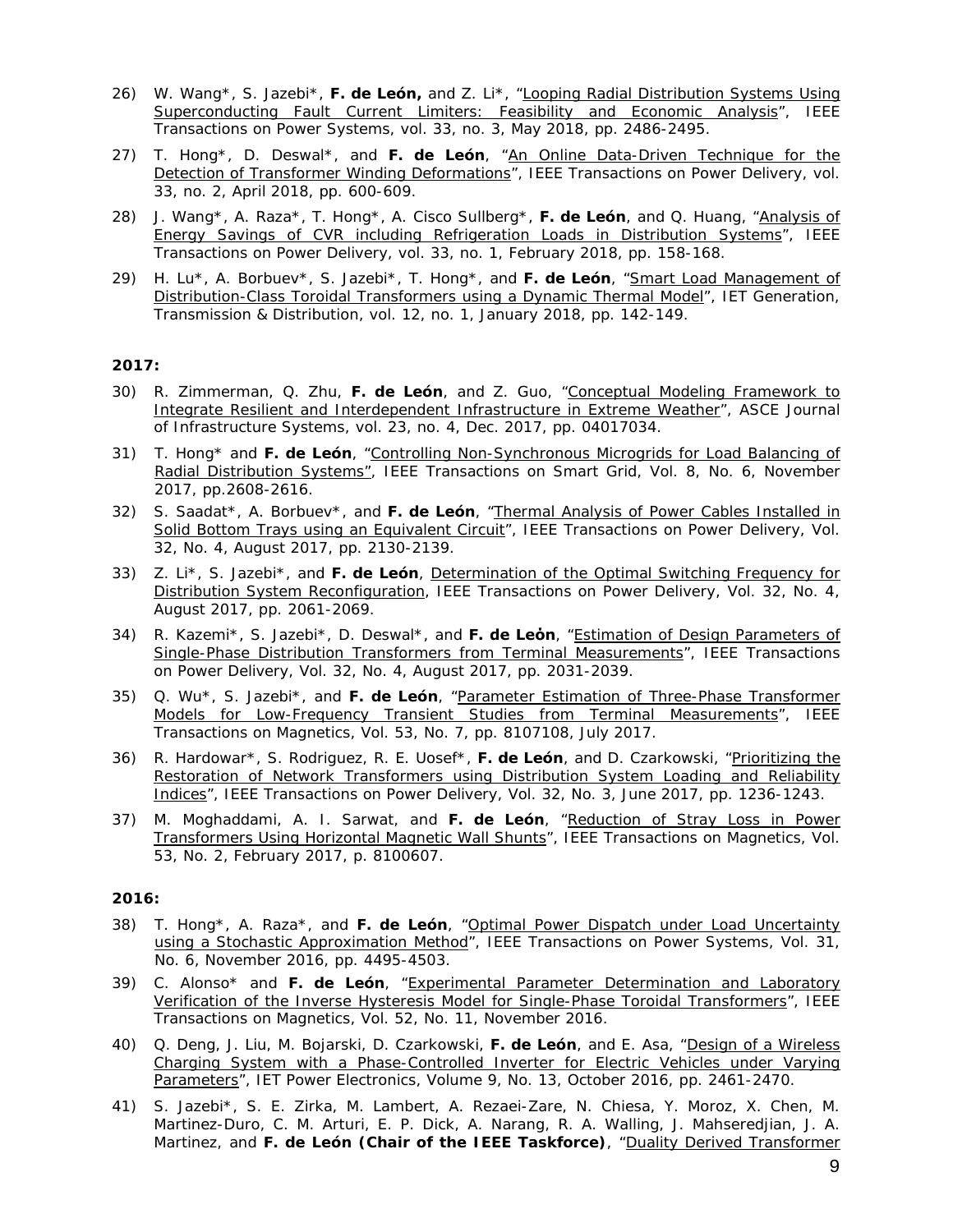26) W. Wang*, S. Jazebi*, **F. de León,** and Z. Li*, "Looping Radial Distribution Systems Using Superconducting Fault Current Limiters: Feasibility and Economic Analysis", IEEE Transactions on Power Systems, vol. 33, no. 3, May 2018, pp. 2486-2495.

27) T. Hong*, D. Deswal*, and **F. de León**, "An Online Data-Driven Technique for the Detection of Transformer Winding Deformations", IEEE Transactions on Power Delivery, vol. 33, no. 2, April 2018, pp. 600-609.

28) J. Wang*, A. Raza*, T. Hong*, A. Cisco Sullberg*, **F. de León**, and Q. Huang, "Analysis of Energy Savings of CVR including Refrigeration Loads in Distribution Systems", IEEE Transactions on Power Delivery, vol. 33, no. 1, February 2018, pp. 158-168.

29) H. Lu*, A. Borbuev*, S. Jazebi*, T. Hong*, and **F. de León**, "Smart Load Management of Distribution-Class Toroidal Transformers using a Dynamic Thermal Model", IET Generation, Transmission & Distribution, vol. 12, no. 1, January 2018, pp. 142-149.

**2017:**

30) R. Zimmerman, Q. Zhu, **F. de León**, and Z. Guo, "Conceptual Modeling Framework to Integrate Resilient and Interdependent Infrastructure in Extreme Weather", ASCE Journal of Infrastructure Systems, vol. 23, no. 4, Dec. 2017, pp. 04017034.

31) T. Hong* and **F. de León**, "Controlling Non-Synchronous Microgrids for Load Balancing of Radial Distribution Systems", IEEE Transactions on Smart Grid, Vol. 8, No. 6, November 2017, pp.2608-2616.

32) S. Saadat*, A. Borbuev*, and **F. de León**, "Thermal Analysis of Power Cables Installed in Solid Bottom Trays using an Equivalent Circuit", IEEE Transactions on Power Delivery, Vol. 32, No. 4, August 2017, pp. 2130-2139.

33) Z. Li*, S. Jazebi*, and **F. de León**, Determination of the Optimal Switching Frequency for Distribution System Reconfiguration, IEEE Transactions on Power Delivery, Vol. 32, No. 4, August 2017, pp. 2061-2069.

34) R. Kazemi*, S. Jazebi*, D. Deswal*, and **F. de Leȯn**, "Estimation of Design Parameters of Single-Phase Distribution Transformers from Terminal Measurements", IEEE Transactions on Power Delivery, Vol. 32, No. 4, August 2017, pp. 2031-2039.

35) Q. Wu*, S. Jazebi*, and **F. de León**, "Parameter Estimation of Three-Phase Transformer Models for Low-Frequency Transient Studies from Terminal Measurements", IEEE Transactions on Magnetics, Vol. 53, No. 7, pp. 8107108, July 2017.

36) R. Hardowar*, S. Rodriguez, R. E. Uosef*, **F. de León**, and D. Czarkowski, "Prioritizing the Restoration of Network Transformers using Distribution System Loading and Reliability Indices", IEEE Transactions on Power Delivery, Vol. 32, No. 3, June 2017, pp. 1236-1243.

37) M. Moghaddami, A. I. Sarwat, and **F. de León**, "Reduction of Stray Loss in Power Transformers Using Horizontal Magnetic Wall Shunts", IEEE Transactions on Magnetics, Vol. 53, No. 2, February 2017, p. 8100607.

**2016:**

38) T. Hong*, A. Raza*, and **F. de León**, "Optimal Power Dispatch under Load Uncertainty using a Stochastic Approximation Method", IEEE Transactions on Power Systems, Vol. 31, No. 6, November 2016, pp. 4495-4503.

39) C. Alonso* and **F. de León**, "Experimental Parameter Determination and Laboratory Verification of the Inverse Hysteresis Model for Single-Phase Toroidal Transformers", IEEE Transactions on Magnetics, Vol. 52, No. 11, November 2016.

40) Q. Deng, J. Liu, M. Bojarski, D. Czarkowski, **F. de León**, and E. Asa, "Design of a Wireless Charging System with a Phase-Controlled Inverter for Electric Vehicles under Varying Parameters", IET Power Electronics, Volume 9, No. 13, October 2016, pp. 2461-2470.

41) S. Jazebi*, S. E. Zirka, M. Lambert, A. Rezaei-Zare, N. Chiesa, Y. Moroz, X. Chen, M. Martinez-Duro, C. M. Arturi, E. P. Dick, A. Narang, R. A. Walling, J. Mahseredjian, J. A. Martinez, and **F. de León (Chair of the IEEE Taskforce)**, "Duality Derived Transformer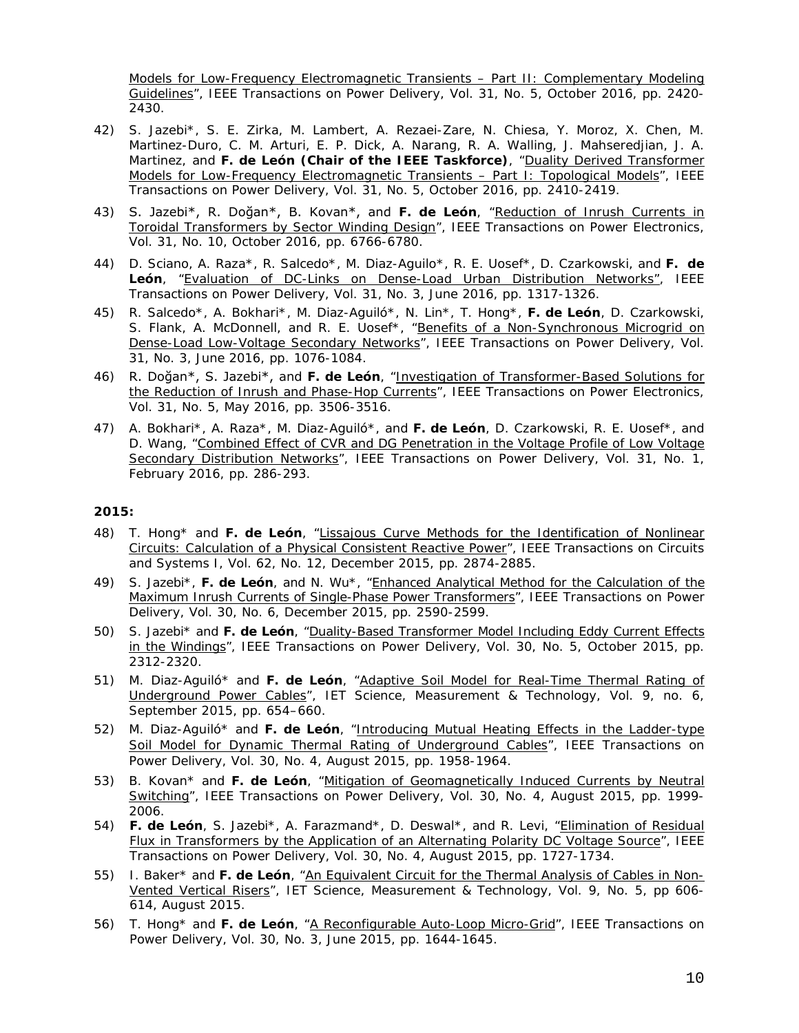Models for Low-Frequency Electromagnetic Transients – Part II: Complementary Modeling Guidelines", IEEE Transactions on Power Delivery, Vol. 31, No. 5, October 2016, pp. 2420-2430.

42) S. Jazebi*, S. E. Zirka, M. Lambert, A. Rezaei-Zare, N. Chiesa, Y. Moroz, X. Chen, M. Martinez-Duro, C. M. Arturi, E. P. Dick, A. Narang, R. A. Walling, J. Mahseredjian, J. A. Martinez, and **F. de León (Chair of the IEEE Taskforce)**, "Duality Derived Transformer Models for Low-Frequency Electromagnetic Transients – Part I: Topological Models", IEEE Transactions on Power Delivery, Vol. 31, No. 5, October 2016, pp. 2410-2419.

43) S. Jazebi*, R. Doğan*, B. Kovan*, and **F. de León**, "Reduction of Inrush Currents in Toroidal Transformers by Sector Winding Design", IEEE Transactions on Power Electronics, Vol. 31, No. 10, October 2016, pp. 6766-6780.

44) D. Sciano, A. Raza*, R. Salcedo*, M. Diaz-Aguilo*, R. E. Uosef*, D. Czarkowski, and **F. de León**, "Evaluation of DC-Links on Dense-Load Urban Distribution Networks", IEEE Transactions on Power Delivery, Vol. 31, No. 3, June 2016, pp. 1317-1326.

45) R. Salcedo*, A. Bokhari*, M. Diaz-Aguiló*, N. Lin*, T. Hong*, **F. de León**, D. Czarkowski, S. Flank, A. McDonnell, and R. E. Uosef*, "Benefits of a Non-Synchronous Microgrid on Dense-Load Low-Voltage Secondary Networks", IEEE Transactions on Power Delivery, Vol. 31, No. 3, June 2016, pp. 1076-1084.

46) R. Doğan*, S. Jazebi*, and **F. de León**, "Investigation of Transformer-Based Solutions for the Reduction of Inrush and Phase-Hop Currents", IEEE Transactions on Power Electronics, Vol. 31, No. 5, May 2016, pp. 3506-3516.

47) A. Bokhari*, A. Raza*, M. Diaz-Aguiló*, and **F. de León**, D. Czarkowski, R. E. Uosef*, and D. Wang, "Combined Effect of CVR and DG Penetration in the Voltage Profile of Low Voltage Secondary Distribution Networks", IEEE Transactions on Power Delivery, Vol. 31, No. 1, February 2016, pp. 286-293.

**2015:**

48) T. Hong* and **F. de León**, "Lissajous Curve Methods for the Identification of Nonlinear Circuits: Calculation of a Physical Consistent Reactive Power", IEEE Transactions on Circuits and Systems I, Vol. 62, No. 12, December 2015, pp. 2874-2885.

49) S. Jazebi*, **F. de León**, and N. Wu*, "Enhanced Analytical Method for the Calculation of the Maximum Inrush Currents of Single-Phase Power Transformers", IEEE Transactions on Power Delivery, Vol. 30, No. 6, December 2015, pp. 2590-2599.

50) S. Jazebi* and **F. de León**, "Duality-Based Transformer Model Including Eddy Current Effects in the Windings", IEEE Transactions on Power Delivery, Vol. 30, No. 5, October 2015, pp. 2312-2320.

51) M. Diaz-Aguiló* and **F. de León**, "Adaptive Soil Model for Real-Time Thermal Rating of Underground Power Cables", IET Science, Measurement & Technology, Vol. 9, no. 6, September 2015, pp. 654–660.

52) M. Diaz-Aguiló* and **F. de León**, "Introducing Mutual Heating Effects in the Ladder-type Soil Model for Dynamic Thermal Rating of Underground Cables", IEEE Transactions on Power Delivery, Vol. 30, No. 4, August 2015, pp. 1958-1964.

53) B. Kovan* and **F. de León**, "Mitigation of Geomagnetically Induced Currents by Neutral Switching", IEEE Transactions on Power Delivery, Vol. 30, No. 4, August 2015, pp. 1999-2006.

54) **F. de León**, S. Jazebi*, A. Farazmand*, D. Deswal*, and R. Levi, "Elimination of Residual Flux in Transformers by the Application of an Alternating Polarity DC Voltage Source", IEEE Transactions on Power Delivery, Vol. 30, No. 4, August 2015, pp. 1727-1734.

55) I. Baker* and **F. de León**, "An Equivalent Circuit for the Thermal Analysis of Cables in Non-Vented Vertical Risers", IET Science, Measurement & Technology, Vol. 9, No. 5, pp 606-614, August 2015.

56) T. Hong* and **F. de León**, "A Reconfigurable Auto-Loop Micro-Grid", IEEE Transactions on Power Delivery, Vol. 30, No. 3, June 2015, pp. 1644-1645.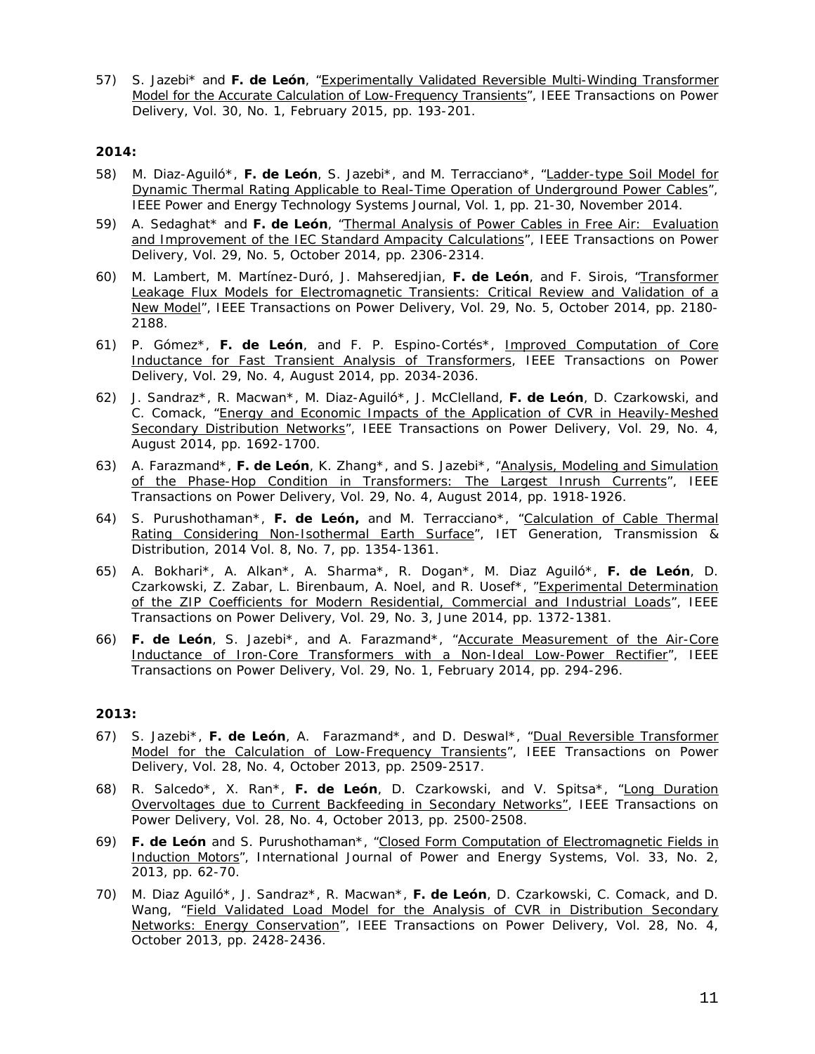57) S. Jazebi* and **F. de León**, "Experimentally Validated Reversible Multi-Winding Transformer Model for the Accurate Calculation of Low-Frequency Transients", IEEE Transactions on Power Delivery, Vol. 30, No. 1, February 2015, pp. 193-201.

**2014:**

58) M. Diaz-Aguiló*, **F. de León**, S. Jazebi*, and M. Terracciano*, "Ladder-type Soil Model for Dynamic Thermal Rating Applicable to Real-Time Operation of Underground Power Cables", IEEE Power and Energy Technology Systems Journal, Vol. 1, pp. 21-30, November 2014.

59) A. Sedaghat* and **F. de León**, "Thermal Analysis of Power Cables in Free Air: Evaluation and Improvement of the IEC Standard Ampacity Calculations", IEEE Transactions on Power Delivery, Vol. 29, No. 5, October 2014, pp. 2306-2314.

60) M. Lambert, M. Martínez-Duró, J. Mahseredjian, **F. de León**, and F. Sirois, "Transformer Leakage Flux Models for Electromagnetic Transients: Critical Review and Validation of a New Model", IEEE Transactions on Power Delivery, Vol. 29, No. 5, October 2014, pp. 2180-2188.

61) P. Gómez*, **F. de León**, and F. P. Espino-Cortés*, Improved Computation of Core Inductance for Fast Transient Analysis of Transformers, IEEE Transactions on Power Delivery, Vol. 29, No. 4, August 2014, pp. 2034-2036.

62) J. Sandraz*, R. Macwan*, M. Diaz-Aguiló*, J. McClelland, **F. de León**, D. Czarkowski, and C. Comack, "Energy and Economic Impacts of the Application of CVR in Heavily-Meshed Secondary Distribution Networks", IEEE Transactions on Power Delivery, Vol. 29, No. 4, August 2014, pp. 1692-1700.

63) A. Farazmand*, **F. de León**, K. Zhang*, and S. Jazebi*, "Analysis, Modeling and Simulation of the Phase-Hop Condition in Transformers: The Largest Inrush Currents", IEEE Transactions on Power Delivery, Vol. 29, No. 4, August 2014, pp. 1918-1926.

64) S. Purushothaman*, **F. de León,** and M. Terracciano*, "Calculation of Cable Thermal Rating Considering Non-Isothermal Earth Surface", IET Generation, Transmission & Distribution, 2014 Vol. 8, No. 7, pp. 1354-1361.

65) A. Bokhari*, A. Alkan*, A. Sharma*, R. Dogan*, M. Diaz Aguiló*, **F. de León**, D. Czarkowski, Z. Zabar, L. Birenbaum, A. Noel, and R. Uosef*, "Experimental Determination of the ZIP Coefficients for Modern Residential, Commercial and Industrial Loads", IEEE Transactions on Power Delivery, Vol. 29, No. 3, June 2014, pp. 1372-1381.

66) **F. de León**, S. Jazebi*, and A. Farazmand*, "Accurate Measurement of the Air-Core Inductance of Iron-Core Transformers with a Non-Ideal Low-Power Rectifier", IEEE Transactions on Power Delivery, Vol. 29, No. 1, February 2014, pp. 294-296.

**2013:**

67) S. Jazebi*, **F. de León**, A. Farazmand*, and D. Deswal*, "Dual Reversible Transformer Model for the Calculation of Low-Frequency Transients", IEEE Transactions on Power Delivery, Vol. 28, No. 4, October 2013, pp. 2509-2517.

68) R. Salcedo*, X. Ran*, **F. de León**, D. Czarkowski, and V. Spitsa*, "Long Duration Overvoltages due to Current Backfeeding in Secondary Networks", IEEE Transactions on Power Delivery, Vol. 28, No. 4, October 2013, pp. 2500-2508.

69) **F. de León** and S. Purushothaman*, "Closed Form Computation of Electromagnetic Fields in Induction Motors", International Journal of Power and Energy Systems, Vol. 33, No. 2, 2013, pp. 62-70.

70) M. Diaz Aguiló*, J. Sandraz*, R. Macwan*, **F. de León**, D. Czarkowski, C. Comack, and D. Wang, "Field Validated Load Model for the Analysis of CVR in Distribution Secondary Networks: Energy Conservation", IEEE Transactions on Power Delivery, Vol. 28, No. 4, October 2013, pp. 2428-2436.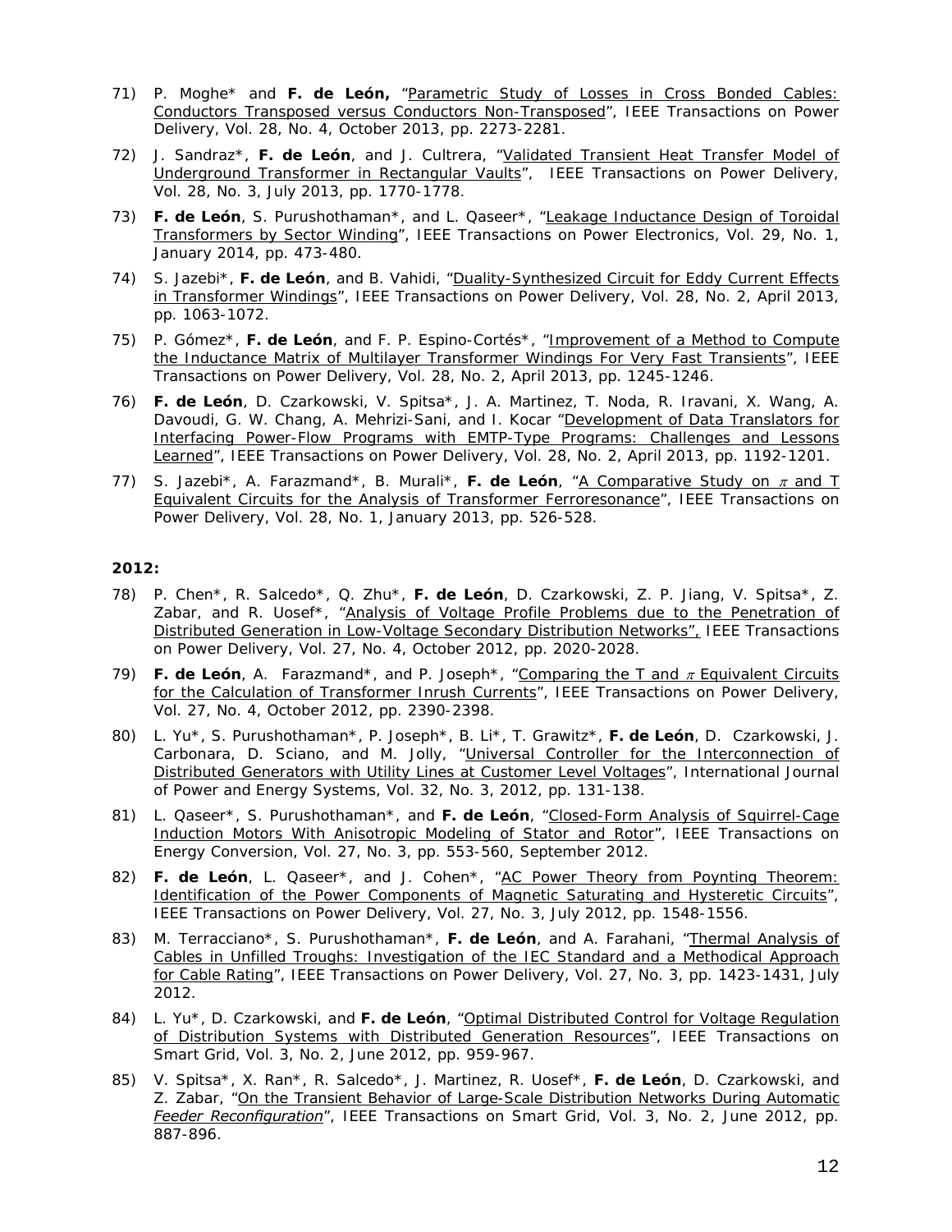71) P. Moghe* and **F. de León,** "Parametric Study of Losses in Cross Bonded Cables: Conductors Transposed versus Conductors Non-Transposed", IEEE Transactions on Power Delivery, Vol. 28, No. 4, October 2013, pp. 2273-2281.

72) J. Sandraz*, **F. de León**, and J. Cultrera, "Validated Transient Heat Transfer Model of Underground Transformer in Rectangular Vaults", IEEE Transactions on Power Delivery, Vol. 28, No. 3, July 2013, pp. 1770-1778.

73) **F. de León**, S. Purushothaman*, and L. Qaseer*, "Leakage Inductance Design of Toroidal Transformers by Sector Winding", IEEE Transactions on Power Electronics, Vol. 29, No. 1, January 2014, pp. 473-480.

74) S. Jazebi*, **F. de León**, and B. Vahidi, "Duality-Synthesized Circuit for Eddy Current Effects in Transformer Windings", IEEE Transactions on Power Delivery, Vol. 28, No. 2, April 2013, pp. 1063-1072.

75) P. Gómez*, **F. de León**, and F. P. Espino-Cortés*, "Improvement of a Method to Compute the Inductance Matrix of Multilayer Transformer Windings For Very Fast Transients", IEEE Transactions on Power Delivery, Vol. 28, No. 2, April 2013, pp. 1245-1246.

76) **F. de León**, D. Czarkowski, V. Spitsa*, J. A. Martinez, T. Noda, R. Iravani, X. Wang, A. Davoudi, G. W. Chang, A. Mehrizi-Sani, and I. Kocar "Development of Data Translators for Interfacing Power-Flow Programs with EMTP-Type Programs: Challenges and Lessons Learned", IEEE Transactions on Power Delivery, Vol. 28, No. 2, April 2013, pp. 1192-1201.

77) S. Jazebi*, A. Farazmand*, B. Murali*, **F. de León**, "A Comparative Study on $\pi$ and T Equivalent Circuits for the Analysis of Transformer Ferroresonance", IEEE Transactions on Power Delivery, Vol. 28, No. 1, January 2013, pp. 526-528.

**2012:**

78) P. Chen*, R. Salcedo*, Q. Zhu*, **F. de León**, D. Czarkowski, Z. P. Jiang, V. Spitsa*, Z. Zabar, and R. Uosef*, "Analysis of Voltage Profile Problems due to the Penetration of Distributed Generation in Low-Voltage Secondary Distribution Networks", IEEE Transactions on Power Delivery, Vol. 27, No. 4, October 2012, pp. 2020-2028.

79) **F. de León**, A. Farazmand*, and P. Joseph*, "Comparing the T and $\pi$ Equivalent Circuits for the Calculation of Transformer Inrush Currents", IEEE Transactions on Power Delivery, Vol. 27, No. 4, October 2012, pp. 2390-2398.

80) L. Yu*, S. Purushothaman*, P. Joseph*, B. Li*, T. Grawitz*, **F. de León**, D. Czarkowski, J. Carbonara, D. Sciano, and M. Jolly, "Universal Controller for the Interconnection of Distributed Generators with Utility Lines at Customer Level Voltages", International Journal of Power and Energy Systems, Vol. 32, No. 3, 2012, pp. 131-138.

81) L. Qaseer*, S. Purushothaman*, and **F. de León**, "Closed-Form Analysis of Squirrel-Cage Induction Motors With Anisotropic Modeling of Stator and Rotor", IEEE Transactions on Energy Conversion, Vol. 27, No. 3, pp. 553-560, September 2012.

82) **F. de León**, L. Qaseer*, and J. Cohen*, "AC Power Theory from Poynting Theorem: Identification of the Power Components of Magnetic Saturating and Hysteretic Circuits", IEEE Transactions on Power Delivery, Vol. 27, No. 3, July 2012, pp. 1548-1556.

83) M. Terracciano*, S. Purushothaman*, **F. de León**, and A. Farahani, "Thermal Analysis of Cables in Unfilled Troughs: Investigation of the IEC Standard and a Methodical Approach for Cable Rating", IEEE Transactions on Power Delivery, Vol. 27, No. 3, pp. 1423-1431, July 2012.

84) L. Yu*, D. Czarkowski, and **F. de León**, "Optimal Distributed Control for Voltage Regulation of Distribution Systems with Distributed Generation Resources", IEEE Transactions on Smart Grid, Vol. 3, No. 2, June 2012, pp. 959-967.

85) V. Spitsa*, X. Ran*, R. Salcedo*, J. Martinez, R. Uosef*, **F. de León**, D. Czarkowski, and Z. Zabar, "On the Transient Behavior of Large-Scale Distribution Networks During Automatic *Feeder Reconfiguration*", IEEE Transactions on Smart Grid, Vol. 3, No. 2, June 2012, pp. 887-896.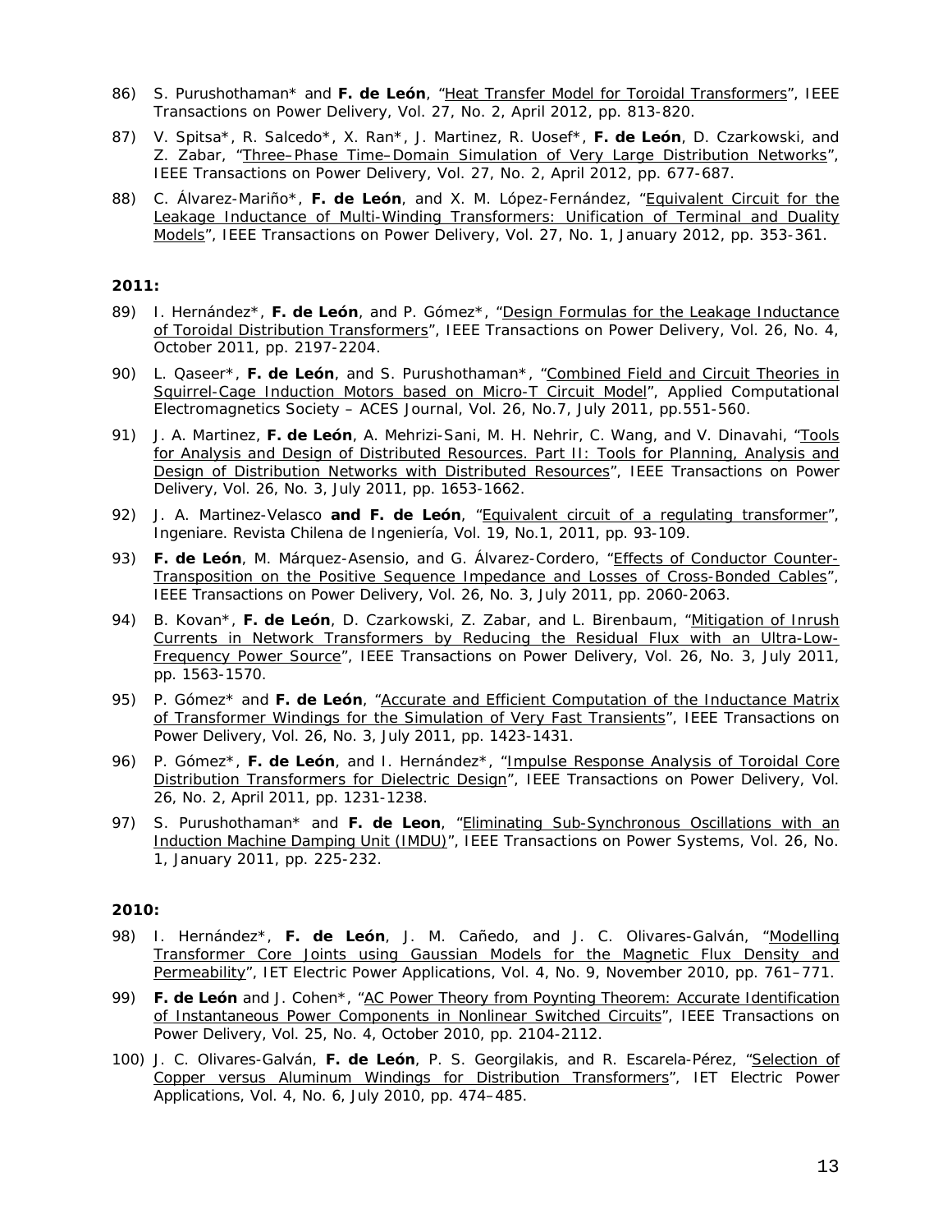86) S. Purushothaman* and **F. de León**, "Heat Transfer Model for Toroidal Transformers", IEEE Transactions on Power Delivery, Vol. 27, No. 2, April 2012, pp. 813-820.

87) V. Spitsa*, R. Salcedo*, X. Ran*, J. Martinez, R. Uosef*, **F. de León**, D. Czarkowski, and Z. Zabar, "Three–Phase Time–Domain Simulation of Very Large Distribution Networks", IEEE Transactions on Power Delivery, Vol. 27, No. 2, April 2012, pp. 677-687.

88) C. Álvarez-Mariño*, **F. de León**, and X. M. López-Fernández, "Equivalent Circuit for the Leakage Inductance of Multi-Winding Transformers: Unification of Terminal and Duality Models", IEEE Transactions on Power Delivery, Vol. 27, No. 1, January 2012, pp. 353-361.

**2011:**

89) I. Hernández*, **F. de León**, and P. Gómez*, "Design Formulas for the Leakage Inductance of Toroidal Distribution Transformers", IEEE Transactions on Power Delivery, Vol. 26, No. 4, October 2011, pp. 2197-2204.

90) L. Qaseer*, **F. de León**, and S. Purushothaman*, "Combined Field and Circuit Theories in Squirrel-Cage Induction Motors based on Micro-T Circuit Model", Applied Computational Electromagnetics Society – ACES Journal, Vol. 26, No.7, July 2011, pp.551-560.

91) J. A. Martinez, **F. de León**, A. Mehrizi-Sani, M. H. Nehrir, C. Wang, and V. Dinavahi, "Tools for Analysis and Design of Distributed Resources. Part II: Tools for Planning, Analysis and Design of Distribution Networks with Distributed Resources", IEEE Transactions on Power Delivery, Vol. 26, No. 3, July 2011, pp. 1653-1662.

92) J. A. Martinez-Velasco **and F. de León**, "Equivalent circuit of a regulating transformer", Ingeniare. Revista Chilena de Ingeniería, Vol. 19, No.1, 2011, pp. 93-109.

93) **F. de León**, M. Márquez-Asensio, and G. Álvarez-Cordero, "Effects of Conductor Counter-Transposition on the Positive Sequence Impedance and Losses of Cross-Bonded Cables", IEEE Transactions on Power Delivery, Vol. 26, No. 3, July 2011, pp. 2060-2063.

94) B. Kovan*, **F. de León**, D. Czarkowski, Z. Zabar, and L. Birenbaum, "Mitigation of Inrush Currents in Network Transformers by Reducing the Residual Flux with an Ultra-Low-Frequency Power Source", IEEE Transactions on Power Delivery, Vol. 26, No. 3, July 2011, pp. 1563-1570.

95) P. Gómez* and **F. de León**, "Accurate and Efficient Computation of the Inductance Matrix of Transformer Windings for the Simulation of Very Fast Transients", IEEE Transactions on Power Delivery, Vol. 26, No. 3, July 2011, pp. 1423-1431.

96) P. Gómez*, **F. de León**, and I. Hernández*, "Impulse Response Analysis of Toroidal Core Distribution Transformers for Dielectric Design", IEEE Transactions on Power Delivery, Vol. 26, No. 2, April 2011, pp. 1231-1238.

97) S. Purushothaman* and **F. de Leon**, "Eliminating Sub-Synchronous Oscillations with an Induction Machine Damping Unit (IMDU)", IEEE Transactions on Power Systems, Vol. 26, No. 1, January 2011, pp. 225-232.

**2010:**

98) I. Hernández*, **F. de León**, J. M. Cañedo, and J. C. Olivares-Galván, "Modelling Transformer Core Joints using Gaussian Models for the Magnetic Flux Density and Permeability", IET Electric Power Applications, Vol. 4, No. 9, November 2010, pp. 761–771.

99) **F. de León** and J. Cohen*, "AC Power Theory from Poynting Theorem: Accurate Identification of Instantaneous Power Components in Nonlinear Switched Circuits", IEEE Transactions on Power Delivery, Vol. 25, No. 4, October 2010, pp. 2104-2112.

100) J. C. Olivares-Galván, **F. de León**, P. S. Georgilakis, and R. Escarela-Pérez, "Selection of Copper versus Aluminum Windings for Distribution Transformers", IET Electric Power Applications, Vol. 4, No. 6, July 2010, pp. 474–485.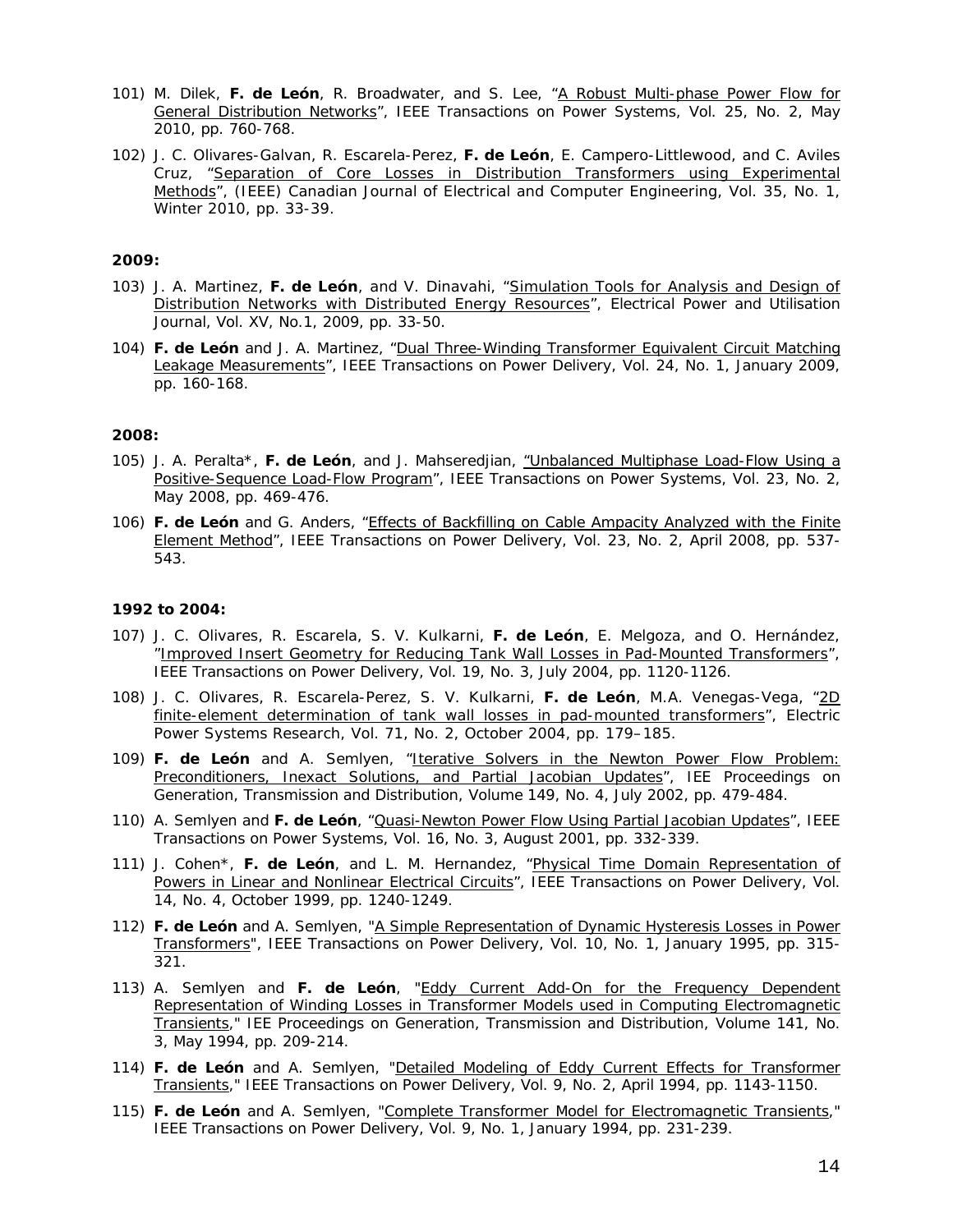101) M. Dilek, **F. de León**, R. Broadwater, and S. Lee, "A Robust Multi-phase Power Flow for General Distribution Networks", IEEE Transactions on Power Systems, Vol. 25, No. 2, May 2010, pp. 760-768.

102) J. C. Olivares-Galvan, R. Escarela-Perez, **F. de León**, E. Campero-Littlewood, and C. Aviles Cruz, "Separation of Core Losses in Distribution Transformers using Experimental Methods", (IEEE) Canadian Journal of Electrical and Computer Engineering, Vol. 35, No. 1, Winter 2010, pp. 33-39.

**2009:**

103) J. A. Martinez, **F. de León**, and V. Dinavahi, "Simulation Tools for Analysis and Design of Distribution Networks with Distributed Energy Resources", Electrical Power and Utilisation Journal, Vol. XV, No.1, 2009, pp. 33-50.

104) **F. de León** and J. A. Martinez, "Dual Three-Winding Transformer Equivalent Circuit Matching Leakage Measurements", IEEE Transactions on Power Delivery, Vol. 24, No. 1, January 2009, pp. 160-168.

**2008:**

105) J. A. Peralta*, **F. de León**, and J. Mahseredjian, "Unbalanced Multiphase Load-Flow Using a Positive-Sequence Load-Flow Program", IEEE Transactions on Power Systems, Vol. 23, No. 2, May 2008, pp. 469-476.

106) **F. de León** and G. Anders, "Effects of Backfilling on Cable Ampacity Analyzed with the Finite Element Method", IEEE Transactions on Power Delivery, Vol. 23, No. 2, April 2008, pp. 537-543.

**1992 to 2004:**

107) J. C. Olivares, R. Escarela, S. V. Kulkarni, **F. de León**, E. Melgoza, and O. Hernández, "Improved Insert Geometry for Reducing Tank Wall Losses in Pad-Mounted Transformers", IEEE Transactions on Power Delivery, Vol. 19, No. 3, July 2004, pp. 1120-1126.

108) J. C. Olivares, R. Escarela-Perez, S. V. Kulkarni, **F. de León**, M.A. Venegas-Vega, "2D finite-element determination of tank wall losses in pad-mounted transformers", Electric Power Systems Research, Vol. 71, No. 2, October 2004, pp. 179–185.

109) **F. de León** and A. Semlyen, "Iterative Solvers in the Newton Power Flow Problem: Preconditioners, Inexact Solutions, and Partial Jacobian Updates", IEE Proceedings on Generation, Transmission and Distribution, Volume 149, No. 4, July 2002, pp. 479-484.

110) A. Semlyen and **F. de León**, "Quasi-Newton Power Flow Using Partial Jacobian Updates", IEEE Transactions on Power Systems, Vol. 16, No. 3, August 2001, pp. 332-339.

111) J. Cohen*, **F. de León**, and L. M. Hernandez, "Physical Time Domain Representation of Powers in Linear and Nonlinear Electrical Circuits", IEEE Transactions on Power Delivery, Vol. 14, No. 4, October 1999, pp. 1240-1249.

112) **F. de León** and A. Semlyen, "A Simple Representation of Dynamic Hysteresis Losses in Power Transformers", IEEE Transactions on Power Delivery, Vol. 10, No. 1, January 1995, pp. 315-321.

113) A. Semlyen and **F. de León**, "Eddy Current Add-On for the Frequency Dependent Representation of Winding Losses in Transformer Models used in Computing Electromagnetic Transients," IEE Proceedings on Generation, Transmission and Distribution, Volume 141, No. 3, May 1994, pp. 209-214.

114) **F. de León** and A. Semlyen, "Detailed Modeling of Eddy Current Effects for Transformer Transients," IEEE Transactions on Power Delivery, Vol. 9, No. 2, April 1994, pp. 1143-1150.

115) **F. de León** and A. Semlyen, "Complete Transformer Model for Electromagnetic Transients," IEEE Transactions on Power Delivery, Vol. 9, No. 1, January 1994, pp. 231-239.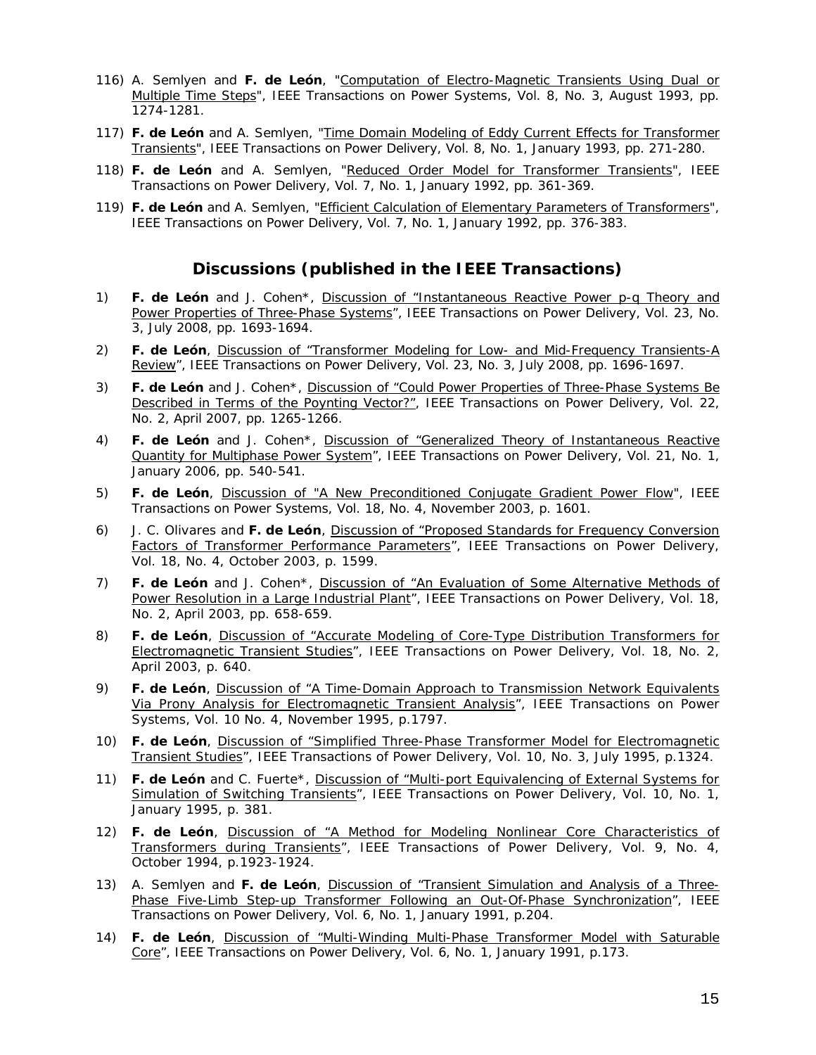116) A. Semlyen and **F. de León**, "Computation of Electro-Magnetic Transients Using Dual or Multiple Time Steps", IEEE Transactions on Power Systems, Vol. 8, No. 3, August 1993, pp. 1274-1281.

117) **F. de León** and A. Semlyen, "Time Domain Modeling of Eddy Current Effects for Transformer Transients", IEEE Transactions on Power Delivery, Vol. 8, No. 1, January 1993, pp. 271-280.

118) **F. de León** and A. Semlyen, "Reduced Order Model for Transformer Transients", IEEE Transactions on Power Delivery, Vol. 7, No. 1, January 1992, pp. 361-369.

119) **F. de León** and A. Semlyen, "Efficient Calculation of Elementary Parameters of Transformers", IEEE Transactions on Power Delivery, Vol. 7, No. 1, January 1992, pp. 376-383.

## Discussions (published in the IEEE Transactions)

1) **F. de León** and J. Cohen*, Discussion of "Instantaneous Reactive Power p-q Theory and Power Properties of Three-Phase Systems", IEEE Transactions on Power Delivery, Vol. 23, No. 3, July 2008, pp. 1693-1694.

2) **F. de León**, Discussion of "Transformer Modeling for Low- and Mid-Frequency Transients-A Review", IEEE Transactions on Power Delivery, Vol. 23, No. 3, July 2008, pp. 1696-1697.

3) **F. de León** and J. Cohen*, Discussion of "Could Power Properties of Three-Phase Systems Be Described in Terms of the Poynting Vector?", IEEE Transactions on Power Delivery, Vol. 22, No. 2, April 2007, pp. 1265-1266.

4) **F. de León** and J. Cohen*, Discussion of "Generalized Theory of Instantaneous Reactive Quantity for Multiphase Power System", IEEE Transactions on Power Delivery, Vol. 21, No. 1, January 2006, pp. 540-541.

5) **F. de León**, Discussion of "A New Preconditioned Conjugate Gradient Power Flow", IEEE Transactions on Power Systems, Vol. 18, No. 4, November 2003, p. 1601.

6) J. C. Olivares and **F. de León**, Discussion of "Proposed Standards for Frequency Conversion Factors of Transformer Performance Parameters", IEEE Transactions on Power Delivery, Vol. 18, No. 4, October 2003, p. 1599.

7) **F. de León** and J. Cohen*, Discussion of "An Evaluation of Some Alternative Methods of Power Resolution in a Large Industrial Plant", IEEE Transactions on Power Delivery, Vol. 18, No. 2, April 2003, pp. 658-659.

8) **F. de León**, Discussion of "Accurate Modeling of Core-Type Distribution Transformers for Electromagnetic Transient Studies", IEEE Transactions on Power Delivery, Vol. 18, No. 2, April 2003, p. 640.

9) **F. de León**, Discussion of "A Time-Domain Approach to Transmission Network Equivalents Via Prony Analysis for Electromagnetic Transient Analysis", IEEE Transactions on Power Systems, Vol. 10 No. 4, November 1995, p.1797.

10) **F. de León**, Discussion of "Simplified Three-Phase Transformer Model for Electromagnetic Transient Studies", IEEE Transactions of Power Delivery, Vol. 10, No. 3, July 1995, p.1324.

11) **F. de León** and C. Fuerte*, Discussion of "Multi-port Equivalencing of External Systems for Simulation of Switching Transients", IEEE Transactions on Power Delivery, Vol. 10, No. 1, January 1995, p. 381.

12) **F. de León**, Discussion of "A Method for Modeling Nonlinear Core Characteristics of Transformers during Transients", IEEE Transactions of Power Delivery, Vol. 9, No. 4, October 1994, p.1923-1924.

13) A. Semlyen and **F. de León**, Discussion of "Transient Simulation and Analysis of a Three-Phase Five-Limb Step-up Transformer Following an Out-Of-Phase Synchronization", IEEE Transactions on Power Delivery, Vol. 6, No. 1, January 1991, p.204.

14) **F. de León**, Discussion of "Multi-Winding Multi-Phase Transformer Model with Saturable Core", IEEE Transactions on Power Delivery, Vol. 6, No. 1, January 1991, p.173.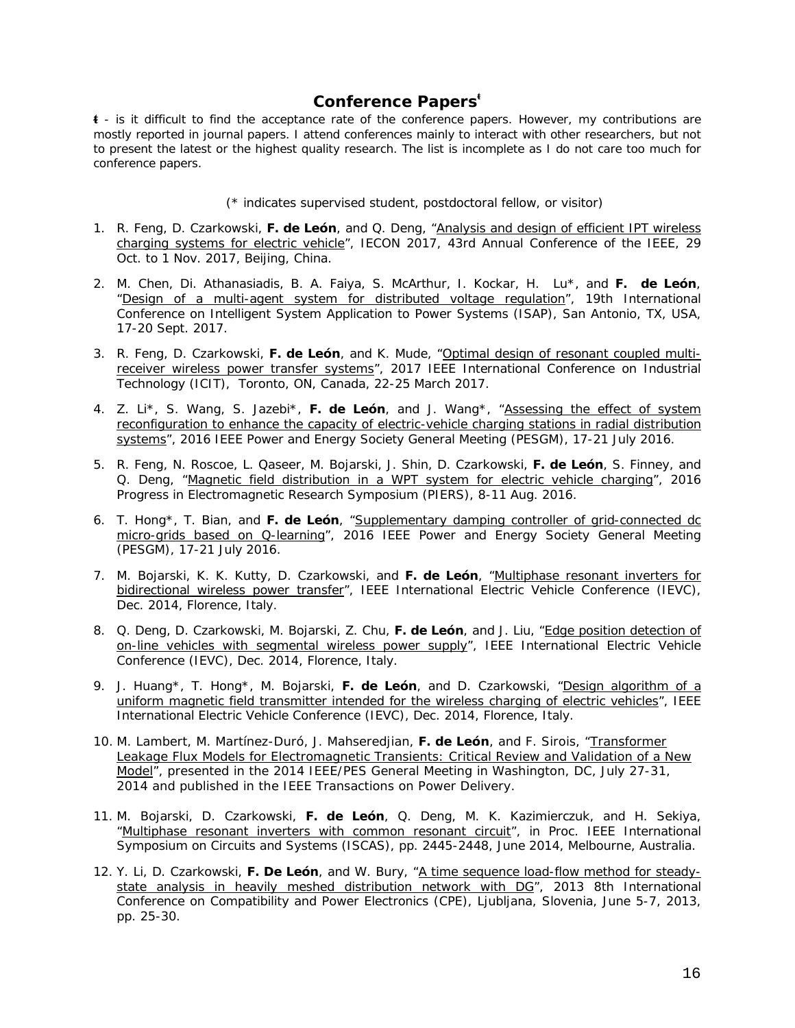## Conference Papers[ŧ]

ŧ - is it difficult to find the acceptance rate of the conference papers. However, my contributions are mostly reported in journal papers. I attend conferences mainly to interact with other researchers, but not to present the latest or the highest quality research. The list is incomplete as I do not care too much for conference papers.

(* indicates supervised student, postdoctoral fellow, or visitor)

1. R. Feng, D. Czarkowski, **F. de León**, and Q. Deng, "Analysis and design of efficient IPT wireless charging systems for electric vehicle", IECON 2017, 43rd Annual Conference of the IEEE, 29 Oct. to 1 Nov. 2017, Beijing, China.

2. M. Chen, Di. Athanasiadis, B. A. Faiya, S. McArthur, I. Kockar, H. Lu*, and **F. de León**, "Design of a multi-agent system for distributed voltage regulation", 19th International Conference on Intelligent System Application to Power Systems (ISAP), San Antonio, TX, USA, 17-20 Sept. 2017.

3. R. Feng, D. Czarkowski, **F. de León**, and K. Mude, "Optimal design of resonant coupled multi-receiver wireless power transfer systems", 2017 IEEE International Conference on Industrial Technology (ICIT), Toronto, ON, Canada, 22-25 March 2017.

4. Z. Li*, S. Wang, S. Jazebi*, **F. de León**, and J. Wang*, "Assessing the effect of system reconfiguration to enhance the capacity of electric-vehicle charging stations in radial distribution systems", 2016 IEEE Power and Energy Society General Meeting (PESGM), 17-21 July 2016.

5. R. Feng, N. Roscoe, L. Qaseer, M. Bojarski, J. Shin, D. Czarkowski, **F. de León**, S. Finney, and Q. Deng, "Magnetic field distribution in a WPT system for electric vehicle charging", 2016 Progress in Electromagnetic Research Symposium (PIERS), 8-11 Aug. 2016.

6. T. Hong*, T. Bian, and **F. de León**, "Supplementary damping controller of grid-connected dc micro-grids based on Q-learning", 2016 IEEE Power and Energy Society General Meeting (PESGM), 17-21 July 2016.

7. M. Bojarski, K. K. Kutty, D. Czarkowski, and **F. de León**, "Multiphase resonant inverters for bidirectional wireless power transfer", IEEE International Electric Vehicle Conference (IEVC), Dec. 2014, Florence, Italy.

8. Q. Deng, D. Czarkowski, M. Bojarski, Z. Chu, **F. de León**, and J. Liu, "Edge position detection of on-line vehicles with segmental wireless power supply", IEEE International Electric Vehicle Conference (IEVC), Dec. 2014, Florence, Italy.

9. J. Huang*, T. Hong*, M. Bojarski, **F. de León**, and D. Czarkowski, "Design algorithm of a uniform magnetic field transmitter intended for the wireless charging of electric vehicles", IEEE International Electric Vehicle Conference (IEVC), Dec. 2014, Florence, Italy.

10. M. Lambert, M. Martínez-Duró, J. Mahseredjian, **F. de León**, and F. Sirois, "Transformer Leakage Flux Models for Electromagnetic Transients: Critical Review and Validation of a New Model", presented in the 2014 IEEE/PES General Meeting in Washington, DC, July 27-31, 2014 and published in the IEEE Transactions on Power Delivery.

11. M. Bojarski, D. Czarkowski, **F. de León**, Q. Deng, M. K. Kazimierczuk, and H. Sekiya, "Multiphase resonant inverters with common resonant circuit", in Proc. IEEE International Symposium on Circuits and Systems (ISCAS), pp. 2445-2448, June 2014, Melbourne, Australia.

12. Y. Li, D. Czarkowski, **F. De León**, and W. Bury, "A time sequence load-flow method for steady-state analysis in heavily meshed distribution network with DG", 2013 8th International Conference on Compatibility and Power Electronics (CPE), Ljubljana, Slovenia, June 5-7, 2013, pp. 25-30.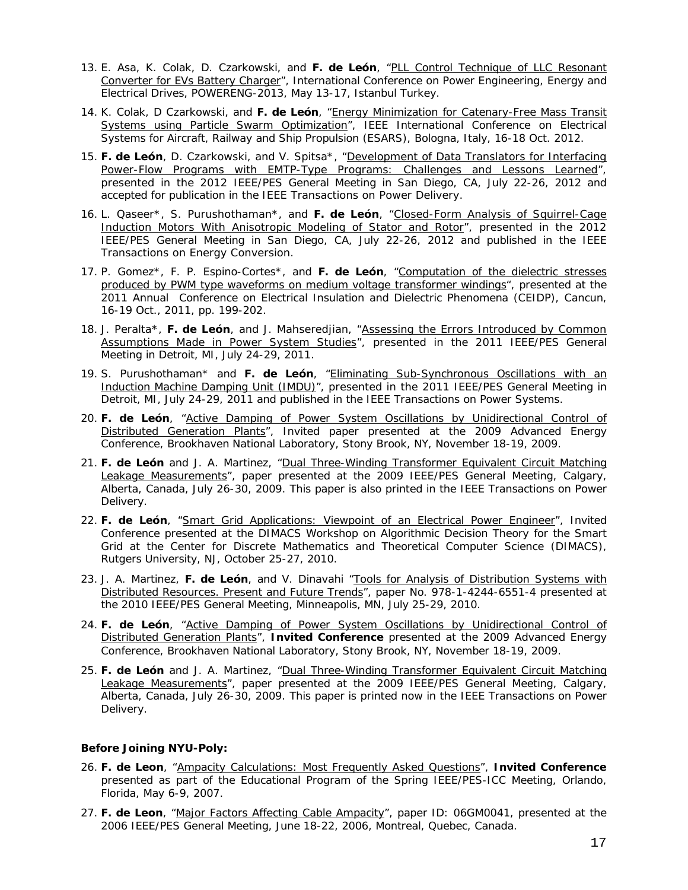13. E. Asa, K. Colak, D. Czarkowski, and **F. de León**, "PLL Control Technique of LLC Resonant Converter for EVs Battery Charger", International Conference on Power Engineering, Energy and Electrical Drives, POWERENG-2013, May 13-17, Istanbul Turkey.
14. K. Colak, D Czarkowski, and **F. de León**, "Energy Minimization for Catenary-Free Mass Transit Systems using Particle Swarm Optimization", IEEE International Conference on Electrical Systems for Aircraft, Railway and Ship Propulsion (ESARS), Bologna, Italy, 16-18 Oct. 2012.
15. **F. de León**, D. Czarkowski, and V. Spitsa*, "Development of Data Translators for Interfacing Power-Flow Programs with EMTP-Type Programs: Challenges and Lessons Learned", presented in the 2012 IEEE/PES General Meeting in San Diego, CA, July 22-26, 2012 and accepted for publication in the IEEE Transactions on Power Delivery.
16. L. Qaseer*, S. Purushothaman*, and **F. de León**, "Closed-Form Analysis of Squirrel-Cage Induction Motors With Anisotropic Modeling of Stator and Rotor", presented in the 2012 IEEE/PES General Meeting in San Diego, CA, July 22-26, 2012 and published in the IEEE Transactions on Energy Conversion.
17. P. Gomez*, F. P. Espino-Cortes*, and **F. de León**, "Computation of the dielectric stresses produced by PWM type waveforms on medium voltage transformer windings", presented at the 2011 Annual Conference on Electrical Insulation and Dielectric Phenomena (CEIDP), Cancun, 16-19 Oct., 2011, pp. 199-202.
18. J. Peralta*, **F. de León**, and J. Mahseredjian, "Assessing the Errors Introduced by Common Assumptions Made in Power System Studies", presented in the 2011 IEEE/PES General Meeting in Detroit, MI, July 24-29, 2011.
19. S. Purushothaman* and **F. de León**, "Eliminating Sub-Synchronous Oscillations with an Induction Machine Damping Unit (IMDU)", presented in the 2011 IEEE/PES General Meeting in Detroit, MI, July 24-29, 2011 and published in the IEEE Transactions on Power Systems.
20. **F. de León**, "Active Damping of Power System Oscillations by Unidirectional Control of Distributed Generation Plants", Invited paper presented at the 2009 Advanced Energy Conference, Brookhaven National Laboratory, Stony Brook, NY, November 18-19, 2009.
21. **F. de León** and J. A. Martinez, "Dual Three-Winding Transformer Equivalent Circuit Matching Leakage Measurements", paper presented at the 2009 IEEE/PES General Meeting, Calgary, Alberta, Canada, July 26-30, 2009. This paper is also printed in the IEEE Transactions on Power Delivery.
22. **F. de León**, "Smart Grid Applications: Viewpoint of an Electrical Power Engineer", Invited Conference presented at the DIMACS Workshop on Algorithmic Decision Theory for the Smart Grid at the Center for Discrete Mathematics and Theoretical Computer Science (DIMACS), Rutgers University, NJ, October 25-27, 2010.
23. J. A. Martinez, **F. de León**, and V. Dinavahi "Tools for Analysis of Distribution Systems with Distributed Resources. Present and Future Trends", paper No. 978-1-4244-6551-4 presented at the 2010 IEEE/PES General Meeting, Minneapolis, MN, July 25-29, 2010.
24. **F. de León**, "Active Damping of Power System Oscillations by Unidirectional Control of Distributed Generation Plants", **Invited Conference** presented at the 2009 Advanced Energy Conference, Brookhaven National Laboratory, Stony Brook, NY, November 18-19, 2009.
25. **F. de León** and J. A. Martinez, "Dual Three-Winding Transformer Equivalent Circuit Matching Leakage Measurements", paper presented at the 2009 IEEE/PES General Meeting, Calgary, Alberta, Canada, July 26-30, 2009. This paper is printed now in the IEEE Transactions on Power Delivery.

**Before Joining NYU-Poly:**

26. **F. de Leon**, "Ampacity Calculations: Most Frequently Asked Questions", **Invited Conference** presented as part of the Educational Program of the Spring IEEE/PES-ICC Meeting, Orlando, Florida, May 6-9, 2007.
27. **F. de Leon**, "Major Factors Affecting Cable Ampacity", paper ID: 06GM0041, presented at the 2006 IEEE/PES General Meeting, June 18-22, 2006, Montreal, Quebec, Canada.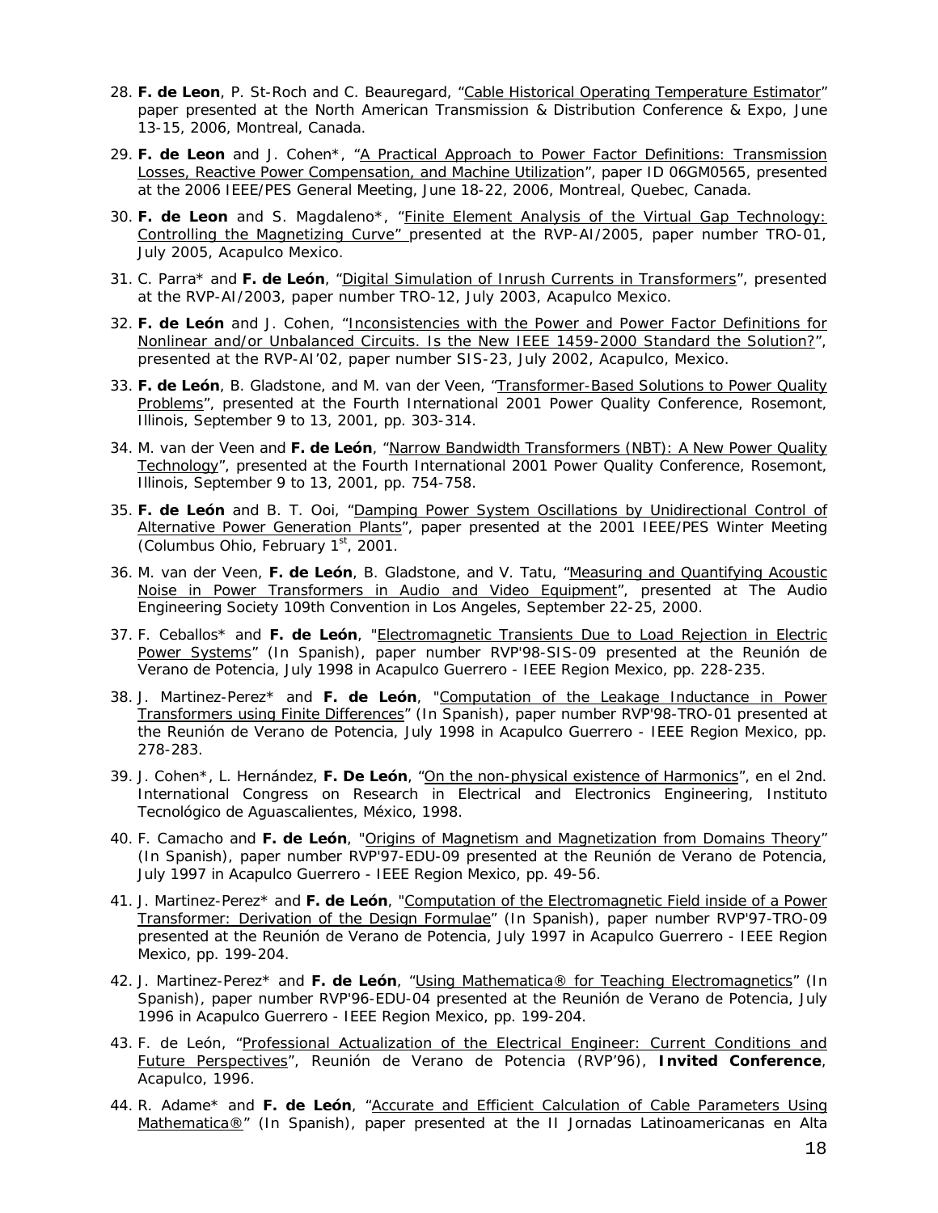28. **F. de Leon**, P. St-Roch and C. Beauregard, "Cable Historical Operating Temperature Estimator" paper presented at the North American Transmission & Distribution Conference & Expo, June 13-15, 2006, Montreal, Canada.

29. **F. de Leon** and J. Cohen*, "A Practical Approach to Power Factor Definitions: Transmission Losses, Reactive Power Compensation, and Machine Utilization", paper ID 06GM0565, presented at the 2006 IEEE/PES General Meeting, June 18-22, 2006, Montreal, Quebec, Canada.

30. **F. de Leon** and S. Magdaleno*, "Finite Element Analysis of the Virtual Gap Technology: Controlling the Magnetizing Curve" presented at the RVP-AI/2005, paper number TRO-01, July 2005, Acapulco Mexico.

31. C. Parra* and **F. de León**, "Digital Simulation of Inrush Currents in Transformers", presented at the RVP-AI/2003, paper number TRO-12, July 2003, Acapulco Mexico.

32. **F. de León** and J. Cohen, "Inconsistencies with the Power and Power Factor Definitions for Nonlinear and/or Unbalanced Circuits. Is the New IEEE 1459-2000 Standard the Solution?", presented at the RVP-AI'02, paper number SIS-23, July 2002, Acapulco, Mexico.

33. **F. de León**, B. Gladstone, and M. van der Veen, "Transformer-Based Solutions to Power Quality Problems", presented at the Fourth International 2001 Power Quality Conference, Rosemont, Illinois, September 9 to 13, 2001, pp. 303-314.

34. M. van der Veen and **F. de León**, "Narrow Bandwidth Transformers (NBT): A New Power Quality Technology", presented at the Fourth International 2001 Power Quality Conference, Rosemont, Illinois, September 9 to 13, 2001, pp. 754-758.

35. **F. de León** and B. T. Ooi, "Damping Power System Oscillations by Unidirectional Control of Alternative Power Generation Plants", paper presented at the 2001 IEEE/PES Winter Meeting (Columbus Ohio, February 1st, 2001.

36. M. van der Veen, **F. de León**, B. Gladstone, and V. Tatu, "Measuring and Quantifying Acoustic Noise in Power Transformers in Audio and Video Equipment", presented at The Audio Engineering Society 109th Convention in Los Angeles, September 22-25, 2000.

37. F. Ceballos* and **F. de León**, "Electromagnetic Transients Due to Load Rejection in Electric Power Systems" (In Spanish), paper number RVP'98-SIS-09 presented at the Reunión de Verano de Potencia, July 1998 in Acapulco Guerrero - IEEE Region Mexico, pp. 228-235.

38. J. Martinez-Perez* and **F. de León**, "Computation of the Leakage Inductance in Power Transformers using Finite Differences" (In Spanish), paper number RVP'98-TRO-01 presented at the Reunión de Verano de Potencia, July 1998 in Acapulco Guerrero - IEEE Region Mexico, pp. 278-283.

39. J. Cohen*, L. Hernández, **F. De León**, "On the non-physical existence of Harmonics", en el 2nd. International Congress on Research in Electrical and Electronics Engineering, Instituto Tecnológico de Aguascalientes, México, 1998.

40. F. Camacho and **F. de León**, "Origins of Magnetism and Magnetization from Domains Theory" (In Spanish), paper number RVP'97-EDU-09 presented at the Reunión de Verano de Potencia, July 1997 in Acapulco Guerrero - IEEE Region Mexico, pp. 49-56.

41. J. Martinez-Perez* and **F. de León**, "Computation of the Electromagnetic Field inside of a Power Transformer: Derivation of the Design Formulae" (In Spanish), paper number RVP'97-TRO-09 presented at the Reunión de Verano de Potencia, July 1997 in Acapulco Guerrero - IEEE Region Mexico, pp. 199-204.

42. J. Martinez-Perez* and **F. de León**, "Using Mathematica® for Teaching Electromagnetics" (In Spanish), paper number RVP'96-EDU-04 presented at the Reunión de Verano de Potencia, July 1996 in Acapulco Guerrero - IEEE Region Mexico, pp. 199-204.

43. F. de León, "Professional Actualization of the Electrical Engineer: Current Conditions and Future Perspectives", Reunión de Verano de Potencia (RVP'96), **Invited Conference**, Acapulco, 1996.

44. R. Adame* and **F. de León**, "Accurate and Efficient Calculation of Cable Parameters Using Mathematica®" (In Spanish), paper presented at the II Jornadas Latinoamericanas en Alta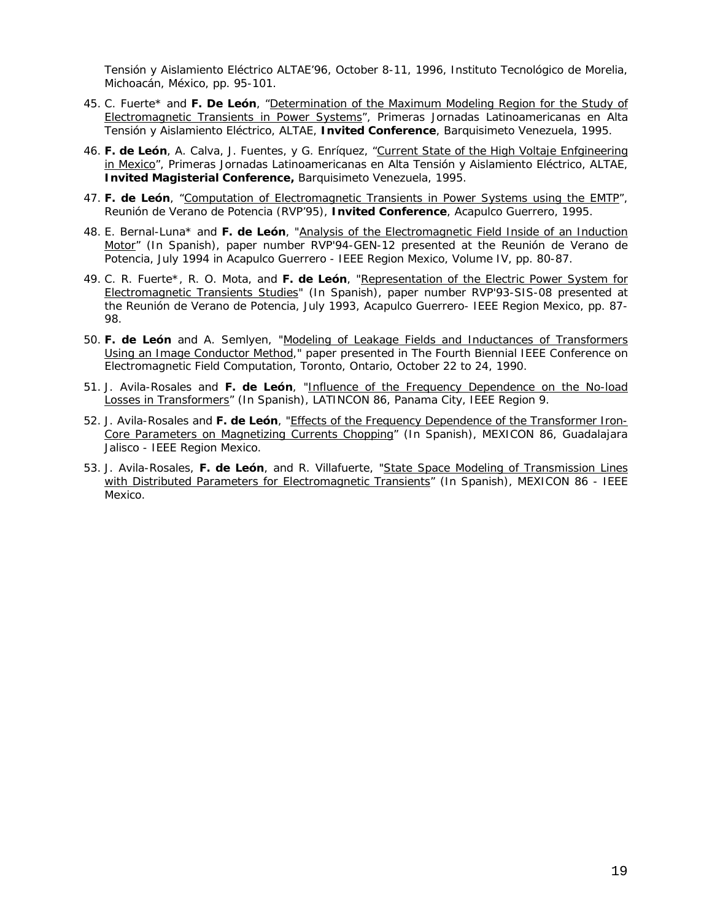Tensión y Aislamiento Eléctrico ALTAE'96, October 8-11, 1996, Instituto Tecnológico de Morelia, Michoacán, México, pp. 95-101.

45. C. Fuerte* and **F. De León**, "Determination of the Maximum Modeling Region for the Study of Electromagnetic Transients in Power Systems", Primeras Jornadas Latinoamericanas en Alta Tensión y Aislamiento Eléctrico, ALTAE, **Invited Conference**, Barquisimeto Venezuela, 1995.

46. **F. de León**, A. Calva, J. Fuentes, y G. Enríquez, "Current State of the High Voltaje Enfgineering in Mexico", Primeras Jornadas Latinoamericanas en Alta Tensión y Aislamiento Eléctrico, ALTAE, **Invited Magisterial Conference,** Barquisimeto Venezuela, 1995.

47. **F. de León**, "Computation of Electromagnetic Transients in Power Systems using the EMTP", Reunión de Verano de Potencia (RVP'95), **Invited Conference**, Acapulco Guerrero, 1995.

48. E. Bernal-Luna* and **F. de León**, "Analysis of the Electromagnetic Field Inside of an Induction Motor" (In Spanish), paper number RVP'94-GEN-12 presented at the Reunión de Verano de Potencia, July 1994 in Acapulco Guerrero - IEEE Region Mexico, Volume IV, pp. 80-87.

49. C. R. Fuerte*, R. O. Mota, and **F. de León**, "Representation of the Electric Power System for Electromagnetic Transients Studies" (In Spanish), paper number RVP'93-SIS-08 presented at the Reunión de Verano de Potencia, July 1993, Acapulco Guerrero- IEEE Region Mexico, pp. 87-98.

50. **F. de León** and A. Semlyen, "Modeling of Leakage Fields and Inductances of Transformers Using an Image Conductor Method," paper presented in The Fourth Biennial IEEE Conference on Electromagnetic Field Computation, Toronto, Ontario, October 22 to 24, 1990.

51. J. Avila-Rosales and **F. de León**, "Influence of the Frequency Dependence on the No-load Losses in Transformers" (In Spanish), LATINCON 86, Panama City, IEEE Region 9.

52. J. Avila-Rosales and **F. de León**, "Effects of the Frequency Dependence of the Transformer Iron-Core Parameters on Magnetizing Currents Chopping" (In Spanish), MEXICON 86, Guadalajara Jalisco - IEEE Region Mexico.

53. J. Avila-Rosales, **F. de León**, and R. Villafuerte, "State Space Modeling of Transmission Lines with Distributed Parameters for Electromagnetic Transients" (In Spanish), MEXICON 86 - IEEE Mexico.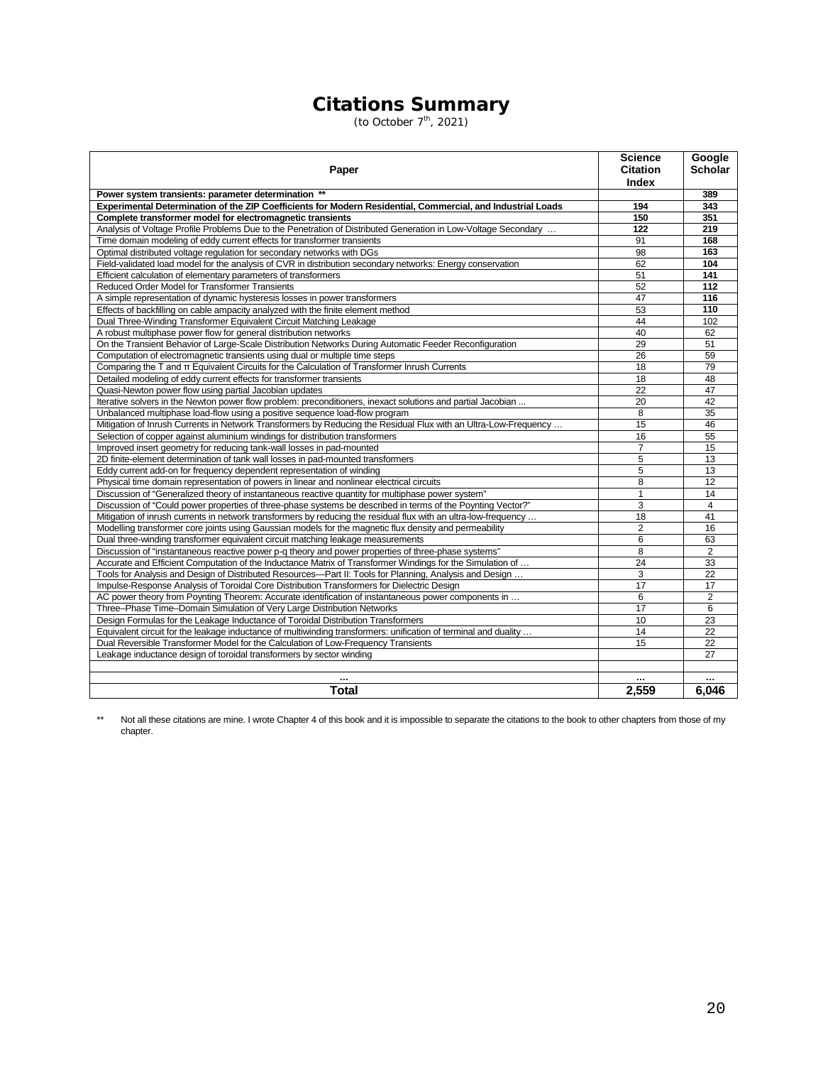# Citations Summary

(to October 7th, 2021)

| Paper | Science Citation Index | Google Scholar |
|---|---|---|
| **Power system transients: parameter determination \*\*** | | **389** |
| **Experimental Determination of the ZIP Coefficients for Modern Residential, Commercial, and Industrial Loads** | **194** | **343** |
| **Complete transformer model for electromagnetic transients** | **150** | **351** |
| Analysis of Voltage Profile Problems Due to the Penetration of Distributed Generation in Low-Voltage Secondary … | **122** | **219** |
| Time domain modeling of eddy current effects for transformer transients | 91 | **168** |
| Optimal distributed voltage regulation for secondary networks with DGs | 98 | **163** |
| Field-validated load model for the analysis of CVR in distribution secondary networks: Energy conservation | 62 | **104** |
| Efficient calculation of elementary parameters of transformers | 51 | **141** |
| Reduced Order Model for Transformer Transients | 52 | **112** |
| A simple representation of dynamic hysteresis losses in power transformers | 47 | **116** |
| Effects of backfilling on cable ampacity analyzed with the finite element method | 53 | **110** |
| Dual Three-Winding Transformer Equivalent Circuit Matching Leakage | 44 | 102 |
| A robust multiphase power flow for general distribution networks | 40 | 62 |
| On the Transient Behavior of Large-Scale Distribution Networks During Automatic Feeder Reconfiguration | 29 | 51 |
| Computation of electromagnetic transients using dual or multiple time steps | 26 | 59 |
| Comparing the T and π Equivalent Circuits for the Calculation of Transformer Inrush Currents | 18 | 79 |
| Detailed modeling of eddy current effects for transformer transients | 18 | 48 |
| Quasi-Newton power flow using partial Jacobian updates | 22 | 47 |
| Iterative solvers in the Newton power flow problem: preconditioners, inexact solutions and partial Jacobian ... | 20 | 42 |
| Unbalanced multiphase load-flow using a positive sequence load-flow program | 8 | 35 |
| Mitigation of Inrush Currents in Network Transformers by Reducing the Residual Flux with an Ultra-Low-Frequency … | 15 | 46 |
| Selection of copper against aluminium windings for distribution transformers | 16 | 55 |
| Improved insert geometry for reducing tank-wall losses in pad-mounted | 7 | 15 |
| 2D finite-element determination of tank wall losses in pad-mounted transformers | 5 | 13 |
| Eddy current add-on for frequency dependent representation of winding | 5 | 13 |
| Physical time domain representation of powers in linear and nonlinear electrical circuits | 8 | 12 |
| Discussion of "Generalized theory of instantaneous reactive quantity for multiphase power system" | 1 | 14 |
| Discussion of "Could power properties of three-phase systems be described in terms of the Poynting Vector?" | 3 | 4 |
| Mitigation of inrush currents in network transformers by reducing the residual flux with an ultra-low-frequency … | 18 | 41 |
| Modelling transformer core joints using Gaussian models for the magnetic flux density and permeability | 2 | 16 |
| Dual three-winding transformer equivalent circuit matching leakage measurements | 6 | 63 |
| Discussion of "instantaneous reactive power p-q theory and power properties of three-phase systems" | 8 | 2 |
| Accurate and Efficient Computation of the Inductance Matrix of Transformer Windings for the Simulation of … | 24 | 33 |
| Tools for Analysis and Design of Distributed Resources—Part II: Tools for Planning, Analysis and Design … | 3 | 22 |
| Impulse-Response Analysis of Toroidal Core Distribution Transformers for Dielectric Design | 17 | 17 |
| AC power theory from Poynting Theorem: Accurate identification of instantaneous power components in … | 6 | 2 |
| Three–Phase Time–Domain Simulation of Very Large Distribution Networks | 17 | 6 |
| Design Formulas for the Leakage Inductance of Toroidal Distribution Transformers | 10 | 23 |
| Equivalent circuit for the leakage inductance of multiwinding transformers: unification of terminal and duality … | 14 | 22 |
| Dual Reversible Transformer Model for the Calculation of Low-Frequency Transients | 15 | 22 |
| Leakage inductance design of toroidal transformers by sector winding | | 27 |
| | | |
| **…** | **…** | **…** |
| **Total** | **2,559** | **6,046** |

\*\* Not all these citations are mine. I wrote Chapter 4 of this book and it is impossible to separate the citations to the book to other chapters from those of my chapter.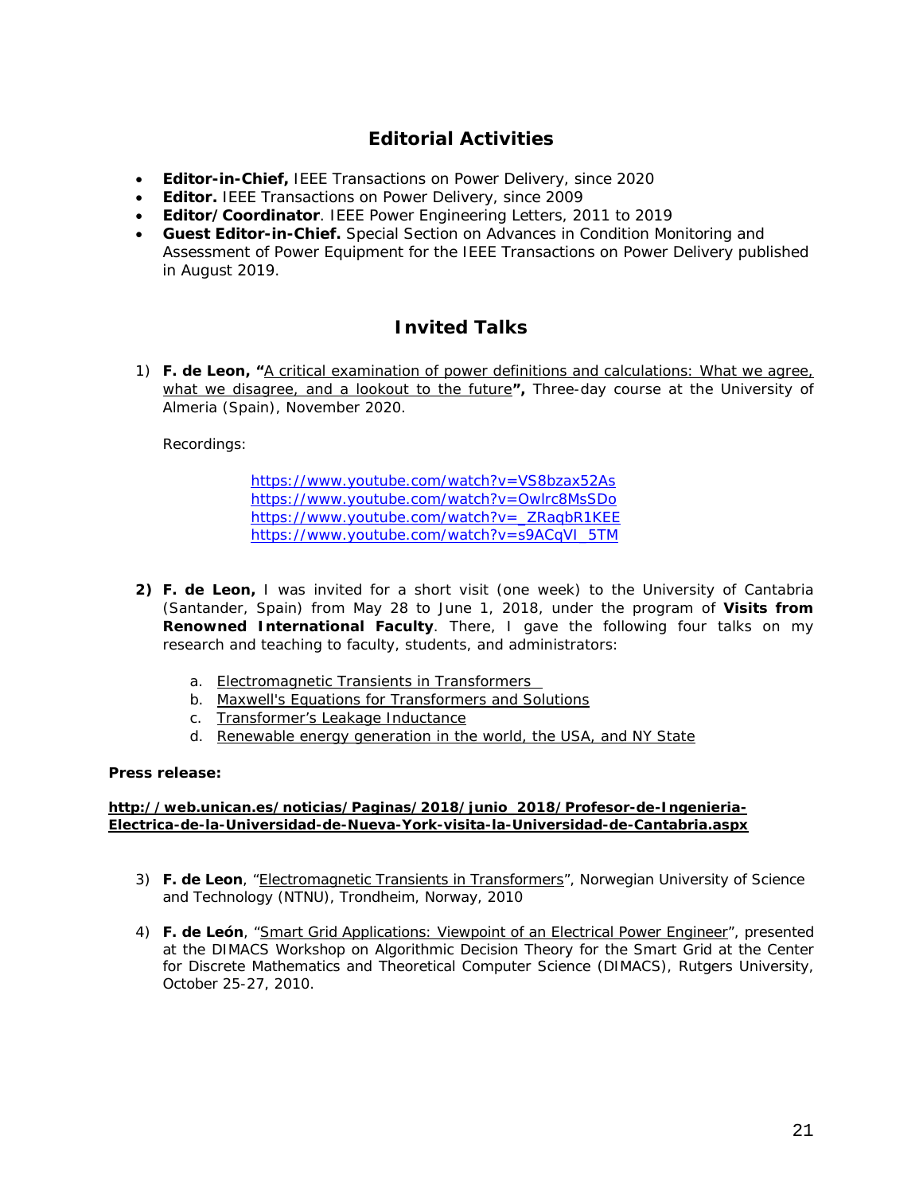## Editorial Activities

- **Editor-in-Chief,** IEEE Transactions on Power Delivery, since 2020
- **Editor.** IEEE Transactions on Power Delivery, since 2009
- **Editor/Coordinator**. IEEE Power Engineering Letters, 2011 to 2019
- **Guest Editor-in-Chief.** Special Section on Advances in Condition Monitoring and Assessment of Power Equipment for the IEEE Transactions on Power Delivery published in August 2019.

## Invited Talks

1) **F. de Leon, "**A critical examination of power definitions and calculations: What we agree, what we disagree, and a lookout to the future**",** Three-day course at the University of Almeria (Spain), November 2020.

   Recordings:

   https://www.youtube.com/watch?v=VS8bzax52As
   https://www.youtube.com/watch?v=Owlrc8MsSDo
   https://www.youtube.com/watch?v=_ZRaqbR1KEE
   https://www.youtube.com/watch?v=s9ACqVI_5TM

2) **F. de Leon,** I was invited for a short visit (one week) to the University of Cantabria (Santander, Spain) from May 28 to June 1, 2018, under the program of **Visits from Renowned International Faculty**. There, I gave the following four talks on my research and teaching to faculty, students, and administrators:

   a. Electromagnetic Transients in Transformers
   b. Maxwell's Equations for Transformers and Solutions
   c. Transformer's Leakage Inductance
   d. Renewable energy generation in the world, the USA, and NY State

**Press release:**

**http://web.unican.es/noticias/Paginas/2018/junio_2018/Profesor-de-Ingenieria-Electrica-de-la-Universidad-de-Nueva-York-visita-la-Universidad-de-Cantabria.aspx**

3) **F. de Leon**, "Electromagnetic Transients in Transformers", Norwegian University of Science and Technology (NTNU), Trondheim, Norway, 2010

4) **F. de León**, "Smart Grid Applications: Viewpoint of an Electrical Power Engineer", presented at the DIMACS Workshop on Algorithmic Decision Theory for the Smart Grid at the Center for Discrete Mathematics and Theoretical Computer Science (DIMACS), Rutgers University, October 25-27, 2010.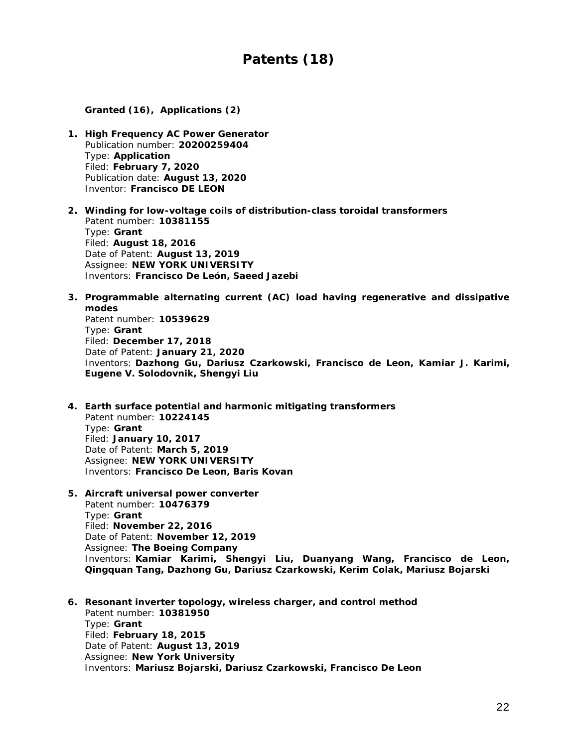# Patents (18)

**Granted (16), Applications (2)**

1. **High Frequency AC Power Generator**
   Publication number: **20200259404**
   Type: **Application**
   Filed: **February 7, 2020**
   Publication date: **August 13, 2020**
   Inventor: **Francisco DE LEON**

2. **Winding for low-voltage coils of distribution-class toroidal transformers**
   Patent number: **10381155**
   Type: **Grant**
   Filed: **August 18, 2016**
   Date of Patent: **August 13, 2019**
   Assignee: **NEW YORK UNIVERSITY**
   Inventors: **Francisco De León, Saeed Jazebi**

3. **Programmable alternating current (AC) load having regenerative and dissipative modes**
   Patent number: **10539629**
   Type: **Grant**
   Filed: **December 17, 2018**
   Date of Patent: **January 21, 2020**
   Inventors: **Dazhong Gu, Dariusz Czarkowski, Francisco de Leon, Kamiar J. Karimi, Eugene V. Solodovnik, Shengyi Liu**

4. **Earth surface potential and harmonic mitigating transformers**
   Patent number: **10224145**
   Type: **Grant**
   Filed: **January 10, 2017**
   Date of Patent: **March 5, 2019**
   Assignee: **NEW YORK UNIVERSITY**
   Inventors: **Francisco De Leon, Baris Kovan**

5. **Aircraft universal power converter**
   Patent number: **10476379**
   Type: **Grant**
   Filed: **November 22, 2016**
   Date of Patent: **November 12, 2019**
   Assignee: **The Boeing Company**
   Inventors: **Kamiar Karimi, Shengyi Liu, Duanyang Wang, Francisco de Leon, Qingquan Tang, Dazhong Gu, Dariusz Czarkowski, Kerim Colak, Mariusz Bojarski**

6. **Resonant inverter topology, wireless charger, and control method**
   Patent number: **10381950**
   Type: **Grant**
   Filed: **February 18, 2015**
   Date of Patent: **August 13, 2019**
   Assignee: **New York University**
   Inventors: **Mariusz Bojarski, Dariusz Czarkowski, Francisco De Leon**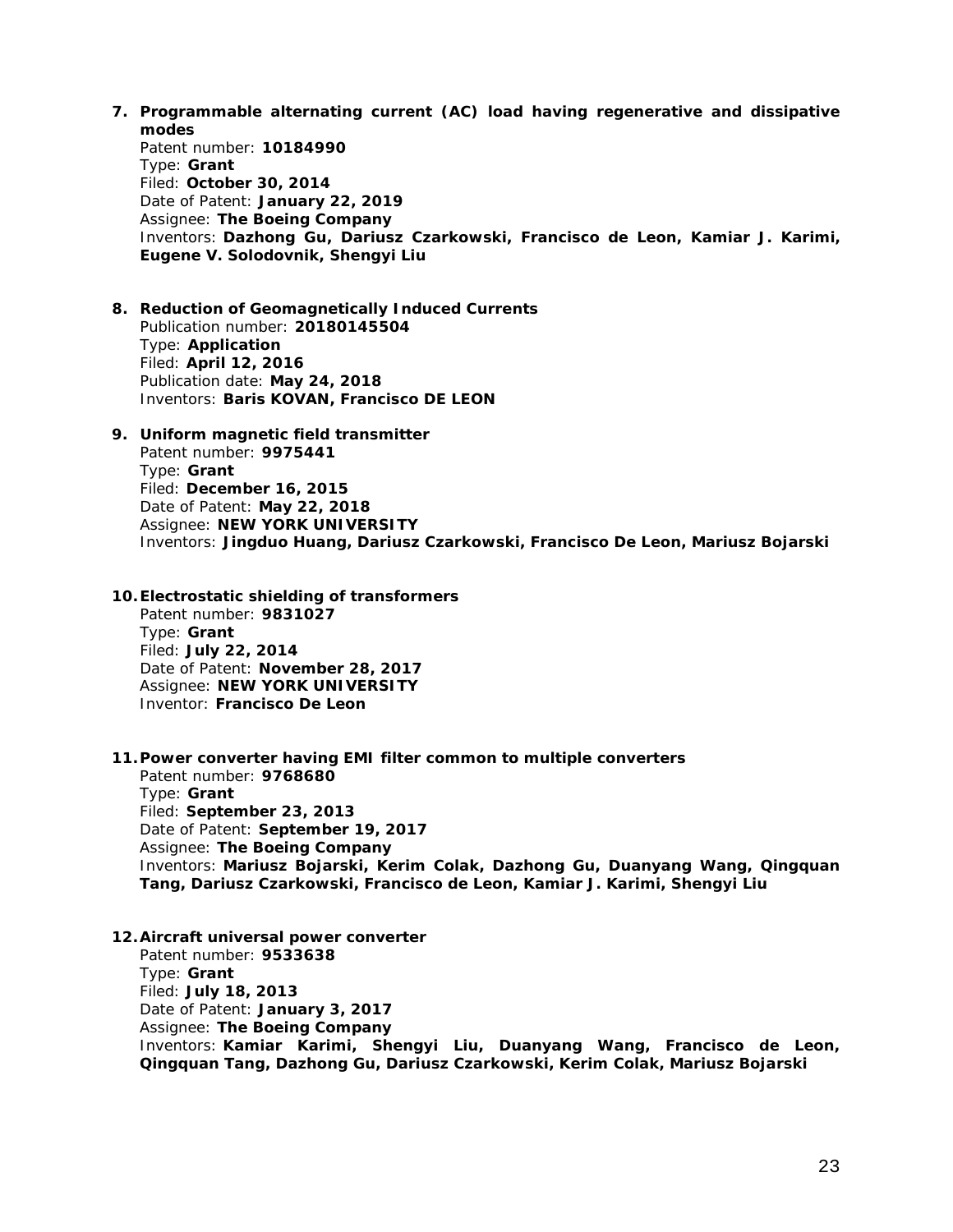7. **Programmable alternating current (AC) load having regenerative and dissipative modes**
   Patent number: **10184990**
   Type: **Grant**
   Filed: **October 30, 2014**
   Date of Patent: **January 22, 2019**
   Assignee: **The Boeing Company**
   Inventors: **Dazhong Gu, Dariusz Czarkowski, Francisco de Leon, Kamiar J. Karimi, Eugene V. Solodovnik, Shengyi Liu**

8. **Reduction of Geomagnetically Induced Currents**
   Publication number: **20180145504**
   Type: **Application**
   Filed: **April 12, 2016**
   Publication date: **May 24, 2018**
   Inventors: **Baris KOVAN, Francisco DE LEON**

9. **Uniform magnetic field transmitter**
   Patent number: **9975441**
   Type: **Grant**
   Filed: **December 16, 2015**
   Date of Patent: **May 22, 2018**
   Assignee: **NEW YORK UNIVERSITY**
   Inventors: **Jingduo Huang, Dariusz Czarkowski, Francisco De Leon, Mariusz Bojarski**

10. **Electrostatic shielding of transformers**
    Patent number: **9831027**
    Type: **Grant**
    Filed: **July 22, 2014**
    Date of Patent: **November 28, 2017**
    Assignee: **NEW YORK UNIVERSITY**
    Inventor: **Francisco De Leon**

11. **Power converter having EMI filter common to multiple converters**
    Patent number: **9768680**
    Type: **Grant**
    Filed: **September 23, 2013**
    Date of Patent: **September 19, 2017**
    Assignee: **The Boeing Company**
    Inventors: **Mariusz Bojarski, Kerim Colak, Dazhong Gu, Duanyang Wang, Qingquan Tang, Dariusz Czarkowski, Francisco de Leon, Kamiar J. Karimi, Shengyi Liu**

12. **Aircraft universal power converter**
    Patent number: **9533638**
    Type: **Grant**
    Filed: **July 18, 2013**
    Date of Patent: **January 3, 2017**
    Assignee: **The Boeing Company**
    Inventors: **Kamiar Karimi, Shengyi Liu, Duanyang Wang, Francisco de Leon, Qingquan Tang, Dazhong Gu, Dariusz Czarkowski, Kerim Colak, Mariusz Bojarski**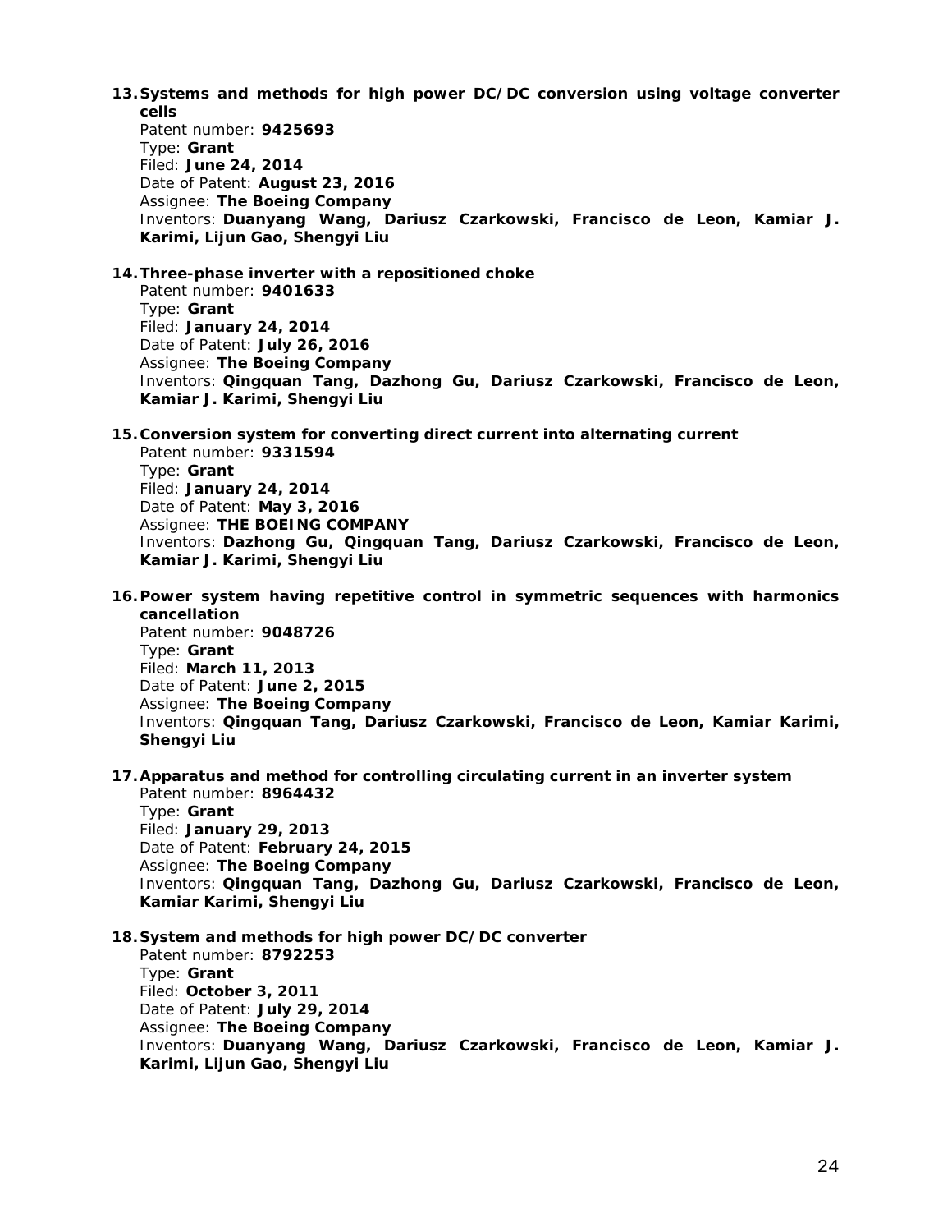13. **Systems and methods for high power DC/DC conversion using voltage converter cells**
    Patent number: **9425693**
    Type: **Grant**
    Filed: **June 24, 2014**
    Date of Patent: **August 23, 2016**
    Assignee: **The Boeing Company**
    Inventors: **Duanyang Wang, Dariusz Czarkowski, Francisco de Leon, Kamiar J. Karimi, Lijun Gao, Shengyi Liu**

14. **Three-phase inverter with a repositioned choke**
    Patent number: **9401633**
    Type: **Grant**
    Filed: **January 24, 2014**
    Date of Patent: **July 26, 2016**
    Assignee: **The Boeing Company**
    Inventors: **Qingquan Tang, Dazhong Gu, Dariusz Czarkowski, Francisco de Leon, Kamiar J. Karimi, Shengyi Liu**

15. **Conversion system for converting direct current into alternating current**
    Patent number: **9331594**
    Type: **Grant**
    Filed: **January 24, 2014**
    Date of Patent: **May 3, 2016**
    Assignee: **THE BOEING COMPANY**
    Inventors: **Dazhong Gu, Qingquan Tang, Dariusz Czarkowski, Francisco de Leon, Kamiar J. Karimi, Shengyi Liu**

16. **Power system having repetitive control in symmetric sequences with harmonics cancellation**
    Patent number: **9048726**
    Type: **Grant**
    Filed: **March 11, 2013**
    Date of Patent: **June 2, 2015**
    Assignee: **The Boeing Company**
    Inventors: **Qingquan Tang, Dariusz Czarkowski, Francisco de Leon, Kamiar Karimi, Shengyi Liu**

17. **Apparatus and method for controlling circulating current in an inverter system**
    Patent number: **8964432**
    Type: **Grant**
    Filed: **January 29, 2013**
    Date of Patent: **February 24, 2015**
    Assignee: **The Boeing Company**
    Inventors: **Qingquan Tang, Dazhong Gu, Dariusz Czarkowski, Francisco de Leon, Kamiar Karimi, Shengyi Liu**

18. **System and methods for high power DC/DC converter**
    Patent number: **8792253**
    Type: **Grant**
    Filed: **October 3, 2011**
    Date of Patent: **July 29, 2014**
    Assignee: **The Boeing Company**
    Inventors: **Duanyang Wang, Dariusz Czarkowski, Francisco de Leon, Kamiar J. Karimi, Lijun Gao, Shengyi Liu**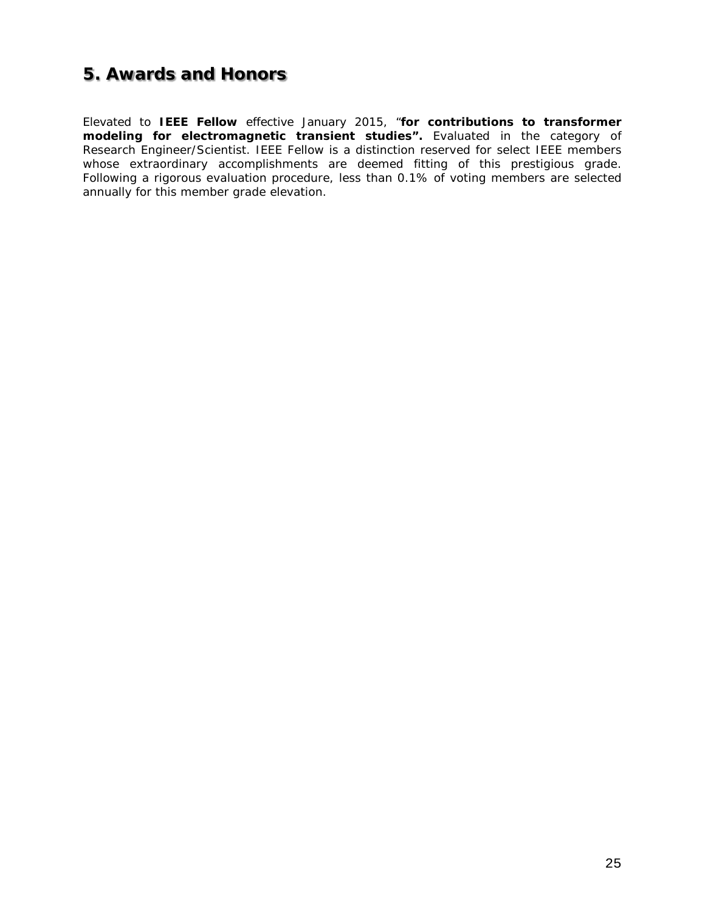## 5. Awards and Honors

Elevated to **IEEE Fellow** effective January 2015, "**for contributions to transformer modeling for electromagnetic transient studies".** Evaluated in the category of Research Engineer/Scientist. IEEE Fellow is a distinction reserved for select IEEE members whose extraordinary accomplishments are deemed fitting of this prestigious grade. Following a rigorous evaluation procedure, less than 0.1% of voting members are selected annually for this member grade elevation.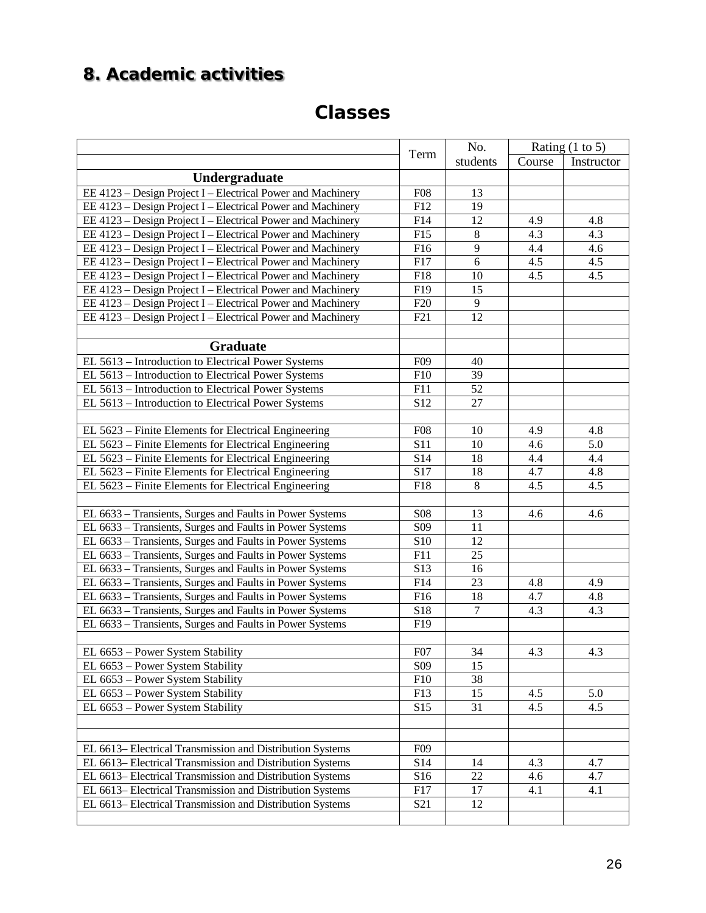## 8. Academic activities

### Classes

| | Term | No. students | Rating (1 to 5) | |
|---|---|---|---|---|
| | | | Course | Instructor |
| **Undergraduate** | | | | |
| EE 4123 – Design Project I – Electrical Power and Machinery | F08 | 13 | | |
| EE 4123 – Design Project I – Electrical Power and Machinery | F12 | 19 | | |
| EE 4123 – Design Project I – Electrical Power and Machinery | F14 | 12 | 4.9 | 4.8 |
| EE 4123 – Design Project I – Electrical Power and Machinery | F15 | 8 | 4.3 | 4.3 |
| EE 4123 – Design Project I – Electrical Power and Machinery | F16 | 9 | 4.4 | 4.6 |
| EE 4123 – Design Project I – Electrical Power and Machinery | F17 | 6 | 4.5 | 4.5 |
| EE 4123 – Design Project I – Electrical Power and Machinery | F18 | 10 | 4.5 | 4.5 |
| EE 4123 – Design Project I – Electrical Power and Machinery | F19 | 15 | | |
| EE 4123 – Design Project I – Electrical Power and Machinery | F20 | 9 | | |
| EE 4123 – Design Project I – Electrical Power and Machinery | F21 | 12 | | |
| | | | | |
| **Graduate** | | | | |
| EL 5613 – Introduction to Electrical Power Systems | F09 | 40 | | |
| EL 5613 – Introduction to Electrical Power Systems | F10 | 39 | | |
| EL 5613 – Introduction to Electrical Power Systems | F11 | 52 | | |
| EL 5613 – Introduction to Electrical Power Systems | S12 | 27 | | |
| | | | | |
| EL 5623 – Finite Elements for Electrical Engineering | F08 | 10 | 4.9 | 4.8 |
| EL 5623 – Finite Elements for Electrical Engineering | S11 | 10 | 4.6 | 5.0 |
| EL 5623 – Finite Elements for Electrical Engineering | S14 | 18 | 4.4 | 4.4 |
| EL 5623 – Finite Elements for Electrical Engineering | S17 | 18 | 4.7 | 4.8 |
| EL 5623 – Finite Elements for Electrical Engineering | F18 | 8 | 4.5 | 4.5 |
| | | | | |
| EL 6633 – Transients, Surges and Faults in Power Systems | S08 | 13 | 4.6 | 4.6 |
| EL 6633 – Transients, Surges and Faults in Power Systems | S09 | 11 | | |
| EL 6633 – Transients, Surges and Faults in Power Systems | S10 | 12 | | |
| EL 6633 – Transients, Surges and Faults in Power Systems | F11 | 25 | | |
| EL 6633 – Transients, Surges and Faults in Power Systems | S13 | 16 | | |
| EL 6633 – Transients, Surges and Faults in Power Systems | F14 | 23 | 4.8 | 4.9 |
| EL 6633 – Transients, Surges and Faults in Power Systems | F16 | 18 | 4.7 | 4.8 |
| EL 6633 – Transients, Surges and Faults in Power Systems | S18 | 7 | 4.3 | 4.3 |
| EL 6633 – Transients, Surges and Faults in Power Systems | F19 | | | |
| | | | | |
| EL 6653 – Power System Stability | F07 | 34 | 4.3 | 4.3 |
| EL 6653 – Power System Stability | S09 | 15 | | |
| EL 6653 – Power System Stability | F10 | 38 | | |
| EL 6653 – Power System Stability | F13 | 15 | 4.5 | 5.0 |
| EL 6653 – Power System Stability | S15 | 31 | 4.5 | 4.5 |
| | | | | |
| | | | | |
| EL 6613– Electrical Transmission and Distribution Systems | F09 | | | |
| EL 6613– Electrical Transmission and Distribution Systems | S14 | 14 | 4.3 | 4.7 |
| EL 6613– Electrical Transmission and Distribution Systems | S16 | 22 | 4.6 | 4.7 |
| EL 6613– Electrical Transmission and Distribution Systems | F17 | 17 | 4.1 | 4.1 |
| EL 6613– Electrical Transmission and Distribution Systems | S21 | 12 | | |
| | | | | |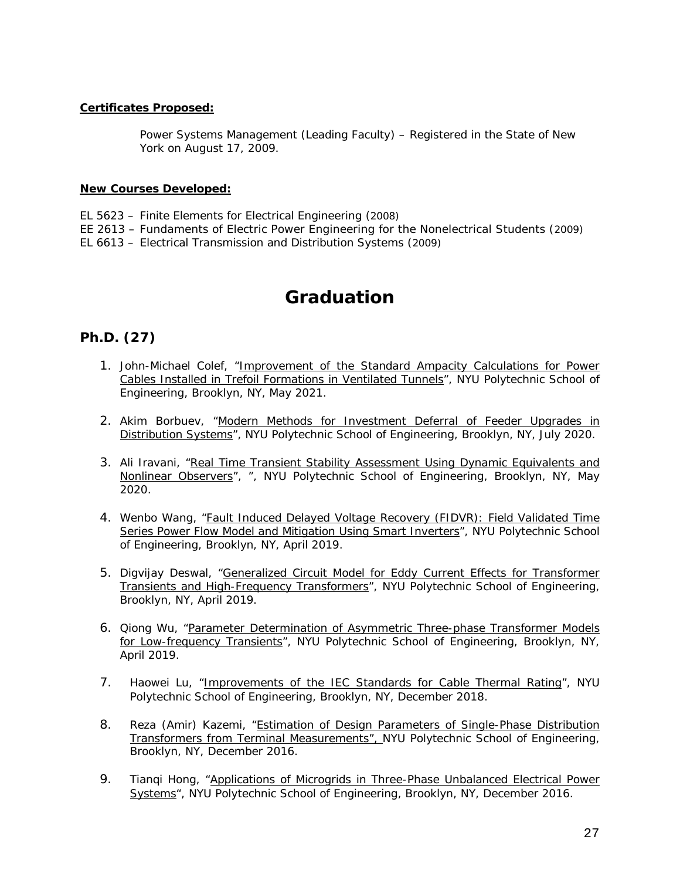**Certificates Proposed:**

Power Systems Management (Leading Faculty) – Registered in the State of New York on August 17, 2009.

**New Courses Developed:**

EL 5623 – Finite Elements for Electrical Engineering (2008)
EE 2613 – Fundaments of Electric Power Engineering for the Nonelectrical Students (2009)
EL 6613 – Electrical Transmission and Distribution Systems (2009)

# Graduation

## Ph.D. (27)

1. John-Michael Colef, "Improvement of the Standard Ampacity Calculations for Power Cables Installed in Trefoil Formations in Ventilated Tunnels", NYU Polytechnic School of Engineering, Brooklyn, NY, May 2021.

2. Akim Borbuev, "Modern Methods for Investment Deferral of Feeder Upgrades in Distribution Systems", NYU Polytechnic School of Engineering, Brooklyn, NY, July 2020.

3. Ali Iravani, "Real Time Transient Stability Assessment Using Dynamic Equivalents and Nonlinear Observers", ", NYU Polytechnic School of Engineering, Brooklyn, NY, May 2020.

4. Wenbo Wang, "Fault Induced Delayed Voltage Recovery (FIDVR): Field Validated Time Series Power Flow Model and Mitigation Using Smart Inverters", NYU Polytechnic School of Engineering, Brooklyn, NY, April 2019.

5. Digvijay Deswal, "Generalized Circuit Model for Eddy Current Effects for Transformer Transients and High-Frequency Transformers", NYU Polytechnic School of Engineering, Brooklyn, NY, April 2019.

6. Qiong Wu, "Parameter Determination of Asymmetric Three-phase Transformer Models for Low-frequency Transients", NYU Polytechnic School of Engineering, Brooklyn, NY, April 2019.

7. Haowei Lu, "Improvements of the IEC Standards for Cable Thermal Rating", NYU Polytechnic School of Engineering, Brooklyn, NY, December 2018.

8. Reza (Amir) Kazemi, "Estimation of Design Parameters of Single-Phase Distribution Transformers from Terminal Measurements", NYU Polytechnic School of Engineering, Brooklyn, NY, December 2016.

9. Tianqi Hong, "Applications of Microgrids in Three-Phase Unbalanced Electrical Power Systems", NYU Polytechnic School of Engineering, Brooklyn, NY, December 2016.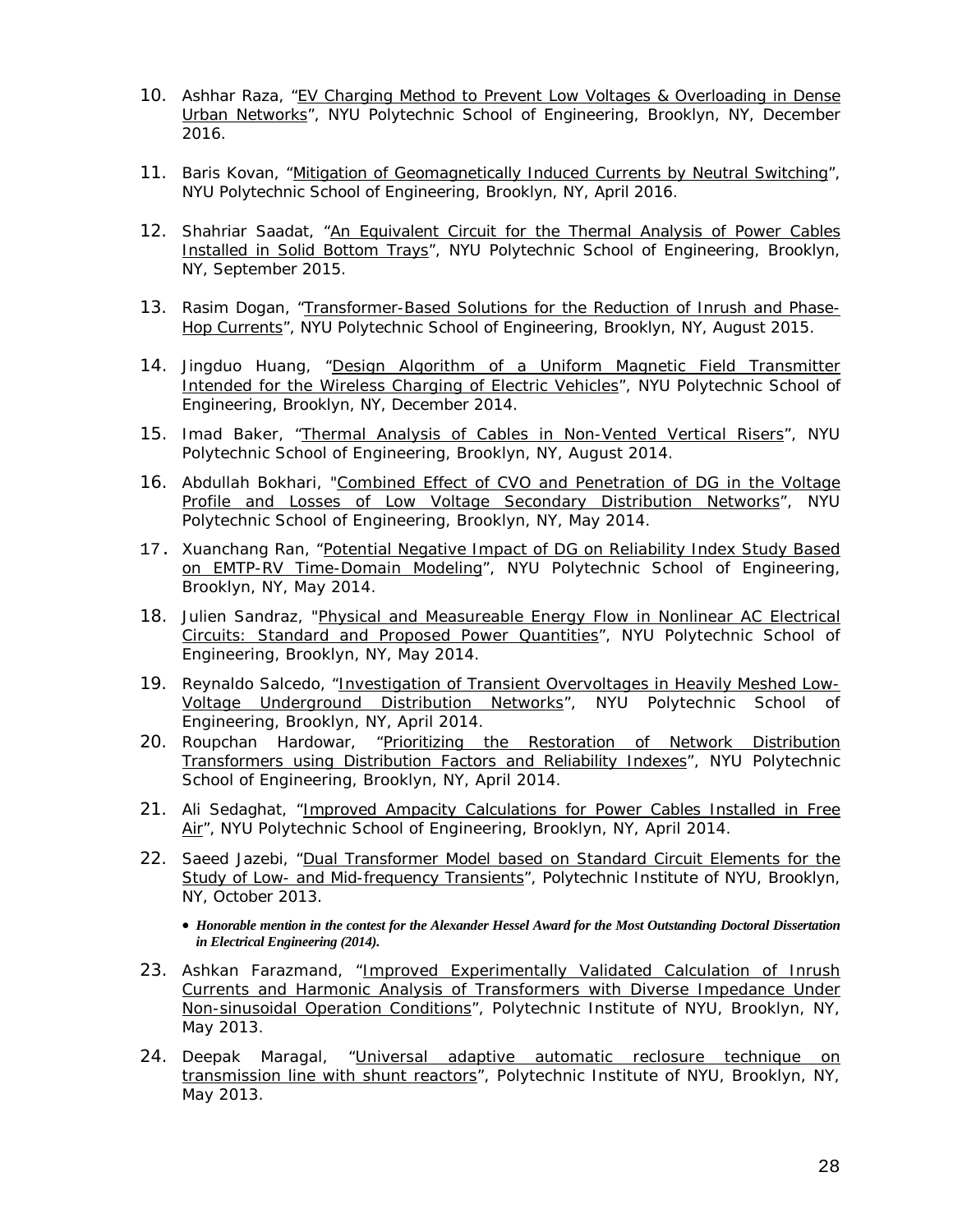10. Ashhar Raza, "EV Charging Method to Prevent Low Voltages & Overloading in Dense Urban Networks", NYU Polytechnic School of Engineering, Brooklyn, NY, December 2016.

11. Baris Kovan, "Mitigation of Geomagnetically Induced Currents by Neutral Switching", NYU Polytechnic School of Engineering, Brooklyn, NY, April 2016.

12. Shahriar Saadat, "An Equivalent Circuit for the Thermal Analysis of Power Cables Installed in Solid Bottom Trays", NYU Polytechnic School of Engineering, Brooklyn, NY, September 2015.

13. Rasim Dogan, "Transformer-Based Solutions for the Reduction of Inrush and Phase-Hop Currents", NYU Polytechnic School of Engineering, Brooklyn, NY, August 2015.

14. Jingduo Huang, "Design Algorithm of a Uniform Magnetic Field Transmitter Intended for the Wireless Charging of Electric Vehicles", NYU Polytechnic School of Engineering, Brooklyn, NY, December 2014.

15. Imad Baker, "Thermal Analysis of Cables in Non-Vented Vertical Risers", NYU Polytechnic School of Engineering, Brooklyn, NY, August 2014.

16. Abdullah Bokhari, "Combined Effect of CVO and Penetration of DG in the Voltage Profile and Losses of Low Voltage Secondary Distribution Networks", NYU Polytechnic School of Engineering, Brooklyn, NY, May 2014.

17. Xuanchang Ran, "Potential Negative Impact of DG on Reliability Index Study Based on EMTP-RV Time-Domain Modeling", NYU Polytechnic School of Engineering, Brooklyn, NY, May 2014.

18. Julien Sandraz, "Physical and Measureable Energy Flow in Nonlinear AC Electrical Circuits: Standard and Proposed Power Quantities", NYU Polytechnic School of Engineering, Brooklyn, NY, May 2014.

19. Reynaldo Salcedo, "Investigation of Transient Overvoltages in Heavily Meshed Low-Voltage Underground Distribution Networks", NYU Polytechnic School of Engineering, Brooklyn, NY, April 2014.

20. Roupchan Hardowar, "Prioritizing the Restoration of Network Distribution Transformers using Distribution Factors and Reliability Indexes", NYU Polytechnic School of Engineering, Brooklyn, NY, April 2014.

21. Ali Sedaghat, "Improved Ampacity Calculations for Power Cables Installed in Free Air", NYU Polytechnic School of Engineering, Brooklyn, NY, April 2014.

22. Saeed Jazebi, "Dual Transformer Model based on Standard Circuit Elements for the Study of Low- and Mid-frequency Transients", Polytechnic Institute of NYU, Brooklyn, NY, October 2013.
    - ***Honorable mention in the contest for the Alexander Hessel Award for the Most Outstanding Doctoral Dissertation in Electrical Engineering (2014).***

23. Ashkan Farazmand, "Improved Experimentally Validated Calculation of Inrush Currents and Harmonic Analysis of Transformers with Diverse Impedance Under Non-sinusoidal Operation Conditions", Polytechnic Institute of NYU, Brooklyn, NY, May 2013.

24. Deepak Maragal, "Universal adaptive automatic reclosure technique on transmission line with shunt reactors", Polytechnic Institute of NYU, Brooklyn, NY, May 2013.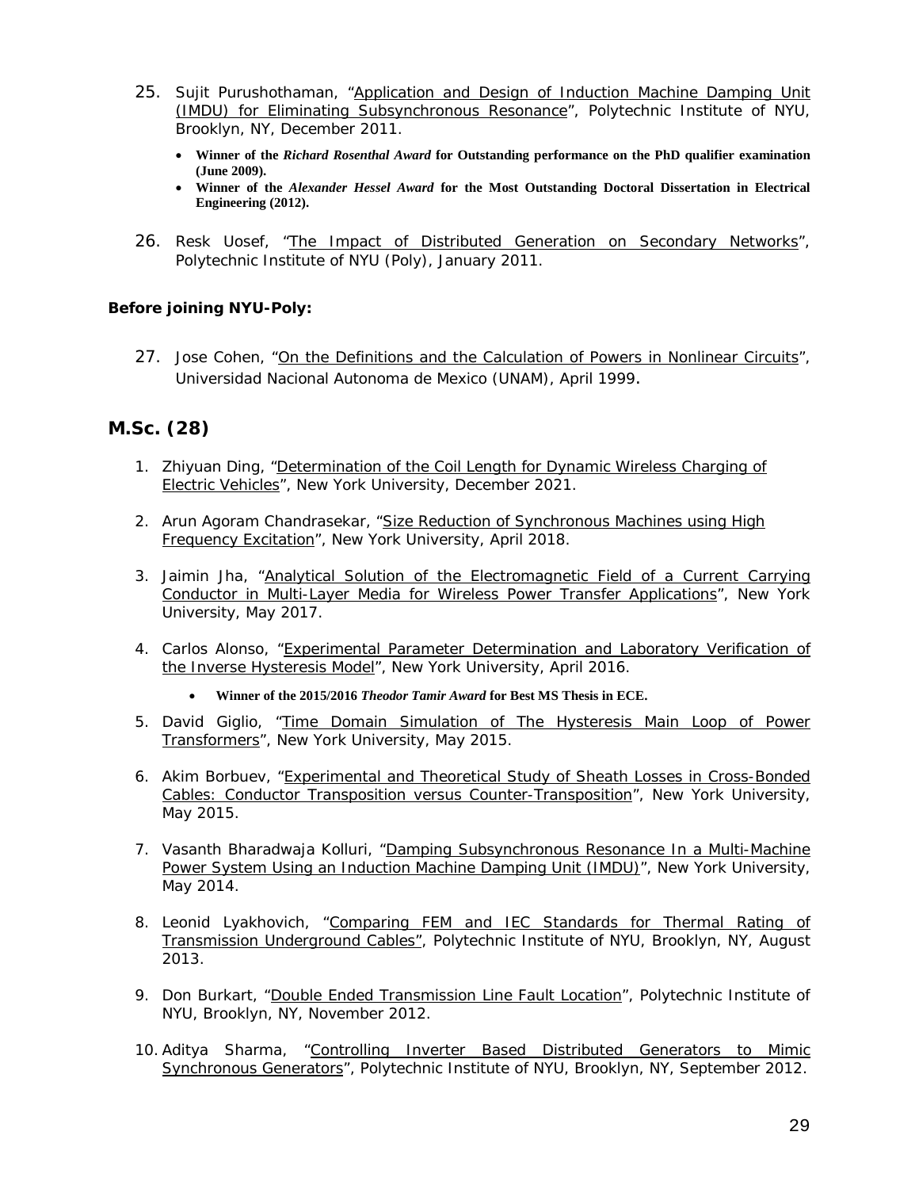25. Sujit Purushothaman, "Application and Design of Induction Machine Damping Unit (IMDU) for Eliminating Subsynchronous Resonance", Polytechnic Institute of NYU, Brooklyn, NY, December 2011.
    - **Winner of the *Richard Rosenthal Award* for Outstanding performance on the PhD qualifier examination (June 2009).**
    - **Winner of the *Alexander Hessel Award* for the Most Outstanding Doctoral Dissertation in Electrical Engineering (2012).**

26. Resk Uosef, "The Impact of Distributed Generation on Secondary Networks", Polytechnic Institute of NYU (Poly), January 2011.

**Before joining NYU-Poly:**

27. Jose Cohen, "On the Definitions and the Calculation of Powers in Nonlinear Circuits", Universidad Nacional Autonoma de Mexico (UNAM), April 1999.

## M.Sc. (28)

1. Zhiyuan Ding, "Determination of the Coil Length for Dynamic Wireless Charging of Electric Vehicles", New York University, December 2021.

2. Arun Agoram Chandrasekar, "Size Reduction of Synchronous Machines using High Frequency Excitation", New York University, April 2018.

3. Jaimin Jha, "Analytical Solution of the Electromagnetic Field of a Current Carrying Conductor in Multi-Layer Media for Wireless Power Transfer Applications", New York University, May 2017.

4. Carlos Alonso, "Experimental Parameter Determination and Laboratory Verification of the Inverse Hysteresis Model", New York University, April 2016.
    - **Winner of the 2015/2016 *Theodor Tamir Award* for Best MS Thesis in ECE.**

5. David Giglio, "Time Domain Simulation of The Hysteresis Main Loop of Power Transformers", New York University, May 2015.

6. Akim Borbuev, "Experimental and Theoretical Study of Sheath Losses in Cross-Bonded Cables: Conductor Transposition versus Counter-Transposition", New York University, May 2015.

7. Vasanth Bharadwaja Kolluri, "Damping Subsynchronous Resonance In a Multi-Machine Power System Using an Induction Machine Damping Unit (IMDU)", New York University, May 2014.

8. Leonid Lyakhovich, "Comparing FEM and IEC Standards for Thermal Rating of Transmission Underground Cables", Polytechnic Institute of NYU, Brooklyn, NY, August 2013.

9. Don Burkart, "Double Ended Transmission Line Fault Location", Polytechnic Institute of NYU, Brooklyn, NY, November 2012.

10. Aditya Sharma, "Controlling Inverter Based Distributed Generators to Mimic Synchronous Generators", Polytechnic Institute of NYU, Brooklyn, NY, September 2012.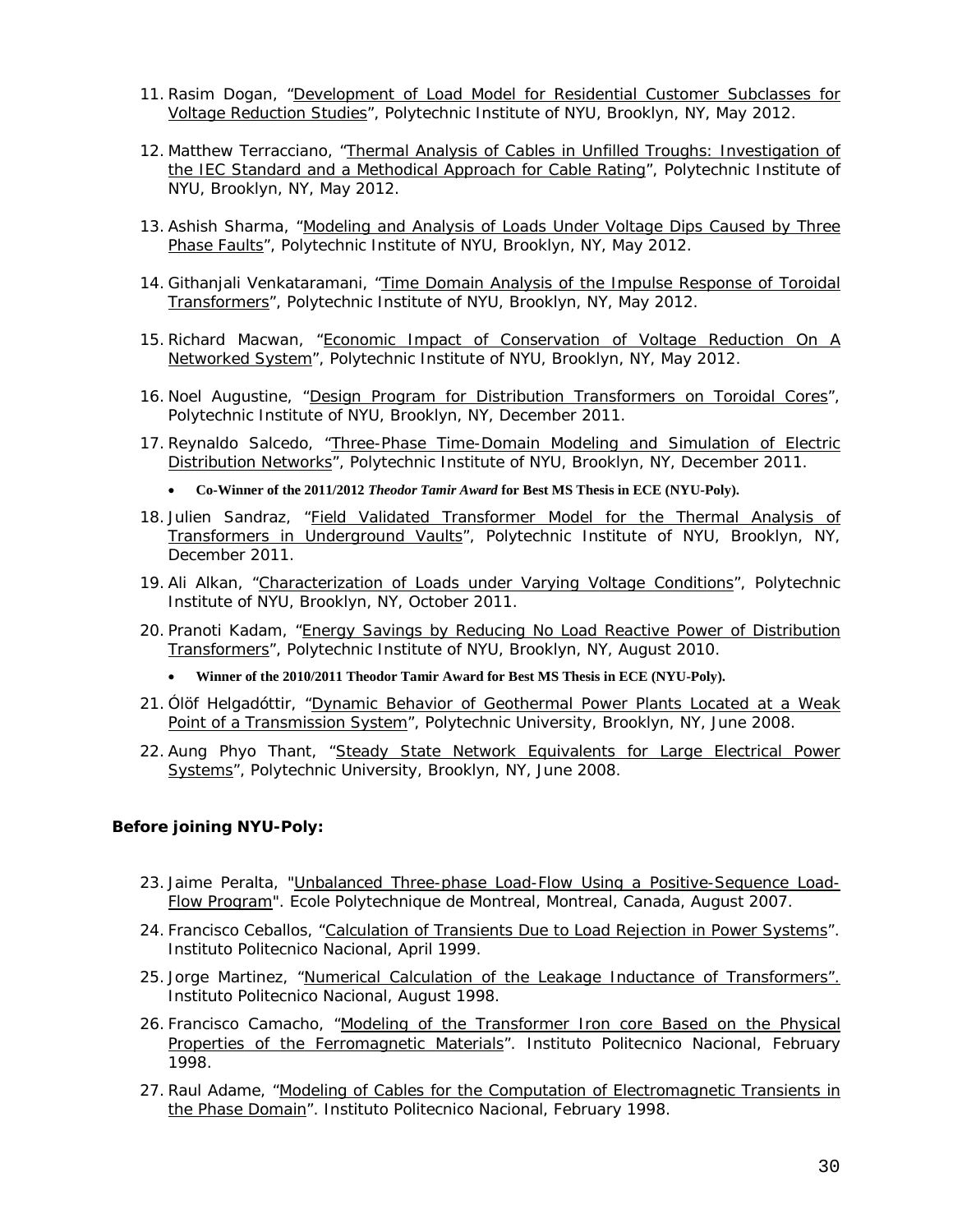11. Rasim Dogan, "Development of Load Model for Residential Customer Subclasses for Voltage Reduction Studies", Polytechnic Institute of NYU, Brooklyn, NY, May 2012.

12. Matthew Terracciano, "Thermal Analysis of Cables in Unfilled Troughs: Investigation of the IEC Standard and a Methodical Approach for Cable Rating", Polytechnic Institute of NYU, Brooklyn, NY, May 2012.

13. Ashish Sharma, "Modeling and Analysis of Loads Under Voltage Dips Caused by Three Phase Faults", Polytechnic Institute of NYU, Brooklyn, NY, May 2012.

14. Githanjali Venkataramani, "Time Domain Analysis of the Impulse Response of Toroidal Transformers", Polytechnic Institute of NYU, Brooklyn, NY, May 2012.

15. Richard Macwan, "Economic Impact of Conservation of Voltage Reduction On A Networked System", Polytechnic Institute of NYU, Brooklyn, NY, May 2012.

16. Noel Augustine, "Design Program for Distribution Transformers on Toroidal Cores", Polytechnic Institute of NYU, Brooklyn, NY, December 2011.

17. Reynaldo Salcedo, "Three-Phase Time-Domain Modeling and Simulation of Electric Distribution Networks", Polytechnic Institute of NYU, Brooklyn, NY, December 2011.
    - **Co-Winner of the 2011/2012 *Theodor Tamir Award* for Best MS Thesis in ECE (NYU-Poly).**

18. Julien Sandraz, "Field Validated Transformer Model for the Thermal Analysis of Transformers in Underground Vaults", Polytechnic Institute of NYU, Brooklyn, NY, December 2011.

19. Ali Alkan, "Characterization of Loads under Varying Voltage Conditions", Polytechnic Institute of NYU, Brooklyn, NY, October 2011.

20. Pranoti Kadam, "Energy Savings by Reducing No Load Reactive Power of Distribution Transformers", Polytechnic Institute of NYU, Brooklyn, NY, August 2010.
    - **Winner of the 2010/2011 Theodor Tamir Award for Best MS Thesis in ECE (NYU-Poly).**

21. Ólöf Helgadóttir, "Dynamic Behavior of Geothermal Power Plants Located at a Weak Point of a Transmission System", Polytechnic University, Brooklyn, NY, June 2008.

22. Aung Phyo Thant, "Steady State Network Equivalents for Large Electrical Power Systems", Polytechnic University, Brooklyn, NY, June 2008.

**Before joining NYU-Poly:**

23. Jaime Peralta, "Unbalanced Three-phase Load-Flow Using a Positive-Sequence Load-Flow Program". Ecole Polytechnique de Montreal, Montreal, Canada, August 2007.

24. Francisco Ceballos, "Calculation of Transients Due to Load Rejection in Power Systems". Instituto Politecnico Nacional, April 1999.

25. Jorge Martinez, "Numerical Calculation of the Leakage Inductance of Transformers". Instituto Politecnico Nacional, August 1998.

26. Francisco Camacho, "Modeling of the Transformer Iron core Based on the Physical Properties of the Ferromagnetic Materials". Instituto Politecnico Nacional, February 1998.

27. Raul Adame, "Modeling of Cables for the Computation of Electromagnetic Transients in the Phase Domain". Instituto Politecnico Nacional, February 1998.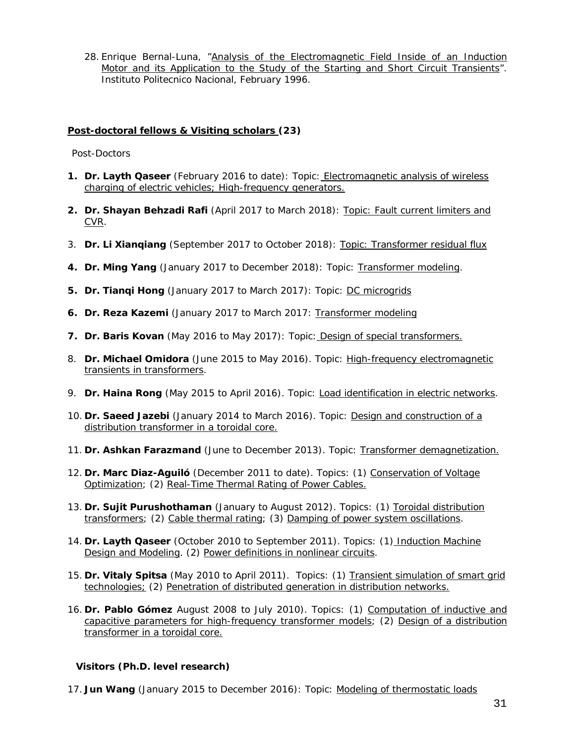28. Enrique Bernal-Luna, "Analysis of the Electromagnetic Field Inside of an Induction Motor and its Application to the Study of the Starting and Short Circuit Transients". Instituto Politecnico Nacional, February 1996.

**Post-doctoral fellows & Visiting scholars (23)**

Post-Doctors

1. **Dr. Layth Qaseer** (February 2016 to date): Topic: Electromagnetic analysis of wireless charging of electric vehicles; High-frequency generators.
2. **Dr. Shayan Behzadi Rafi** (April 2017 to March 2018): Topic: Fault current limiters and CVR.
3. **Dr. Li Xianqiang** (September 2017 to October 2018): Topic: Transformer residual flux
4. **Dr. Ming Yang** (January 2017 to December 2018): Topic: Transformer modeling.
5. **Dr. Tianqi Hong** (January 2017 to March 2017): Topic: DC microgrids
6. **Dr. Reza Kazemi** (January 2017 to March 2017: Transformer modeling
7. **Dr. Baris Kovan** (May 2016 to May 2017): Topic: Design of special transformers.
8. **Dr. Michael Omidora** (June 2015 to May 2016). Topic: High-frequency electromagnetic transients in transformers.
9. **Dr. Haina Rong** (May 2015 to April 2016). Topic: Load identification in electric networks.
10. **Dr. Saeed Jazebi** (January 2014 to March 2016). Topic: Design and construction of a distribution transformer in a toroidal core.
11. **Dr. Ashkan Farazmand** (June to December 2013). Topic: Transformer demagnetization.
12. **Dr. Marc Diaz-Aguiló** (December 2011 to date). Topics: (1) Conservation of Voltage Optimization; (2) Real-Time Thermal Rating of Power Cables.
13. **Dr. Sujit Purushothaman** (January to August 2012). Topics: (1) Toroidal distribution transformers; (2) Cable thermal rating; (3) Damping of power system oscillations.
14. **Dr. Layth Qaseer** (October 2010 to September 2011). Topics: (1) Induction Machine Design and Modeling. (2) Power definitions in nonlinear circuits.
15. **Dr. Vitaly Spitsa** (May 2010 to April 2011). Topics: (1) Transient simulation of smart grid technologies; (2) Penetration of distributed generation in distribution networks.
16. **Dr. Pablo Gómez** August 2008 to July 2010). Topics: (1) Computation of inductive and capacitive parameters for high-frequency transformer models; (2) Design of a distribution transformer in a toroidal core.

**Visitors (Ph.D. level research)**

17. **Jun Wang** (January 2015 to December 2016): Topic: Modeling of thermostatic loads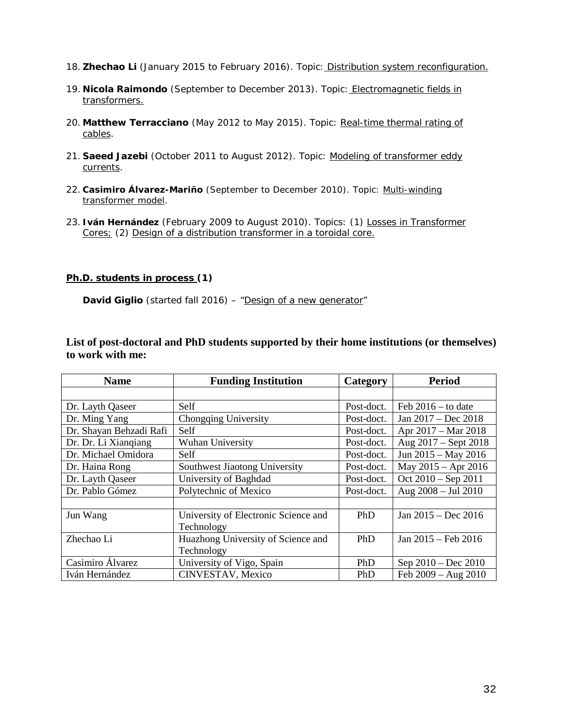18. **Zhechao Li** (January 2015 to February 2016). Topic: Distribution system reconfiguration.

19. **Nicola Raimondo** (September to December 2013). Topic: Electromagnetic fields in transformers.

20. **Matthew Terracciano** (May 2012 to May 2015). Topic: Real-time thermal rating of cables.

21. **Saeed Jazebi** (October 2011 to August 2012). Topic: Modeling of transformer eddy currents.

22. **Casimiro Álvarez-Mariño** (September to December 2010). Topic: Multi-winding transformer model.

23. **Iván Hernández** (February 2009 to August 2010). Topics: (1) Losses in Transformer Cores; (2) Design of a distribution transformer in a toroidal core.

**Ph.D. students in process (1)**

**David Giglio** (started fall 2016) – "Design of a new generator"

**List of post-doctoral and PhD students supported by their home institutions (or themselves) to work with me:**

| Name | Funding Institution | Category | Period |
|---|---|---|---|
| | | | |
| Dr. Layth Qaseer | Self | Post-doct. | Feb 2016 – to date |
| Dr. Ming Yang | Chongqing University | Post-doct. | Jan 2017 – Dec 2018 |
| Dr. Shayan Behzadi Rafi | Self | Post-doct. | Apr 2017 – Mar 2018 |
| Dr. Dr. Li Xianqiang | Wuhan University | Post-doct. | Aug 2017 – Sept 2018 |
| Dr. Michael Omidora | Self | Post-doct. | Jun 2015 – May 2016 |
| Dr. Haina Rong | Southwest Jiaotong University | Post-doct. | May 2015 – Apr 2016 |
| Dr. Layth Qaseer | University of Baghdad | Post-doct. | Oct 2010 – Sep 2011 |
| Dr. Pablo Gómez | Polytechnic of Mexico | Post-doct. | Aug 2008 – Jul 2010 |
| | | | |
| Jun Wang | University of Electronic Science and Technology | PhD | Jan 2015 – Dec 2016 |
| Zhechao Li | Huazhong University of Science and Technology | PhD | Jan 2015 – Feb 2016 |
| Casimiro Álvarez | University of Vigo, Spain | PhD | Sep 2010 – Dec 2010 |
| Iván Hernández | CINVESTAV, Mexico | PhD | Feb 2009 – Aug 2010 |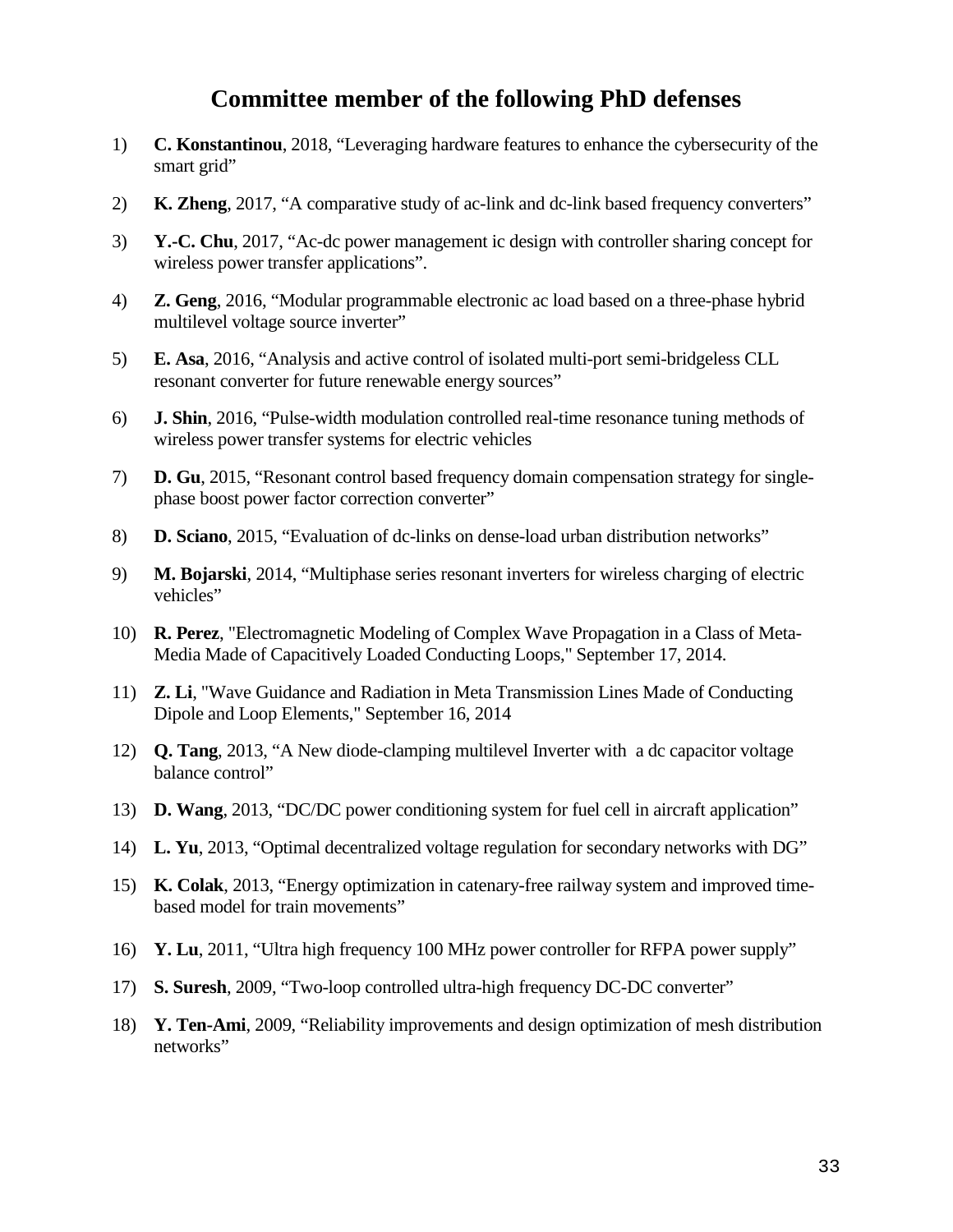## Committee member of the following PhD defenses

1) **C. Konstantinou**, 2018, “Leveraging hardware features to enhance the cybersecurity of the smart grid”
2) **K. Zheng**, 2017, “A comparative study of ac-link and dc-link based frequency converters”
3) **Y.-C. Chu**, 2017, “Ac-dc power management ic design with controller sharing concept for wireless power transfer applications”.
4) **Z. Geng**, 2016, “Modular programmable electronic ac load based on a three-phase hybrid multilevel voltage source inverter”
5) **E. Asa**, 2016, “Analysis and active control of isolated multi-port semi-bridgeless CLL resonant converter for future renewable energy sources”
6) **J. Shin**, 2016, “Pulse-width modulation controlled real-time resonance tuning methods of wireless power transfer systems for electric vehicles
7) **D. Gu**, 2015, “Resonant control based frequency domain compensation strategy for single-phase boost power factor correction converter”
8) **D. Sciano**, 2015, “Evaluation of dc-links on dense-load urban distribution networks”
9) **M. Bojarski**, 2014, “Multiphase series resonant inverters for wireless charging of electric vehicles”
10) **R. Perez**, "Electromagnetic Modeling of Complex Wave Propagation in a Class of Meta-Media Made of Capacitively Loaded Conducting Loops," September 17, 2014.
11) **Z. Li**, "Wave Guidance and Radiation in Meta Transmission Lines Made of Conducting Dipole and Loop Elements," September 16, 2014
12) **Q. Tang**, 2013, “A New diode-clamping multilevel Inverter with a dc capacitor voltage balance control”
13) **D. Wang**, 2013, “DC/DC power conditioning system for fuel cell in aircraft application”
14) **L. Yu**, 2013, “Optimal decentralized voltage regulation for secondary networks with DG”
15) **K. Colak**, 2013, “Energy optimization in catenary-free railway system and improved time-based model for train movements”
16) **Y. Lu**, 2011, “Ultra high frequency 100 MHz power controller for RFPA power supply”
17) **S. Suresh**, 2009, “Two-loop controlled ultra-high frequency DC-DC converter”
18) **Y. Ten-Ami**, 2009, “Reliability improvements and design optimization of mesh distribution networks”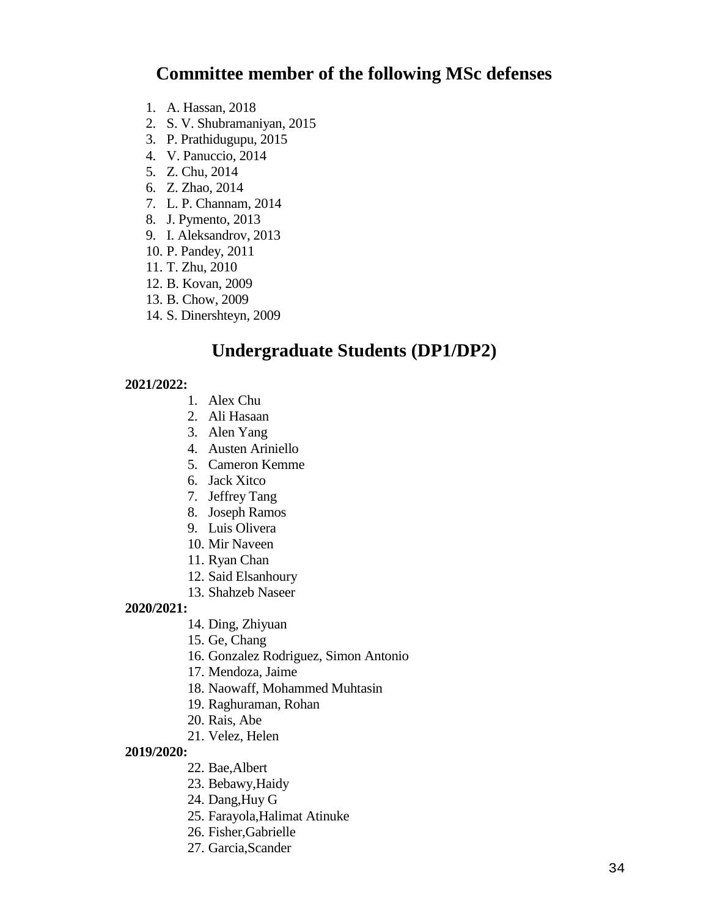## Committee member of the following MSc defenses

1. A. Hassan, 2018
2. S. V. Shubramaniyan, 2015
3. P. Prathidugupu, 2015
4. V. Panuccio, 2014
5. Z. Chu, 2014
6. Z. Zhao, 2014
7. L. P. Channam, 2014
8. J. Pymento, 2013
9. I. Aleksandrov, 2013
10. P. Pandey, 2011
11. T. Zhu, 2010
12. B. Kovan, 2009
13. B. Chow, 2009
14. S. Dinershteyn, 2009

## Undergraduate Students (DP1/DP2)

**2021/2022:**

1. Alex Chu
2. Ali Hasaan
3. Alen Yang
4. Austen Ariniello
5. Cameron Kemme
6. Jack Xitco
7. Jeffrey Tang
8. Joseph Ramos
9. Luis Olivera
10. Mir Naveen
11. Ryan Chan
12. Said Elsanhoury
13. Shahzeb Naseer

**2020/2021:**

14. Ding, Zhiyuan
15. Ge, Chang
16. Gonzalez Rodriguez, Simon Antonio
17. Mendoza, Jaime
18. Naowaff, Mohammed Muhtasin
19. Raghuraman, Rohan
20. Rais, Abe
21. Velez, Helen

**2019/2020:**

22. Bae,Albert
23. Bebawy,Haidy
24. Dang,Huy G
25. Farayola,Halimat Atinuke
26. Fisher,Gabrielle
27. Garcia,Scander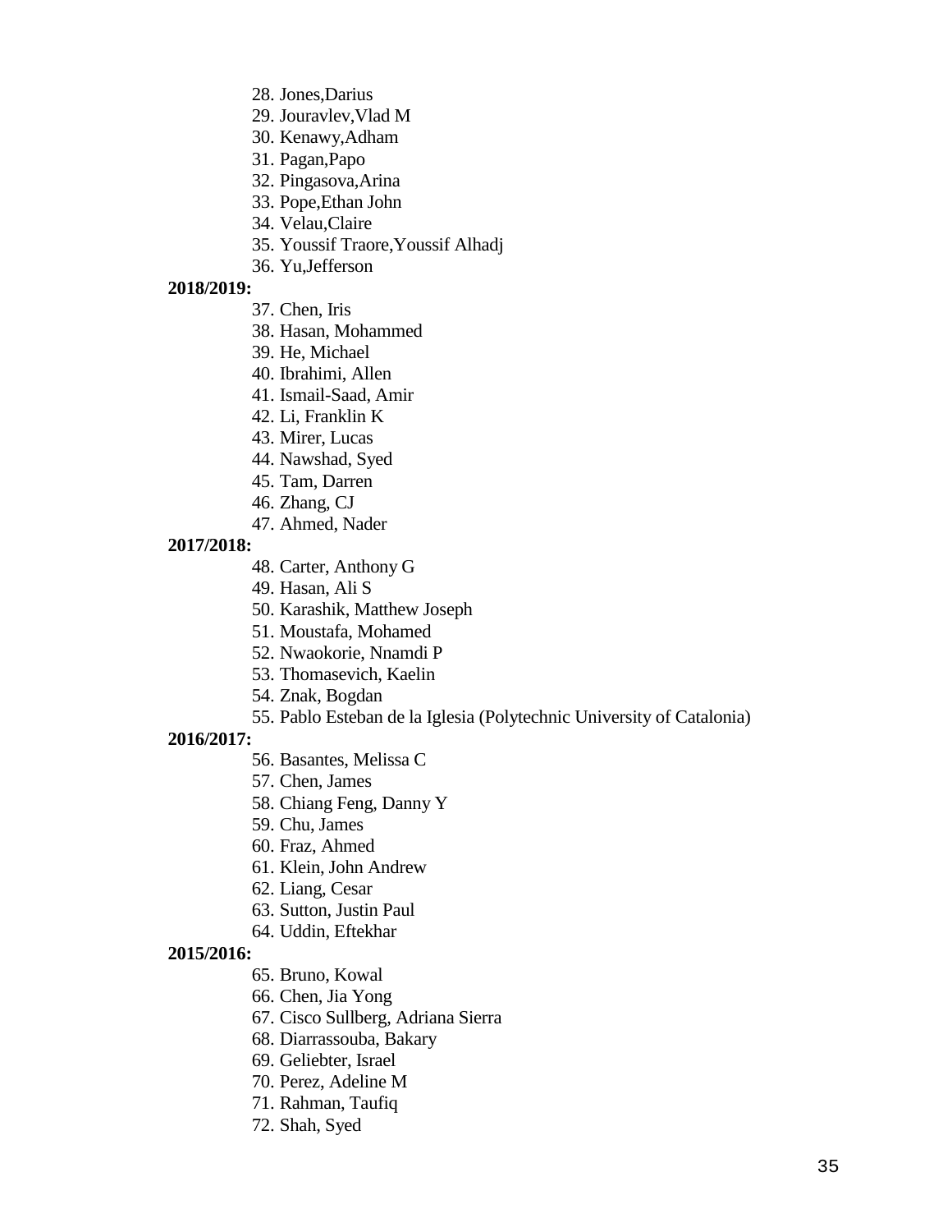28. Jones,Darius
29. Jouravlev,Vlad M
30. Kenawy,Adham
31. Pagan,Papo
32. Pingasova,Arina
33. Pope,Ethan John
34. Velau,Claire
35. Youssif Traore,Youssif Alhadj
36. Yu,Jefferson

**2018/2019:**

37. Chen, Iris
38. Hasan, Mohammed
39. He, Michael
40. Ibrahimi, Allen
41. Ismail-Saad, Amir
42. Li, Franklin K
43. Mirer, Lucas
44. Nawshad, Syed
45. Tam, Darren
46. Zhang, CJ
47. Ahmed, Nader

**2017/2018:**

48. Carter, Anthony G
49. Hasan, Ali S
50. Karashik, Matthew Joseph
51. Moustafa, Mohamed
52. Nwaokorie, Nnamdi P
53. Thomasevich, Kaelin
54. Znak, Bogdan
55. Pablo Esteban de la Iglesia (Polytechnic University of Catalonia)

**2016/2017:**

56. Basantes, Melissa C
57. Chen, James
58. Chiang Feng, Danny Y
59. Chu, James
60. Fraz, Ahmed
61. Klein, John Andrew
62. Liang, Cesar
63. Sutton, Justin Paul
64. Uddin, Eftekhar

**2015/2016:**

65. Bruno, Kowal
66. Chen, Jia Yong
67. Cisco Sullberg, Adriana Sierra
68. Diarrassouba, Bakary
69. Geliebter, Israel
70. Perez, Adeline M
71. Rahman, Taufiq
72. Shah, Syed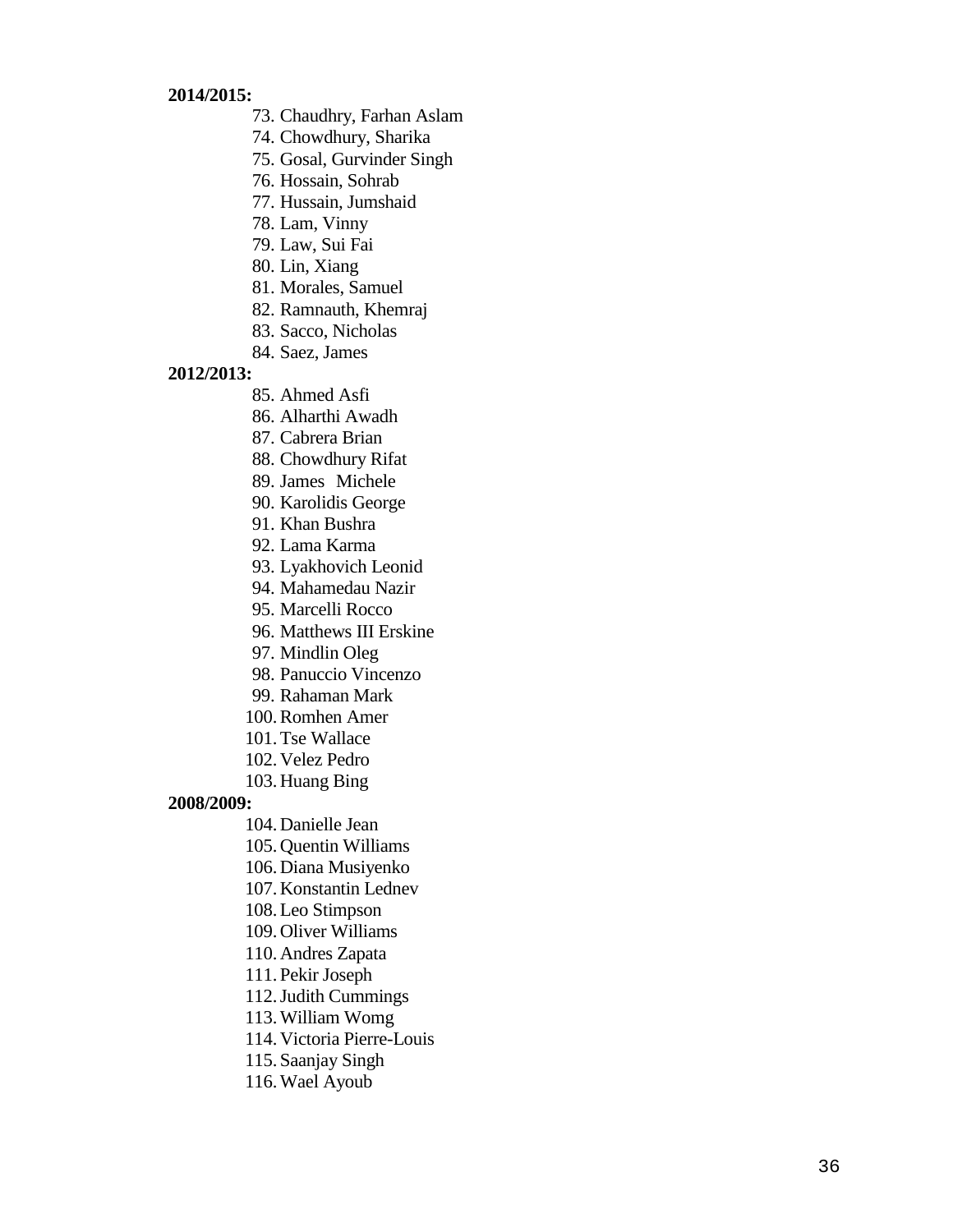**2014/2015:**

73. Chaudhry, Farhan Aslam
74. Chowdhury, Sharika
75. Gosal, Gurvinder Singh
76. Hossain, Sohrab
77. Hussain, Jumshaid
78. Lam, Vinny
79. Law, Sui Fai
80. Lin, Xiang
81. Morales, Samuel
82. Ramnauth, Khemraj
83. Sacco, Nicholas
84. Saez, James

**2012/2013:**

85. Ahmed Asfi
86. Alharthi Awadh
87. Cabrera Brian
88. Chowdhury Rifat
89. James Michele
90. Karolidis George
91. Khan Bushra
92. Lama Karma
93. Lyakhovich Leonid
94. Mahamedau Nazir
95. Marcelli Rocco
96. Matthews III Erskine
97. Mindlin Oleg
98. Panuccio Vincenzo
99. Rahaman Mark
100. Romhen Amer
101. Tse Wallace
102. Velez Pedro
103. Huang Bing

**2008/2009:**

104. Danielle Jean
105. Quentin Williams
106. Diana Musiyenko
107. Konstantin Lednev
108. Leo Stimpson
109. Oliver Williams
110. Andres Zapata
111. Pekir Joseph
112. Judith Cummings
113. William Womg
114. Victoria Pierre-Louis
115. Saanjay Singh
116. Wael Ayoub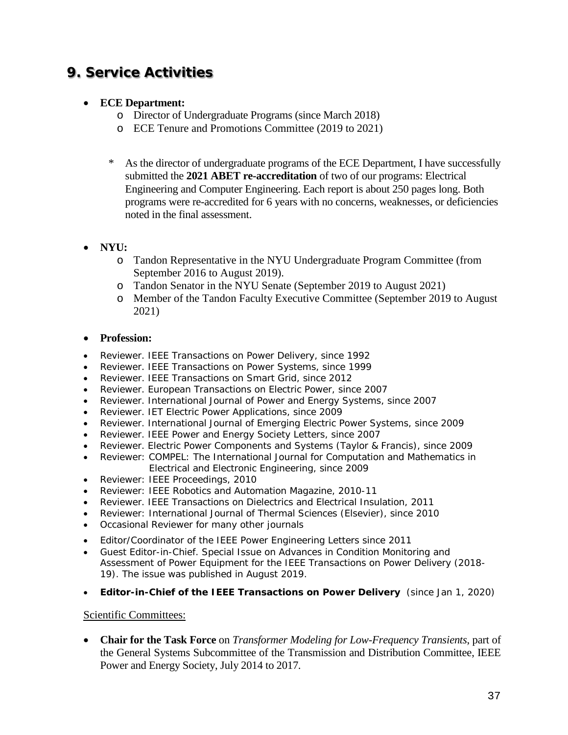# 9. Service Activities

- **ECE Department:**
  - Director of Undergraduate Programs (since March 2018)
  - ECE Tenure and Promotions Committee (2019 to 2021)

  * As the director of undergraduate programs of the ECE Department, I have successfully submitted the **2021 ABET re-accreditation** of two of our programs: Electrical Engineering and Computer Engineering. Each report is about 250 pages long. Both programs were re-accredited for 6 years with no concerns, weaknesses, or deficiencies noted in the final assessment.

- **NYU:**
  - Tandon Representative in the NYU Undergraduate Program Committee (from September 2016 to August 2019).
  - Tandon Senator in the NYU Senate (September 2019 to August 2021)
  - Member of the Tandon Faculty Executive Committee (September 2019 to August 2021)

- **Profession:**

- Reviewer. IEEE Transactions on Power Delivery, since 1992
- Reviewer. IEEE Transactions on Power Systems, since 1999
- Reviewer. IEEE Transactions on Smart Grid, since 2012
- Reviewer. European Transactions on Electric Power, since 2007
- Reviewer. International Journal of Power and Energy Systems, since 2007
- Reviewer. IET Electric Power Applications, since 2009
- Reviewer. International Journal of Emerging Electric Power Systems, since 2009
- Reviewer. IEEE Power and Energy Society Letters, since 2007
- Reviewer. Electric Power Components and Systems (Taylor & Francis), since 2009
- Reviewer: COMPEL: The International Journal for Computation and Mathematics in Electrical and Electronic Engineering, since 2009
- Reviewer: IEEE Proceedings, 2010
- Reviewer: IEEE Robotics and Automation Magazine, 2010-11
- Reviewer. IEEE Transactions on Dielectrics and Electrical Insulation, 2011
- Reviewer: International Journal of Thermal Sciences (Elsevier), since 2010
- Occasional Reviewer for many other journals

- Editor/Coordinator of the IEEE Power Engineering Letters since 2011
- Guest Editor-in-Chief. Special Issue on Advances in Condition Monitoring and Assessment of Power Equipment for the IEEE Transactions on Power Delivery (2018-19). The issue was published in August 2019.

- **Editor-in-Chief of the IEEE Transactions on Power Delivery** (since Jan 1, 2020)

Scientific Committees:

- **Chair for the Task Force** on *Transformer Modeling for Low-Frequency Transients*, part of the General Systems Subcommittee of the Transmission and Distribution Committee, IEEE Power and Energy Society, July 2014 to 2017.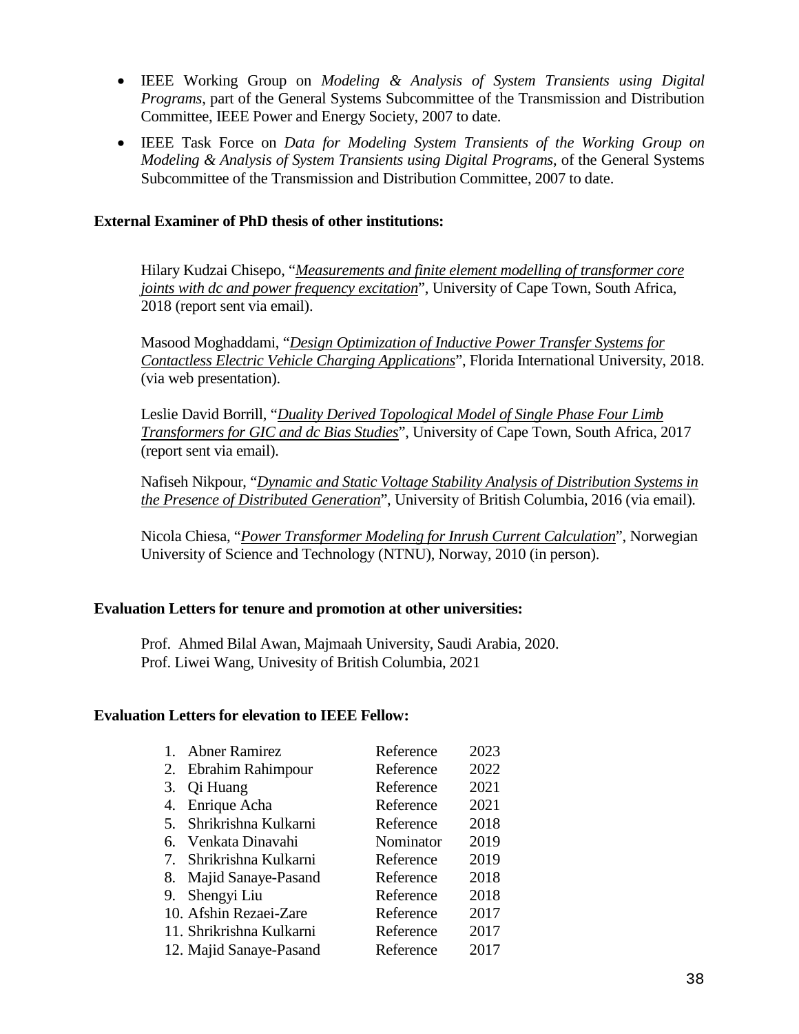- IEEE Working Group on *Modeling & Analysis of System Transients using Digital Programs*, part of the General Systems Subcommittee of the Transmission and Distribution Committee, IEEE Power and Energy Society, 2007 to date.
- IEEE Task Force on *Data for Modeling System Transients of the Working Group on Modeling & Analysis of System Transients using Digital Programs*, of the General Systems Subcommittee of the Transmission and Distribution Committee, 2007 to date.

**External Examiner of PhD thesis of other institutions:**

Hilary Kudzai Chisepo, "*Measurements and finite element modelling of transformer core joints with dc and power frequency excitation*", University of Cape Town, South Africa, 2018 (report sent via email).

Masood Moghaddami, "*Design Optimization of Inductive Power Transfer Systems for Contactless Electric Vehicle Charging Applications*", Florida International University, 2018. (via web presentation).

Leslie David Borrill, "*Duality Derived Topological Model of Single Phase Four Limb Transformers for GIC and dc Bias Studies*", University of Cape Town, South Africa, 2017 (report sent via email).

Nafiseh Nikpour, "*Dynamic and Static Voltage Stability Analysis of Distribution Systems in the Presence of Distributed Generation*", University of British Columbia, 2016 (via email).

Nicola Chiesa, "*Power Transformer Modeling for Inrush Current Calculation*", Norwegian University of Science and Technology (NTNU), Norway, 2010 (in person).

**Evaluation Letters for tenure and promotion at other universities:**

Prof. Ahmed Bilal Awan, Majmaah University, Saudi Arabia, 2020.
Prof. Liwei Wang, Univesity of British Columbia, 2021

**Evaluation Letters for elevation to IEEE Fellow:**

| | | |
|---|---|---|
| 1. Abner Ramirez | Reference | 2023 |
| 2. Ebrahim Rahimpour | Reference | 2022 |
| 3. Qi Huang | Reference | 2021 |
| 4. Enrique Acha | Reference | 2021 |
| 5. Shrikrishna Kulkarni | Reference | 2018 |
| 6. Venkata Dinavahi | Nominator | 2019 |
| 7. Shrikrishna Kulkarni | Reference | 2019 |
| 8. Majid Sanaye-Pasand | Reference | 2018 |
| 9. Shengyi Liu | Reference | 2018 |
| 10. Afshin Rezaei-Zare | Reference | 2017 |
| 11. Shrikrishna Kulkarni | Reference | 2017 |
| 12. Majid Sanaye-Pasand | Reference | 2017 |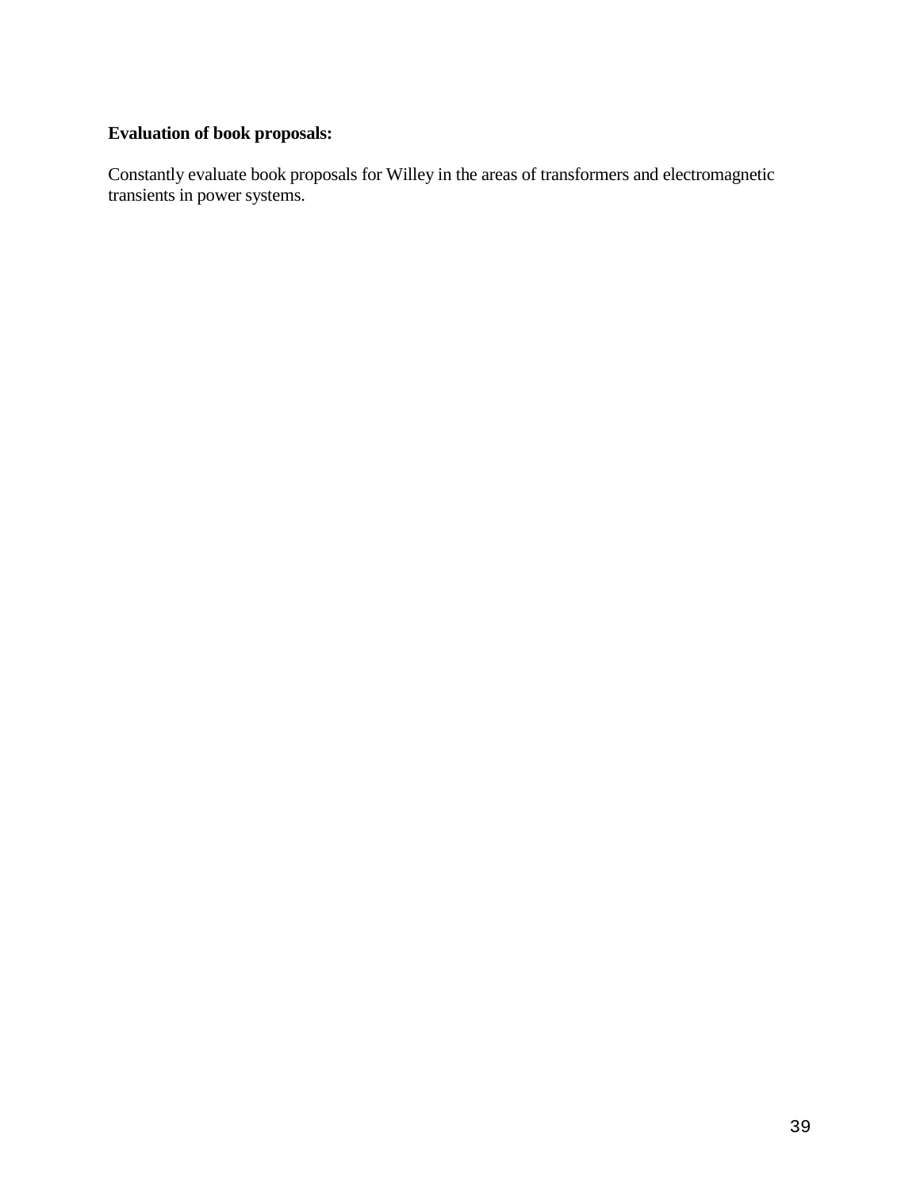**Evaluation of book proposals:**

Constantly evaluate book proposals for Willey in the areas of transformers and electromagnetic transients in power systems.